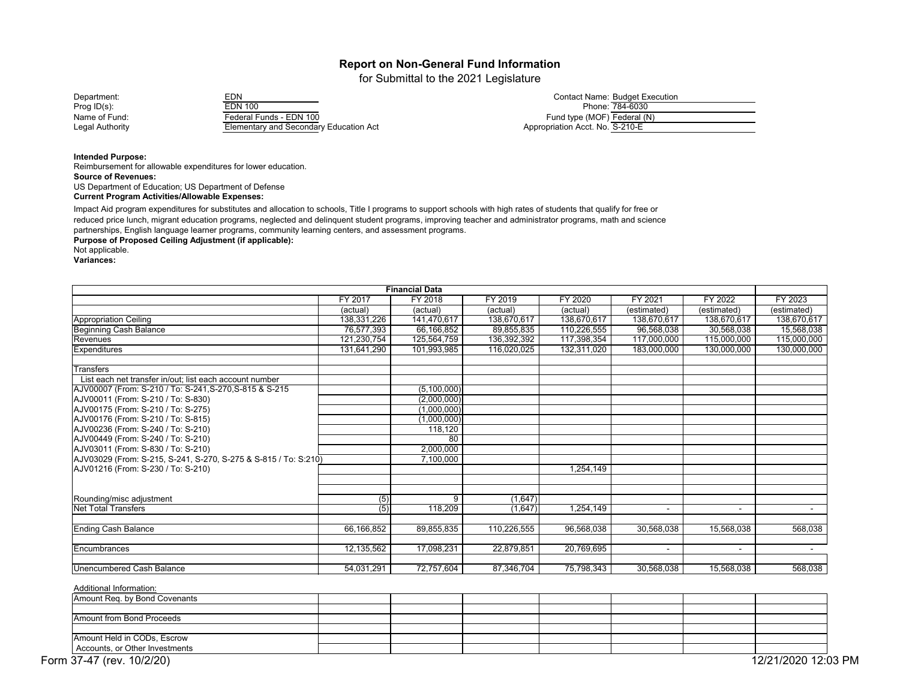# Report on Non-General Fund Information

for Submittal to the 2021 Legislature

| | | | |
|---|---|---|---|
| Department: | EDN | Contact Name: | Budget Execution |
| Prog ID(s): | EDN 100 | Phone: | 784-6030 |
| Name of Fund: | Federal Funds - EDN 100 | Fund type (MOF) | Federal (N) |
| Legal Authority | Elementary and Secondary Education Act | Appropriation Acct. No. | S-210-E |

**Intended Purpose:**

Reimbursement for allowable expenditures for lower education.

**Source of Revenues:**

US Department of Education; US Department of Defense

**Current Program Activities/Allowable Expenses:**

Impact Aid program expenditures for substitutes and allocation to schools, Title I programs to support schools with high rates of students that qualify for free or reduced price lunch, migrant education programs, neglected and delinquent student programs, improving teacher and administrator programs, math and science partnerships, English language learner programs, community learning centers, and assessment programs.

**Purpose of Proposed Ceiling Adjustment (if applicable):**

Not applicable.

**Variances:**

| Financial Data | FY 2017 (actual) | FY 2018 (actual) | FY 2019 (actual) | FY 2020 (actual) | FY 2021 (estimated) | FY 2022 (estimated) | FY 2023 (estimated) |
|---|---|---|---|---|---|---|---|
| Appropriation Ceiling | 138,331,226 | 141,470,617 | 138,670,617 | 138,670,617 | 138,670,617 | 138,670,617 | 138,670,617 |
| Beginning Cash Balance | 76,577,393 | 66,166,852 | 89,855,835 | 110,226,555 | 96,568,038 | 30,568,038 | 15,568,038 |
| Revenues | 121,230,754 | 125,564,759 | 136,392,392 | 117,398,354 | 117,000,000 | 115,000,000 | 115,000,000 |
| Expenditures | 131,641,290 | 101,993,985 | 116,020,025 | 132,311,020 | 183,000,000 | 130,000,000 | 130,000,000 |
| | | | | | | | |
| Transfers | | | | | | | |
| List each net transfer in/out; list each account number | | | | | | | |
| AJV00007 (From: S-210 / To: S-241,S-270,S-815 & S-215 | | (5,100,000) | | | | | |
| AJV00011 (From: S-210 / To: S-830) | | (2,000,000) | | | | | |
| AJV00175 (From: S-210 / To: S-275) | | (1,000,000) | | | | | |
| AJV00176 (From: S-210 / To: S-815) | | (1,000,000) | | | | | |
| AJV00236 (From: S-240 / To: S-210) | | 118,120 | | | | | |
| AJV00449 (From: S-240 / To: S-210) | | 80 | | | | | |
| AJV03011 (From: S-830 / To: S-210) | | 2,000,000 | | | | | |
| AJV03029 (From: S-215, S-241, S-270, S-275 & S-815 / To: S:210) | | 7,100,000 | | | | | |
| AJV01216 (From: S-230 / To: S-210) | | | | 1,254,149 | | | |
| | | | | | | | |
| Rounding/misc adjustment | (5) | 9 | (1,647) | | | | |
| Net Total Transfers | (5) | 118,209 | (1,647) | 1,254,149 | - | - | - |
| | | | | | | | |
| Ending Cash Balance | 66,166,852 | 89,855,835 | 110,226,555 | 96,568,038 | 30,568,038 | 15,568,038 | 568,038 |
| | | | | | | | |
| Encumbrances | 12,135,562 | 17,098,231 | 22,879,851 | 20,769,695 | - | - | - |
| | | | | | | | |
| Unencumbered Cash Balance | 54,031,291 | 72,757,604 | 87,346,704 | 75,798,343 | 30,568,038 | 15,568,038 | 568,038 |

Additional Information:

| | | | | | | | |
|---|---|---|---|---|---|---|---|
| Amount Req. by Bond Covenants | | | | | | | |
| Amount from Bond Proceeds | | | | | | | |
| Amount Held in CODs, Escrow Accounts, or Other Investments | | | | | | | |

Form 37-47 (rev. 10/2/20) 12/21/2020 12:03 PM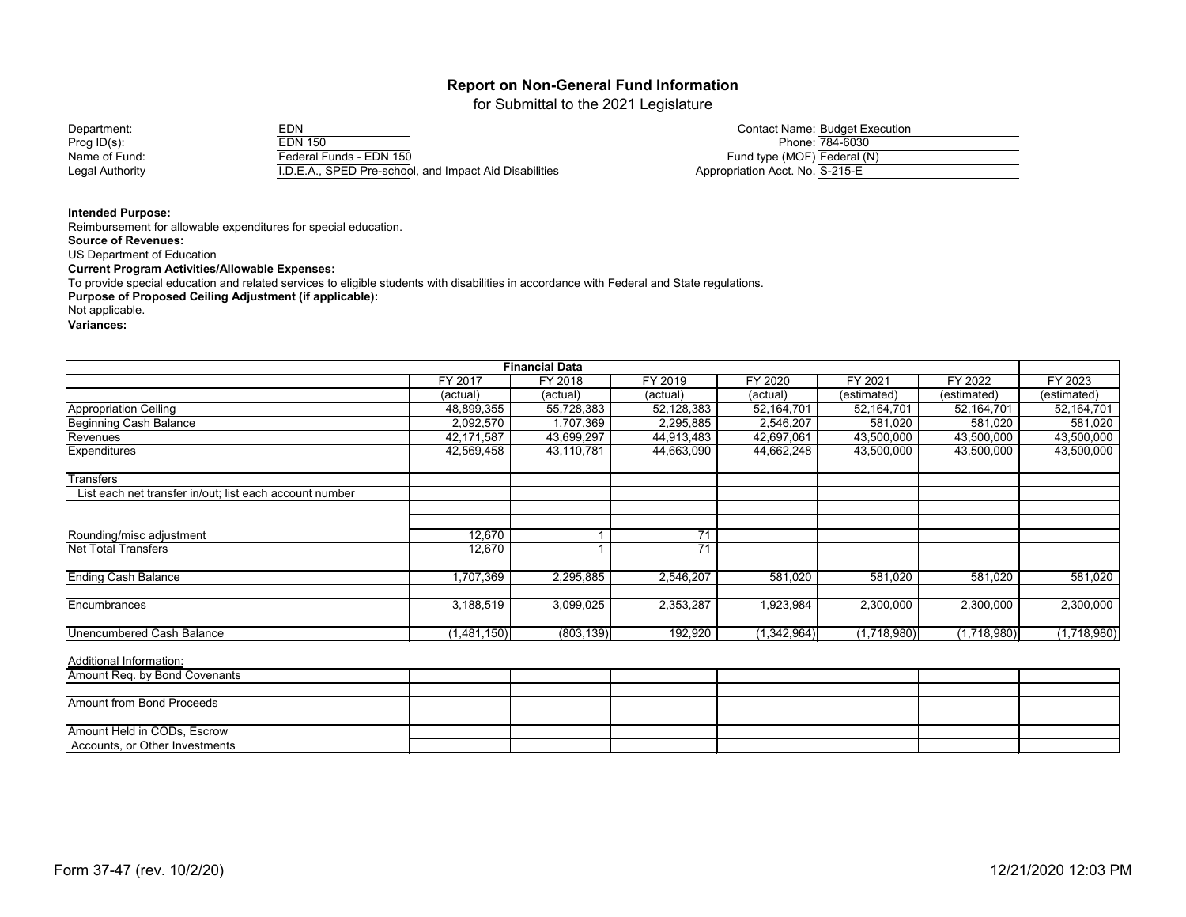# Report on Non-General Fund Information

for Submittal to the 2021 Legislature

| | | | |
|---|---|---|---|
| Department: | EDN | Contact Name: | Budget Execution |
| Prog ID(s): | EDN 150 | Phone: | 784-6030 |
| Name of Fund: | Federal Funds - EDN 150 | Fund type (MOF) | Federal (N) |
| Legal Authority | I.D.E.A., SPED Pre-school, and Impact Aid Disabilities | Appropriation Acct. No. | S-215-E |

**Intended Purpose:**
Reimbursement for allowable expenditures for special education.

**Source of Revenues:**
US Department of Education

**Current Program Activities/Allowable Expenses:**
To provide special education and related services to eligible students with disabilities in accordance with Federal and State regulations.

**Purpose of Proposed Ceiling Adjustment (if applicable):**
Not applicable.

**Variances:**

| Financial Data | FY 2017 | FY 2018 | FY 2019 | FY 2020 | FY 2021 | FY 2022 | FY 2023 |
|---|---|---|---|---|---|---|---|
| | (actual) | (actual) | (actual) | (actual) | (estimated) | (estimated) | (estimated) |
| Appropriation Ceiling | 48,899,355 | 55,728,383 | 52,128,383 | 52,164,701 | 52,164,701 | 52,164,701 | 52,164,701 |
| Beginning Cash Balance | 2,092,570 | 1,707,369 | 2,295,885 | 2,546,207 | 581,020 | 581,020 | 581,020 |
| Revenues | 42,171,587 | 43,699,297 | 44,913,483 | 42,697,061 | 43,500,000 | 43,500,000 | 43,500,000 |
| Expenditures | 42,569,458 | 43,110,781 | 44,663,090 | 44,662,248 | 43,500,000 | 43,500,000 | 43,500,000 |
| Transfers | | | | | | | |
| List each net transfer in/out; list each account number | | | | | | | |
| Rounding/misc adjustment | 12,670 | 1 | 71 | | | | |
| Net Total Transfers | 12,670 | 1 | 71 | | | | |
| Ending Cash Balance | 1,707,369 | 2,295,885 | 2,546,207 | 581,020 | 581,020 | 581,020 | 581,020 |
| Encumbrances | 3,188,519 | 3,099,025 | 2,353,287 | 1,923,984 | 2,300,000 | 2,300,000 | 2,300,000 |
| Unencumbered Cash Balance | (1,481,150) | (803,139) | 192,920 | (1,342,964) | (1,718,980) | (1,718,980) | (1,718,980) |

Additional Information:

| | | | | | | | |
|---|---|---|---|---|---|---|---|
| Amount Req. by Bond Covenants | | | | | | | |
| Amount from Bond Proceeds | | | | | | | |
| Amount Held in CODs, Escrow Accounts, or Other Investments | | | | | | | |

Form 37-47 (rev. 10/2/20) 12/21/2020 12:03 PM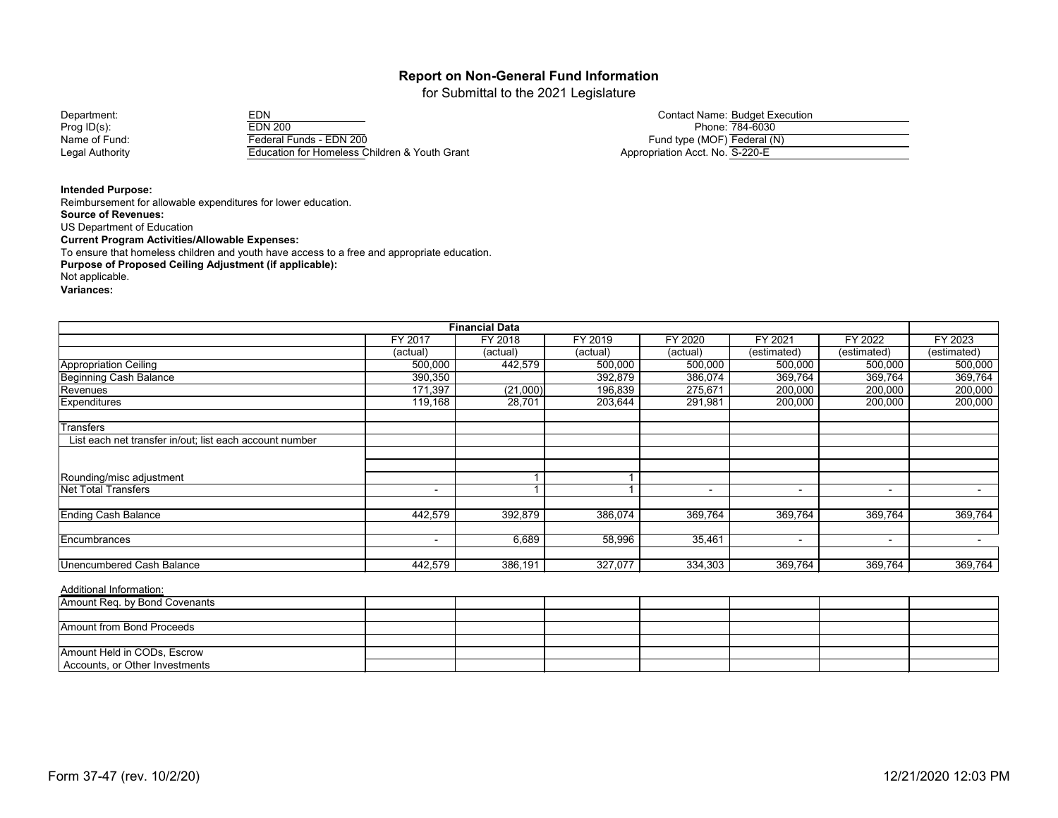# Report on Non-General Fund Information

for Submittal to the 2021 Legislature

| | | | |
|---|---|---|---|
| Department: | EDN | Contact Name: | Budget Execution |
| Prog ID(s): | EDN 200 | Phone: | 784-6030 |
| Name of Fund: | Federal Funds - EDN 200 | Fund type (MOF) | Federal (N) |
| Legal Authority | Education for Homeless Children & Youth Grant | Appropriation Acct. No. | S-220-E |

**Intended Purpose:**
Reimbursement for allowable expenditures for lower education.

**Source of Revenues:**
US Department of Education

**Current Program Activities/Allowable Expenses:**
To ensure that homeless children and youth have access to a free and appropriate education.

**Purpose of Proposed Ceiling Adjustment (if applicable):**
Not applicable.

**Variances:**

| Financial Data | FY 2017 (actual) | FY 2018 (actual) | FY 2019 (actual) | FY 2020 (actual) | FY 2021 (estimated) | FY 2022 (estimated) | FY 2023 (estimated) |
|---|---|---|---|---|---|---|---|
| Appropriation Ceiling | 500,000 | 442,579 | 500,000 | 500,000 | 500,000 | 500,000 | 500,000 |
| Beginning Cash Balance | 390,350 | | 392,879 | 386,074 | 369,764 | 369,764 | 369,764 |
| Revenues | 171,397 | (21,000) | 196,839 | 275,671 | 200,000 | 200,000 | 200,000 |
| Expenditures | 119,168 | 28,701 | 203,644 | 291,981 | 200,000 | 200,000 | 200,000 |
| | | | | | | | |
| Transfers | | | | | | | |
| List each net transfer in/out; list each account number | | | | | | | |
| | | | | | | | |
| Rounding/misc adjustment | | 1 | 1 | | | | |
| Net Total Transfers | - | 1 | 1 | - | - | - | - |
| | | | | | | | |
| Ending Cash Balance | 442,579 | 392,879 | 386,074 | 369,764 | 369,764 | 369,764 | 369,764 |
| | | | | | | | |
| Encumbrances | - | 6,689 | 58,996 | 35,461 | - | - | - |
| | | | | | | | |
| Unencumbered Cash Balance | 442,579 | 386,191 | 327,077 | 334,303 | 369,764 | 369,764 | 369,764 |

Additional Information:

| | | | | | | | |
|---|---|---|---|---|---|---|---|
| Amount Req. by Bond Covenants | | | | | | | |
| Amount from Bond Proceeds | | | | | | | |
| Amount Held in CODs, Escrow Accounts, or Other Investments | | | | | | | |

Form 37-47 (rev. 10/2/20) 12/21/2020 12:03 PM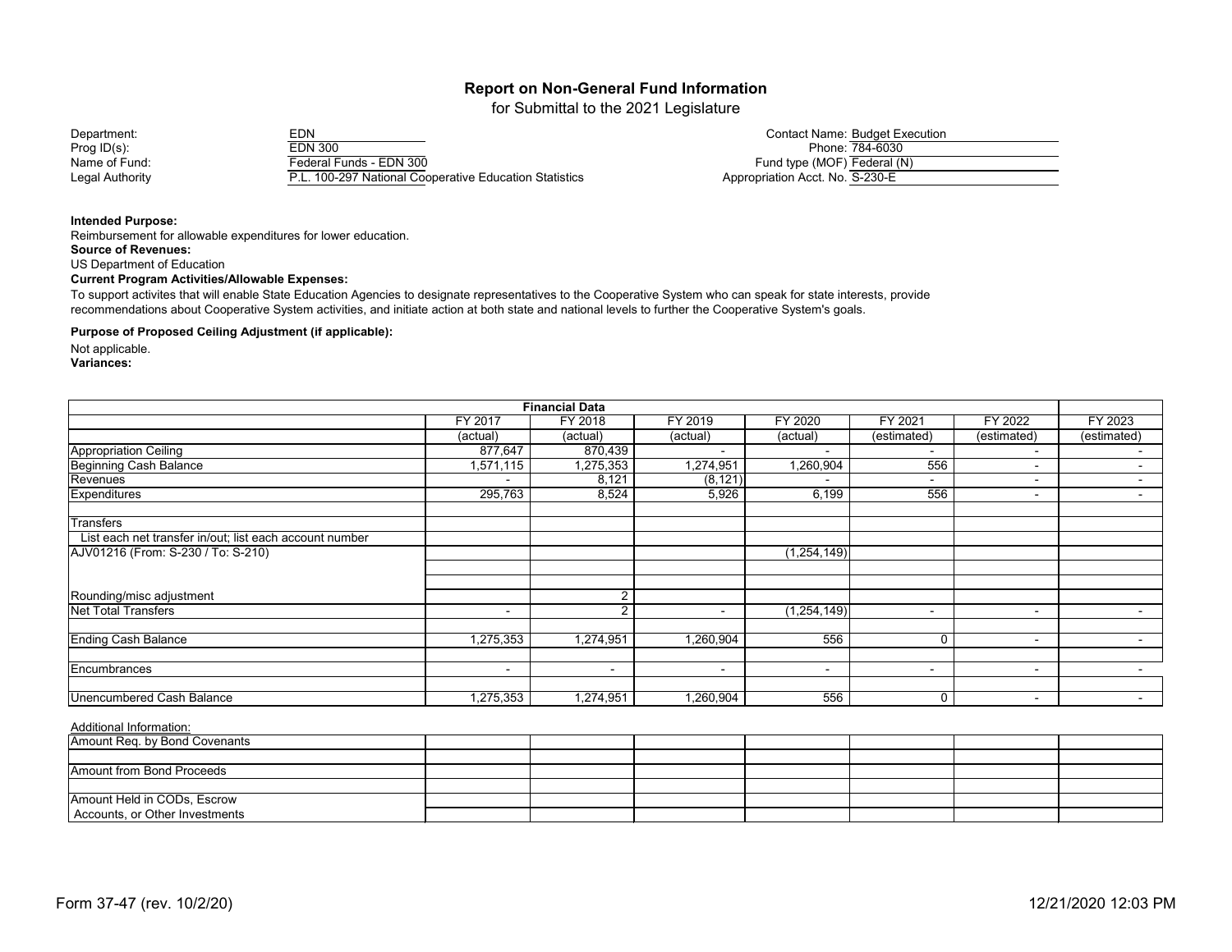# Report on Non-General Fund Information

for Submittal to the 2021 Legislature

| | | | |
|---|---|---|---|
| Department: | EDN | Contact Name: | Budget Execution |
| Prog ID(s): | EDN 300 | Phone: | 784-6030 |
| Name of Fund: | Federal Funds - EDN 300 | Fund type (MOF) | Federal (N) |
| Legal Authority | P.L. 100-297 National Cooperative Education Statistics | Appropriation Acct. No. | S-230-E |

**Intended Purpose:**

Reimbursement for allowable expenditures for lower education.

**Source of Revenues:**

US Department of Education

**Current Program Activities/Allowable Expenses:**

To support activites that will enable State Education Agencies to designate representatives to the Cooperative System who can speak for state interests, provide recommendations about Cooperative System activities, and initiate action at both state and national levels to further the Cooperative System's goals.

**Purpose of Proposed Ceiling Adjustment (if applicable):**

Not applicable.

**Variances:**

| Financial Data | FY 2017 | FY 2018 | FY 2019 | FY 2020 | FY 2021 | FY 2022 | FY 2023 |
|---|---|---|---|---|---|---|---|
| | (actual) | (actual) | (actual) | (actual) | (estimated) | (estimated) | (estimated) |
| Appropriation Ceiling | 877,647 | 870,439 | - | - | - | - | - |
| Beginning Cash Balance | 1,571,115 | 1,275,353 | 1,274,951 | 1,260,904 | 556 | - | - |
| Revenues | - | 8,121 | (8,121) | - | - | - | - |
| Expenditures | 295,763 | 8,524 | 5,926 | 6,199 | 556 | - | - |
| | | | | | | | |
| Transfers | | | | | | | |
| List each net transfer in/out; list each account number | | | | | | | |
| AJV01216 (From: S-230 / To: S-210) | | | | (1,254,149) | | | |
| | | | | | | | |
| | | | | | | | |
| Rounding/misc adjustment | | 2 | | | | | |
| Net Total Transfers | - | 2 | - | (1,254,149) | - | - | - |
| | | | | | | | |
| Ending Cash Balance | 1,275,353 | 1,274,951 | 1,260,904 | 556 | 0 | - | - |
| | | | | | | | |
| Encumbrances | - | - | - | - | - | - | - |
| | | | | | | | |
| Unencumbered Cash Balance | 1,275,353 | 1,274,951 | 1,260,904 | 556 | 0 | - | - |

Additional Information:

| | | | | | | | |
|---|---|---|---|---|---|---|---|
| Amount Req. by Bond Covenants | | | | | | | |
| | | | | | | | |
| Amount from Bond Proceeds | | | | | | | |
| | | | | | | | |
| Amount Held in CODs, Escrow Accounts, or Other Investments | | | | | | | |

Form 37-47 (rev. 10/2/20)

12/21/2020 12:03 PM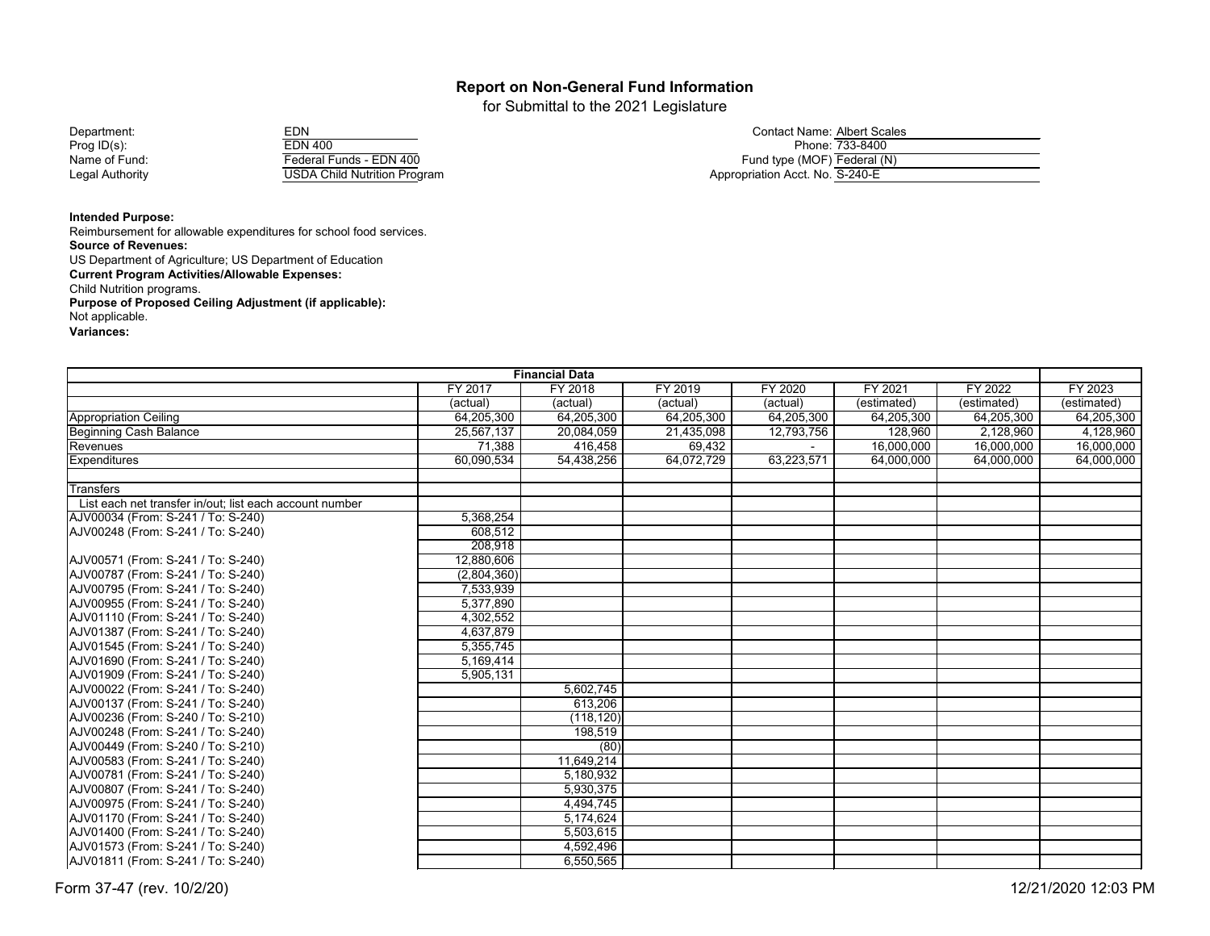# Report on Non-General Fund Information

for Submittal to the 2021 Legislature

| | | | |
|---|---|---|---|
| Department: | EDN | Contact Name: | Albert Scales |
| Prog ID(s): | EDN 400 | Phone: | 733-8400 |
| Name of Fund: | Federal Funds - EDN 400 | Fund type (MOF) | Federal (N) |
| Legal Authority | USDA Child Nutrition Program | Appropriation Acct. No. | S-240-E |

**Intended Purpose:**
Reimbursement for allowable expenditures for school food services.

**Source of Revenues:**
US Department of Agriculture; US Department of Education

**Current Program Activities/Allowable Expenses:**
Child Nutrition programs.

**Purpose of Proposed Ceiling Adjustment (if applicable):**
Not applicable.

**Variances:**

| Financial Data | FY 2017 (actual) | FY 2018 (actual) | FY 2019 (actual) | FY 2020 (actual) | FY 2021 (estimated) | FY 2022 (estimated) | FY 2023 (estimated) |
|---|---|---|---|---|---|---|---|
| Appropriation Ceiling | 64,205,300 | 64,205,300 | 64,205,300 | 64,205,300 | 64,205,300 | 64,205,300 | 64,205,300 |
| Beginning Cash Balance | 25,567,137 | 20,084,059 | 21,435,098 | 12,793,756 | 128,960 | 2,128,960 | 4,128,960 |
| Revenues | 71,388 | 416,458 | 69,432 | - | 16,000,000 | 16,000,000 | 16,000,000 |
| Expenditures | 60,090,534 | 54,438,256 | 64,072,729 | 63,223,571 | 64,000,000 | 64,000,000 | 64,000,000 |
| | | | | | | | |
| Transfers | | | | | | | |
| List each net transfer in/out; list each account number | | | | | | | |
| AJV00034 (From: S-241 / To: S-240) | 5,368,254 | | | | | | |
| AJV00248 (From: S-241 / To: S-240) | 608,512 | | | | | | |
| | 208,918 | | | | | | |
| AJV00571 (From: S-241 / To: S-240) | 12,880,606 | | | | | | |
| AJV00787 (From: S-241 / To: S-240) | (2,804,360) | | | | | | |
| AJV00795 (From: S-241 / To: S-240) | 7,533,939 | | | | | | |
| AJV00955 (From: S-241 / To: S-240) | 5,377,890 | | | | | | |
| AJV01110 (From: S-241 / To: S-240) | 4,302,552 | | | | | | |
| AJV01387 (From: S-241 / To: S-240) | 4,637,879 | | | | | | |
| AJV01545 (From: S-241 / To: S-240) | 5,355,745 | | | | | | |
| AJV01690 (From: S-241 / To: S-240) | 5,169,414 | | | | | | |
| AJV01909 (From: S-241 / To: S-240) | 5,905,131 | | | | | | |
| AJV00022 (From: S-241 / To: S-240) | | 5,602,745 | | | | | |
| AJV00137 (From: S-241 / To: S-240) | | 613,206 | | | | | |
| AJV00236 (From: S-240 / To: S-210) | | (118,120) | | | | | |
| AJV00248 (From: S-241 / To: S-240) | | 198,519 | | | | | |
| AJV00449 (From: S-240 / To: S-210) | | (80) | | | | | |
| AJV00583 (From: S-241 / To: S-240) | | 11,649,214 | | | | | |
| AJV00781 (From: S-241 / To: S-240) | | 5,180,932 | | | | | |
| AJV00807 (From: S-241 / To: S-240) | | 5,930,375 | | | | | |
| AJV00975 (From: S-241 / To: S-240) | | 4,494,745 | | | | | |
| AJV01170 (From: S-241 / To: S-240) | | 5,174,624 | | | | | |
| AJV01400 (From: S-241 / To: S-240) | | 5,503,615 | | | | | |
| AJV01573 (From: S-241 / To: S-240) | | 4,592,496 | | | | | |
| AJV01811 (From: S-241 / To: S-240) | | 6,550,565 | | | | | |

Form 37-47 (rev. 10/2/20) 12/21/2020 12:03 PM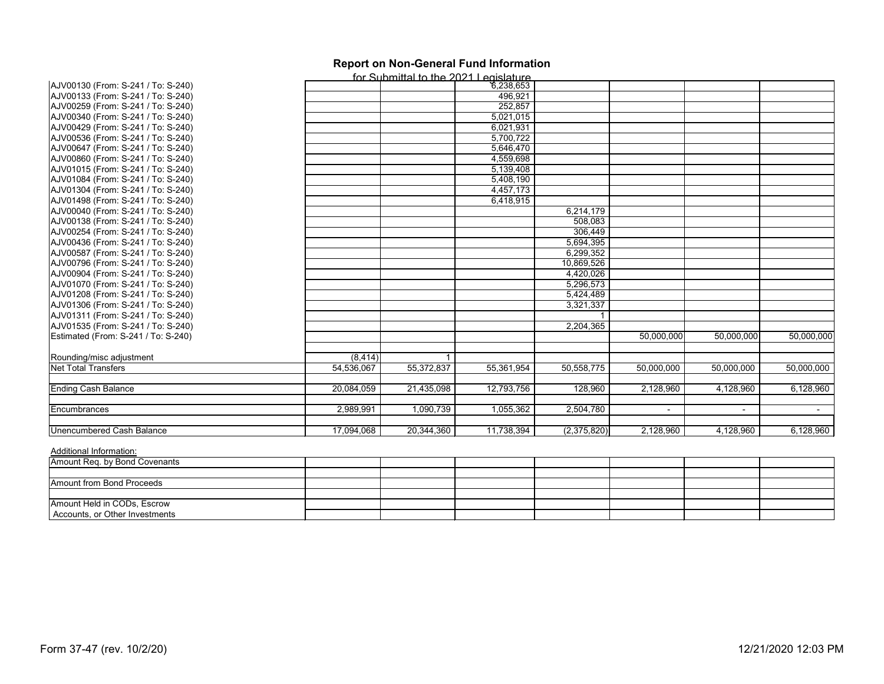## Report on Non-General Fund Information

for Submittal to the 2021 Legislature

| | | | | | | | |
|---|---|---|---|---|---|---|---|
| AJV00130 (From: S-241 / To: S-240) | | | 6,238,653 | | | | |
| AJV00133 (From: S-241 / To: S-240) | | | 496,921 | | | | |
| AJV00259 (From: S-241 / To: S-240) | | | 252,857 | | | | |
| AJV00340 (From: S-241 / To: S-240) | | | 5,021,015 | | | | |
| AJV00429 (From: S-241 / To: S-240) | | | 6,021,931 | | | | |
| AJV00536 (From: S-241 / To: S-240) | | | 5,700,722 | | | | |
| AJV00647 (From: S-241 / To: S-240) | | | 5,646,470 | | | | |
| AJV00860 (From: S-241 / To: S-240) | | | 4,559,698 | | | | |
| AJV01015 (From: S-241 / To: S-240) | | | 5,139,408 | | | | |
| AJV01084 (From: S-241 / To: S-240) | | | 5,408,190 | | | | |
| AJV01304 (From: S-241 / To: S-240) | | | 4,457,173 | | | | |
| AJV01498 (From: S-241 / To: S-240) | | | 6,418,915 | | | | |
| AJV00040 (From: S-241 / To: S-240) | | | | 6,214,179 | | | |
| AJV00138 (From: S-241 / To: S-240) | | | | 508,083 | | | |
| AJV00254 (From: S-241 / To: S-240) | | | | 306,449 | | | |
| AJV00436 (From: S-241 / To: S-240) | | | | 5,694,395 | | | |
| AJV00587 (From: S-241 / To: S-240) | | | | 6,299,352 | | | |
| AJV00796 (From: S-241 / To: S-240) | | | | 10,869,526 | | | |
| AJV00904 (From: S-241 / To: S-240) | | | | 4,420,026 | | | |
| AJV01070 (From: S-241 / To: S-240) | | | | 5,296,573 | | | |
| AJV01208 (From: S-241 / To: S-240) | | | | 5,424,489 | | | |
| AJV01306 (From: S-241 / To: S-240) | | | | 3,321,337 | | | |
| AJV01311 (From: S-241 / To: S-240) | | | | 1 | | | |
| AJV01535 (From: S-241 / To: S-240) | | | | 2,204,365 | | | |
| Estimated (From: S-241 / To: S-240) | | | | | 50,000,000 | 50,000,000 | 50,000,000 |
| | | | | | | | |
| Rounding/misc adjustment | (8,414) | 1 | | | | | |
| Net Total Transfers | 54,536,067 | 55,372,837 | 55,361,954 | 50,558,775 | 50,000,000 | 50,000,000 | 50,000,000 |
| | | | | | | | |
| Ending Cash Balance | 20,084,059 | 21,435,098 | 12,793,756 | 128,960 | 2,128,960 | 4,128,960 | 6,128,960 |
| | | | | | | | |
| Encumbrances | 2,989,991 | 1,090,739 | 1,055,362 | 2,504,780 | - | - | - |
| | | | | | | | |
| Unencumbered Cash Balance | 17,094,068 | 20,344,360 | 11,738,394 | (2,375,820) | 2,128,960 | 4,128,960 | 6,128,960 |

Additional Information:

| | | | | | | | |
|---|---|---|---|---|---|---|---|
| Amount Req. by Bond Covenants | | | | | | | |
| | | | | | | | |
| Amount from Bond Proceeds | | | | | | | |
| | | | | | | | |
| Amount Held in CODs, Escrow Accounts, or Other Investments | | | | | | | |

Form 37-47 (rev. 10/2/20) 12/21/2020 12:03 PM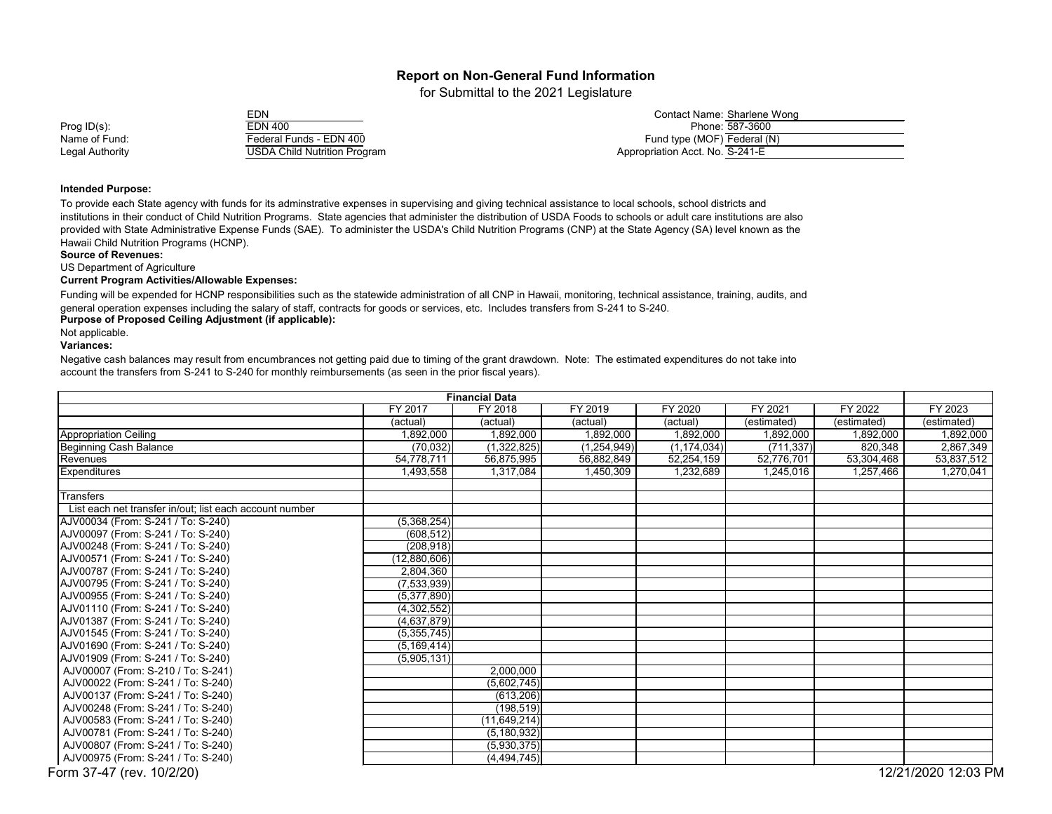# Report on Non-General Fund Information

for Submittal to the 2021 Legislature

| | | | |
|---|---|---|---|
| | EDN | Contact Name: | Sharlene Wong |
| Prog ID(s): | EDN 400 | Phone: | 587-3600 |
| Name of Fund: | Federal Funds - EDN 400 | Fund type (MOF) | Federal (N) |
| Legal Authority | USDA Child Nutrition Program | Appropriation Acct. No. | S-241-E |

**Intended Purpose:**

To provide each State agency with funds for its adminstrative expenses in supervising and giving technical assistance to local schools, school districts and institutions in their conduct of Child Nutrition Programs. State agencies that administer the distribution of USDA Foods to schools or adult care institutions are also provided with State Administrative Expense Funds (SAE). To administer the USDA's Child Nutrition Programs (CNP) at the State Agency (SA) level known as the Hawaii Child Nutrition Programs (HCNP).

**Source of Revenues:**

US Department of Agriculture

**Current Program Activities/Allowable Expenses:**

Funding will be expended for HCNP responsibilities such as the statewide administration of all CNP in Hawaii, monitoring, technical assistance, training, audits, and general operation expenses including the salary of staff, contracts for goods or services, etc. Includes transfers from S-241 to S-240.

**Purpose of Proposed Ceiling Adjustment (if applicable):**

Not applicable.

**Variances:**

Negative cash balances may result from encumbrances not getting paid due to timing of the grant drawdown. Note: The estimated expenditures do not take into account the transfers from S-241 to S-240 for monthly reimbursements (as seen in the prior fiscal years).

| Financial Data | | | | | | | |
|---|---|---|---|---|---|---|---|
| | FY 2017 | FY 2018 | FY 2019 | FY 2020 | FY 2021 | FY 2022 | FY 2023 |
| | (actual) | (actual) | (actual) | (actual) | (estimated) | (estimated) | (estimated) |
| Appropriation Ceiling | 1,892,000 | 1,892,000 | 1,892,000 | 1,892,000 | 1,892,000 | 1,892,000 | 1,892,000 |
| Beginning Cash Balance | (70,032) | (1,322,825) | (1,254,949) | (1,174,034) | (711,337) | 820,348 | 2,867,349 |
| Revenues | 54,778,711 | 56,875,995 | 56,882,849 | 52,254,159 | 52,776,701 | 53,304,468 | 53,837,512 |
| Expenditures | 1,493,558 | 1,317,084 | 1,450,309 | 1,232,689 | 1,245,016 | 1,257,466 | 1,270,041 |
| | | | | | | | |
| Transfers | | | | | | | |
| List each net transfer in/out; list each account number | | | | | | | |
| AJV00034 (From: S-241 / To: S-240) | (5,368,254) | | | | | | |
| AJV00097 (From: S-241 / To: S-240) | (608,512) | | | | | | |
| AJV00248 (From: S-241 / To: S-240) | (208,918) | | | | | | |
| AJV00571 (From: S-241 / To: S-240) | (12,880,606) | | | | | | |
| AJV00787 (From: S-241 / To: S-240) | 2,804,360 | | | | | | |
| AJV00795 (From: S-241 / To: S-240) | (7,533,939) | | | | | | |
| AJV00955 (From: S-241 / To: S-240) | (5,377,890) | | | | | | |
| AJV01110 (From: S-241 / To: S-240) | (4,302,552) | | | | | | |
| AJV01387 (From: S-241 / To: S-240) | (4,637,879) | | | | | | |
| AJV01545 (From: S-241 / To: S-240) | (5,355,745) | | | | | | |
| AJV01690 (From: S-241 / To: S-240) | (5,169,414) | | | | | | |
| AJV01909 (From: S-241 / To: S-240) | (5,905,131) | | | | | | |
| AJV00007 (From: S-210 / To: S-241) | | 2,000,000 | | | | | |
| AJV00022 (From: S-241 / To: S-240) | | (5,602,745) | | | | | |
| AJV00137 (From: S-241 / To: S-240) | | (613,206) | | | | | |
| AJV00248 (From: S-241 / To: S-240) | | (198,519) | | | | | |
| AJV00583 (From: S-241 / To: S-240) | | (11,649,214) | | | | | |
| AJV00781 (From: S-241 / To: S-240) | | (5,180,932) | | | | | |
| AJV00807 (From: S-241 / To: S-240) | | (5,930,375) | | | | | |
| AJV00975 (From: S-241 / To: S-240) | | (4,494,745) | | | | | |

Form 37-47 (rev. 10/2/20) 12/21/2020 12:03 PM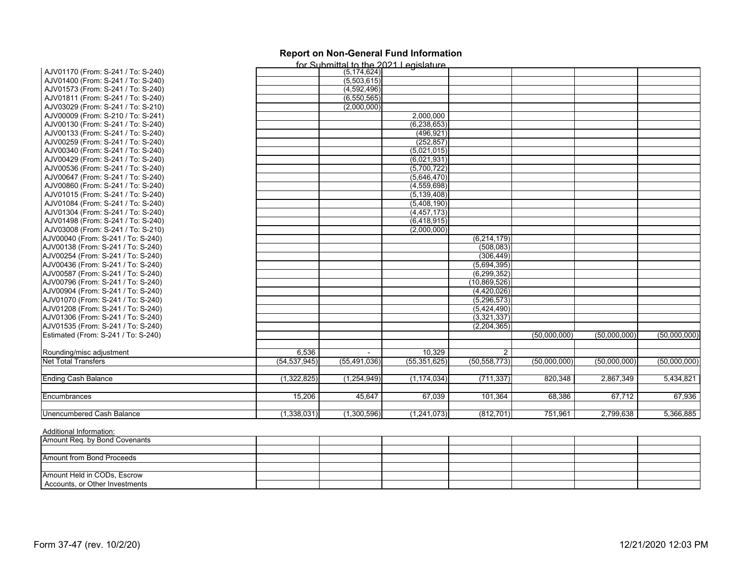# Report on Non-General Fund Information

for Submittal to the 2021 Legislature

| | | | | | | | |
|---|---|---|---|---|---|---|---|
| AJV01170 (From: S-241 / To: S-240) | | (5,174,624) | | | | | |
| AJV01400 (From: S-241 / To: S-240) | | (5,503,615) | | | | | |
| AJV01573 (From: S-241 / To: S-240) | | (4,592,496) | | | | | |
| AJV01811 (From: S-241 / To: S-240) | | (6,550,565) | | | | | |
| AJV03029 (From: S-241 / To: S-210) | | (2,000,000) | | | | | |
| AJV00009 (From: S-210 / To: S-241) | | | 2,000,000 | | | | |
| AJV00130 (From: S-241 / To: S-240) | | | (6,238,653) | | | | |
| AJV00133 (From: S-241 / To: S-240) | | | (496,921) | | | | |
| AJV00259 (From: S-241 / To: S-240) | | | (252,857) | | | | |
| AJV00340 (From: S-241 / To: S-240) | | | (5,021,015) | | | | |
| AJV00429 (From: S-241 / To: S-240) | | | (6,021,931) | | | | |
| AJV00536 (From: S-241 / To: S-240) | | | (5,700,722) | | | | |
| AJV00647 (From: S-241 / To: S-240) | | | (5,646,470) | | | | |
| AJV00860 (From: S-241 / To: S-240) | | | (4,559,698) | | | | |
| AJV01015 (From: S-241 / To: S-240) | | | (5,139,408) | | | | |
| AJV01084 (From: S-241 / To: S-240) | | | (5,408,190) | | | | |
| AJV01304 (From: S-241 / To: S-240) | | | (4,457,173) | | | | |
| AJV01498 (From: S-241 / To: S-240) | | | (6,418,915) | | | | |
| AJV03008 (From: S-241 / To: S-210) | | | (2,000,000) | | | | |
| AJV00040 (From: S-241 / To: S-240) | | | | (6,214,179) | | | |
| AJV00138 (From: S-241 / To: S-240) | | | | (508,083) | | | |
| AJV00254 (From: S-241 / To: S-240) | | | | (306,449) | | | |
| AJV00436 (From: S-241 / To: S-240) | | | | (5,694,395) | | | |
| AJV00587 (From: S-241 / To: S-240) | | | | (6,299,352) | | | |
| AJV00796 (From: S-241 / To: S-240) | | | | (10,869,526) | | | |
| AJV00904 (From: S-241 / To: S-240) | | | | (4,420,026) | | | |
| AJV01070 (From: S-241 / To: S-240) | | | | (5,296,573) | | | |
| AJV01208 (From: S-241 / To: S-240) | | | | (5,424,490) | | | |
| AJV01306 (From: S-241 / To: S-240) | | | | (3,321,337) | | | |
| AJV01535 (From: S-241 / To: S-240) | | | | (2,204,365) | | | |
| Estimated (From: S-241 / To: S-240) | | | | | (50,000,000) | (50,000,000) | (50,000,000) |
| Rounding/misc adjustment | 6,536 | - | 10,329 | 2 | | | |
| Net Total Transfers | (54,537,945) | (55,491,036) | (55,351,625) | (50,558,773) | (50,000,000) | (50,000,000) | (50,000,000) |
| Ending Cash Balance | (1,322,825) | (1,254,949) | (1,174,034) | (711,337) | 820,348 | 2,867,349 | 5,434,821 |
| Encumbrances | 15,206 | 45,647 | 67,039 | 101,364 | 68,386 | 67,712 | 67,936 |
| Unencumbered Cash Balance | (1,338,031) | (1,300,596) | (1,241,073) | (812,701) | 751,961 | 2,799,638 | 5,366,885 |

Additional Information:

| | | | | | | | |
|---|---|---|---|---|---|---|---|
| Amount Req. by Bond Covenants | | | | | | | |
| Amount from Bond Proceeds | | | | | | | |
| Amount Held in CODs, Escrow Accounts, or Other Investments | | | | | | | |

Form 37-47 (rev. 10/2/20) 12/21/2020 12:03 PM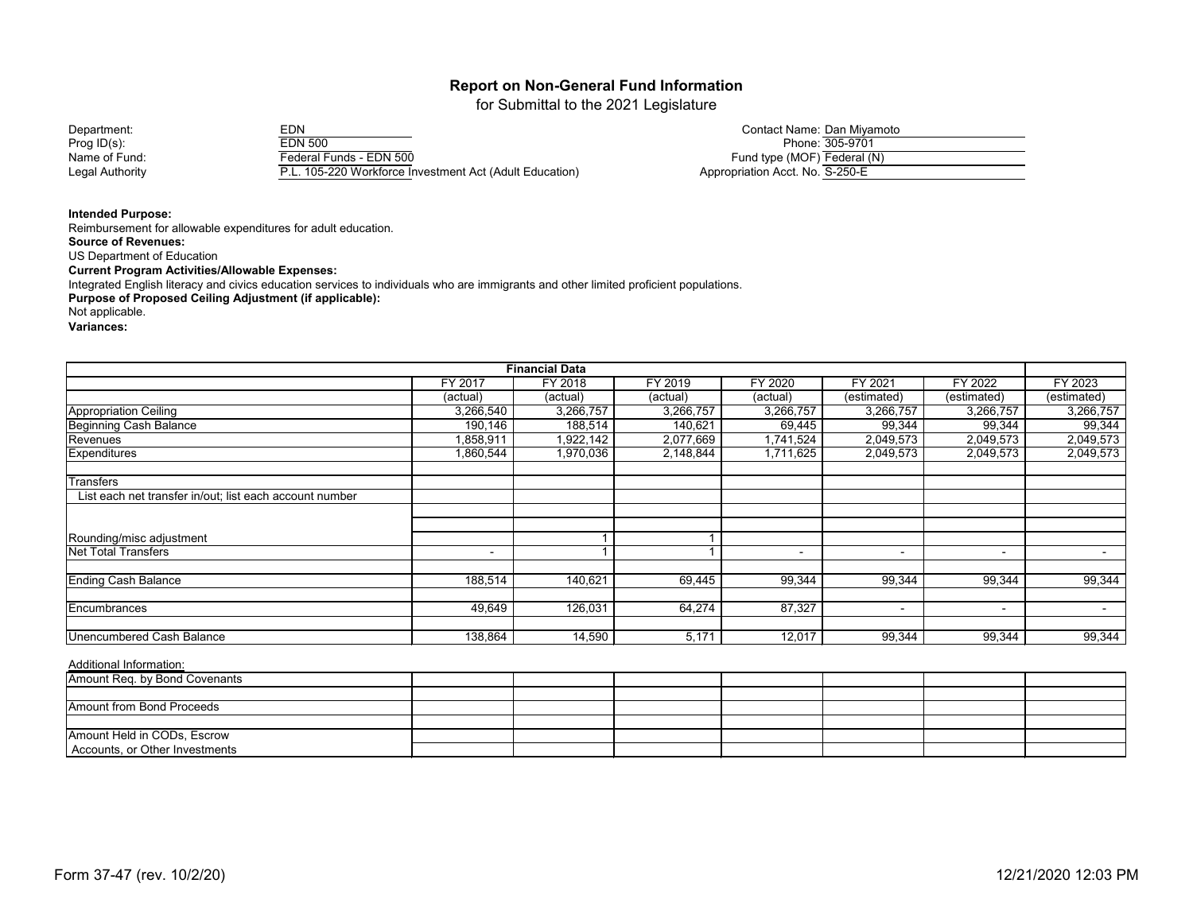# Report on Non-General Fund Information

for Submittal to the 2021 Legislature

Department: EDN
Prog ID(s): EDN 500
Name of Fund: Federal Funds - EDN 500
Legal Authority P.L. 105-220 Workforce Investment Act (Adult Education)

Contact Name: Dan Miyamoto
Phone: 305-9701
Fund type (MOF) Federal (N)
Appropriation Acct. No. S-250-E

**Intended Purpose:**
Reimbursement for allowable expenditures for adult education.
**Source of Revenues:**
US Department of Education
**Current Program Activities/Allowable Expenses:**
Integrated English literacy and civics education services to individuals who are immigrants and other limited proficient populations.
**Purpose of Proposed Ceiling Adjustment (if applicable):**
Not applicable.
**Variances:**

| Financial Data | | | | | | | |
|---|---|---|---|---|---|---|---|
| | FY 2017 | FY 2018 | FY 2019 | FY 2020 | FY 2021 | FY 2022 | FY 2023 |
| | (actual) | (actual) | (actual) | (actual) | (estimated) | (estimated) | (estimated) |
| Appropriation Ceiling | 3,266,540 | 3,266,757 | 3,266,757 | 3,266,757 | 3,266,757 | 3,266,757 | 3,266,757 |
| Beginning Cash Balance | 190,146 | 188,514 | 140,621 | 69,445 | 99,344 | 99,344 | 99,344 |
| Revenues | 1,858,911 | 1,922,142 | 2,077,669 | 1,741,524 | 2,049,573 | 2,049,573 | 2,049,573 |
| Expenditures | 1,860,544 | 1,970,036 | 2,148,844 | 1,711,625 | 2,049,573 | 2,049,573 | 2,049,573 |
| Transfers | | | | | | | |
| List each net transfer in/out; list each account number | | | | | | | |
| Rounding/misc adjustment | | 1 | 1 | | | | |
| Net Total Transfers | - | 1 | 1 | - | - | - | - |
| Ending Cash Balance | 188,514 | 140,621 | 69,445 | 99,344 | 99,344 | 99,344 | 99,344 |
| Encumbrances | 49,649 | 126,031 | 64,274 | 87,327 | - | - | - |
| Unencumbered Cash Balance | 138,864 | 14,590 | 5,171 | 12,017 | 99,344 | 99,344 | 99,344 |

Additional Information:

| | | | | | | | |
|---|---|---|---|---|---|---|---|
| Amount Req. by Bond Covenants | | | | | | | |
| Amount from Bond Proceeds | | | | | | | |
| Amount Held in CODs, Escrow Accounts, or Other Investments | | | | | | | |

Form 37-47 (rev. 10/2/20) 12/21/2020 12:03 PM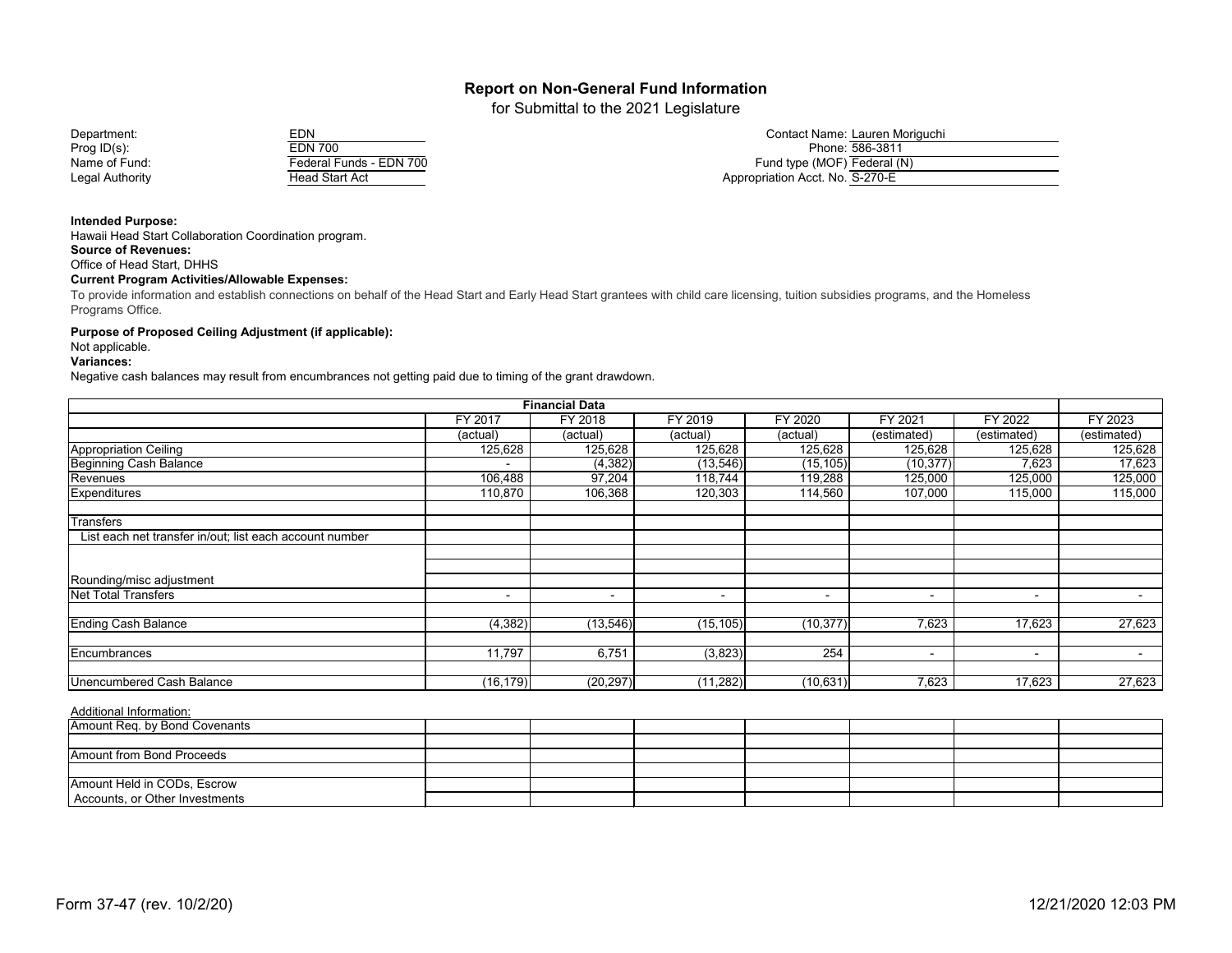# Report on Non-General Fund Information

for Submittal to the 2021 Legislature

| | | | |
|---|---|---|---|
| Department: | EDN | Contact Name: | Lauren Moriguchi |
| Prog ID(s): | EDN 700 | Phone: | 586-3811 |
| Name of Fund: | Federal Funds - EDN 700 | Fund type (MOF) | Federal (N) |
| Legal Authority | Head Start Act | Appropriation Acct. No. | S-270-E |

**Intended Purpose:**
Hawaii Head Start Collaboration Coordination program.

**Source of Revenues:**
Office of Head Start, DHHS

**Current Program Activities/Allowable Expenses:**
To provide information and establish connections on behalf of the Head Start and Early Head Start grantees with child care licensing, tuition subsidies programs, and the Homeless Programs Office.

**Purpose of Proposed Ceiling Adjustment (if applicable):**
Not applicable.

**Variances:**
Negative cash balances may result from encumbrances not getting paid due to timing of the grant drawdown.

| Financial Data | FY 2017 | FY 2018 | FY 2019 | FY 2020 | FY 2021 | FY 2022 | FY 2023 |
|---|---|---|---|---|---|---|---|
| | (actual) | (actual) | (actual) | (actual) | (estimated) | (estimated) | (estimated) |
| Appropriation Ceiling | 125,628 | 125,628 | 125,628 | 125,628 | 125,628 | 125,628 | 125,628 |
| Beginning Cash Balance | - | (4,382) | (13,546) | (15,105) | (10,377) | 7,623 | 17,623 |
| Revenues | 106,488 | 97,204 | 118,744 | 119,288 | 125,000 | 125,000 | 125,000 |
| Expenditures | 110,870 | 106,368 | 120,303 | 114,560 | 107,000 | 115,000 | 115,000 |
| | | | | | | | |
| Transfers | | | | | | | |
| List each net transfer in/out; list each account number | | | | | | | |
| | | | | | | | |
| Rounding/misc adjustment | | | | | | | |
| Net Total Transfers | - | - | - | - | - | - | - |
| | | | | | | | |
| Ending Cash Balance | (4,382) | (13,546) | (15,105) | (10,377) | 7,623 | 17,623 | 27,623 |
| | | | | | | | |
| Encumbrances | 11,797 | 6,751 | (3,823) | 254 | - | - | - |
| | | | | | | | |
| Unencumbered Cash Balance | (16,179) | (20,297) | (11,282) | (10,631) | 7,623 | 17,623 | 27,623 |

Additional Information:

| | | | | | | | |
|---|---|---|---|---|---|---|---|
| Amount Req. by Bond Covenants | | | | | | | |
| Amount from Bond Proceeds | | | | | | | |
| Amount Held in CODs, Escrow Accounts, or Other Investments | | | | | | | |

Form 37-47 (rev. 10/2/20)    12/21/2020 12:03 PM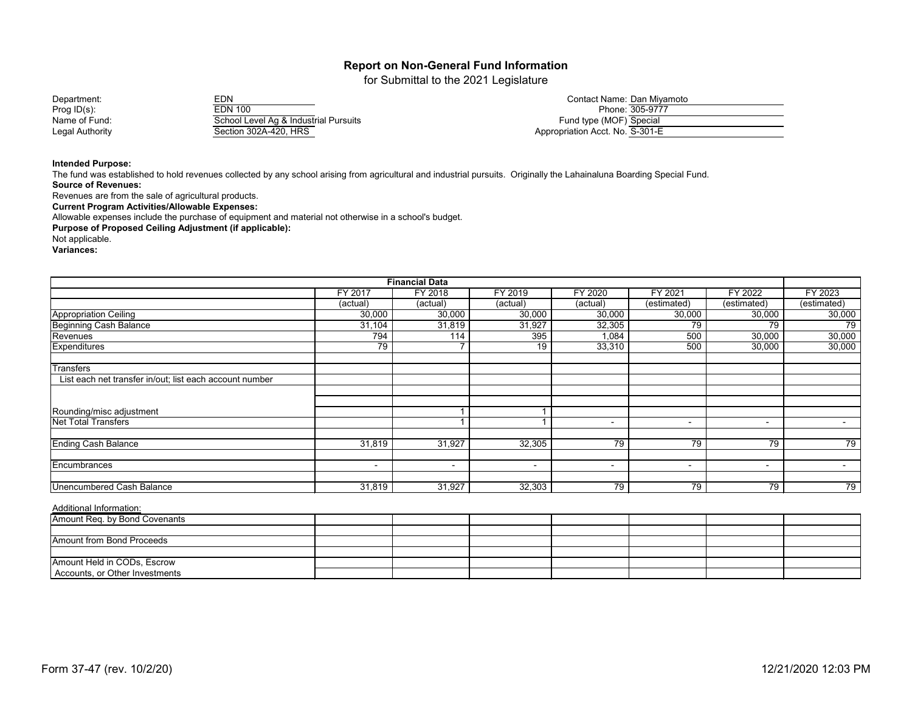# Report on Non-General Fund Information

for Submittal to the 2021 Legislature

| | | | |
|---|---|---|---|
| Department: | EDN | Contact Name: | Dan Miyamoto |
| Prog ID(s): | EDN 100 | Phone: | 305-9777 |
| Name of Fund: | School Level Ag & Industrial Pursuits | Fund type (MOF) | Special |
| Legal Authority | Section 302A-420, HRS | Appropriation Acct. No. | S-301-E |

**Intended Purpose:**

The fund was established to hold revenues collected by any school arising from agricultural and industrial pursuits. Originally the Lahainaluna Boarding Special Fund.

**Source of Revenues:**

Revenues are from the sale of agricultural products.

**Current Program Activities/Allowable Expenses:**

Allowable expenses include the purchase of equipment and material not otherwise in a school's budget.

**Purpose of Proposed Ceiling Adjustment (if applicable):**

Not applicable.

**Variances:**

| Financial Data | FY 2017 | FY 2018 | FY 2019 | FY 2020 | FY 2021 | FY 2022 | FY 2023 |
|---|---|---|---|---|---|---|---|
| | (actual) | (actual) | (actual) | (actual) | (estimated) | (estimated) | (estimated) |
| Appropriation Ceiling | 30,000 | 30,000 | 30,000 | 30,000 | 30,000 | 30,000 | 30,000 |
| Beginning Cash Balance | 31,104 | 31,819 | 31,927 | 32,305 | 79 | 79 | 79 |
| Revenues | 794 | 114 | 395 | 1,084 | 500 | 30,000 | 30,000 |
| Expenditures | 79 | 7 | 19 | 33,310 | 500 | 30,000 | 30,000 |
| Transfers | | | | | | | |
| List each net transfer in/out; list each account number | | | | | | | |
| Rounding/misc adjustment | | 1 | 1 | | | | |
| Net Total Transfers | | 1 | 1 | - | - | - | - |
| Ending Cash Balance | 31,819 | 31,927 | 32,305 | 79 | 79 | 79 | 79 |
| Encumbrances | - | - | - | - | - | - | - |
| Unencumbered Cash Balance | 31,819 | 31,927 | 32,303 | 79 | 79 | 79 | 79 |

Additional Information:

| | | | | | | | |
|---|---|---|---|---|---|---|---|
| Amount Req. by Bond Covenants | | | | | | | |
| Amount from Bond Proceeds | | | | | | | |
| Amount Held in CODs, Escrow Accounts, or Other Investments | | | | | | | |

Form 37-47 (rev. 10/2/20) 12/21/2020 12:03 PM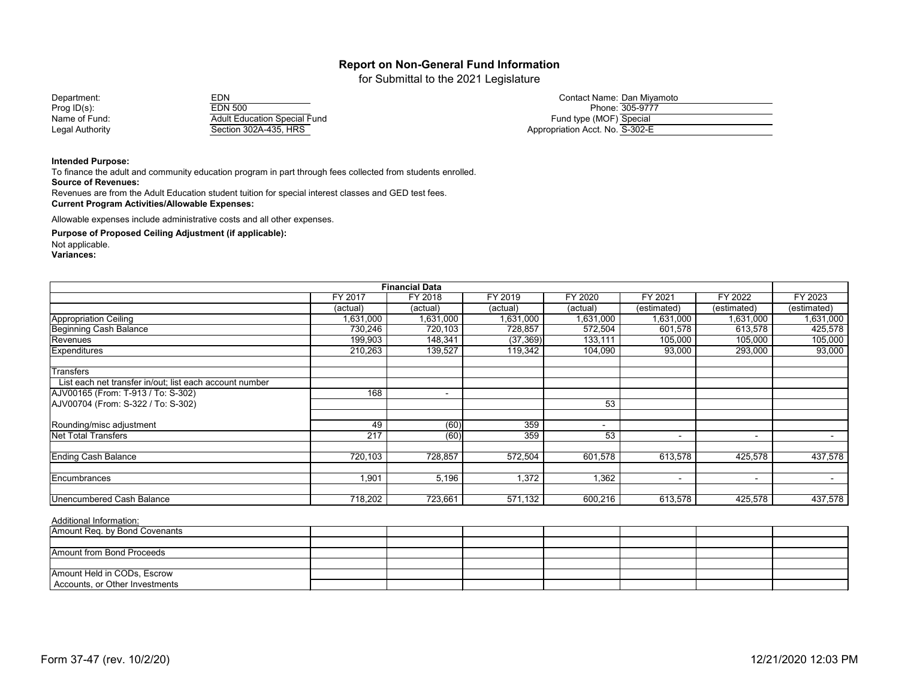# Report on Non-General Fund Information

for Submittal to the 2021 Legislature

Department: EDN
Prog ID(s): EDN 500
Name of Fund: Adult Education Special Fund
Legal Authority: Section 302A-435, HRS

Contact Name: Dan Miyamoto
Phone: 305-9777
Fund type (MOF): Special
Appropriation Acct. No. S-302-E

**Intended Purpose:**
To finance the adult and community education program in part through fees collected from students enrolled.

**Source of Revenues:**
Revenues are from the Adult Education student tuition for special interest classes and GED test fees.

**Current Program Activities/Allowable Expenses:**

Allowable expenses include administrative costs and all other expenses.

**Purpose of Proposed Ceiling Adjustment (if applicable):**
Not applicable.

**Variances:**

| Financial Data | FY 2017 | FY 2018 | FY 2019 | FY 2020 | FY 2021 | FY 2022 | FY 2023 |
|---|---|---|---|---|---|---|---|
| | (actual) | (actual) | (actual) | (actual) | (estimated) | (estimated) | (estimated) |
| Appropriation Ceiling | 1,631,000 | 1,631,000 | 1,631,000 | 1,631,000 | 1,631,000 | 1,631,000 | 1,631,000 |
| Beginning Cash Balance | 730,246 | 720,103 | 728,857 | 572,504 | 601,578 | 613,578 | 425,578 |
| Revenues | 199,903 | 148,341 | (37,369) | 133,111 | 105,000 | 105,000 | 105,000 |
| Expenditures | 210,263 | 139,527 | 119,342 | 104,090 | 93,000 | 293,000 | 93,000 |
| | | | | | | | |
| Transfers | | | | | | | |
| List each net transfer in/out; list each account number | | | | | | | |
| AJV00165 (From: T-913 / To: S-302) | 168 | - | | | | | |
| AJV00704 (From: S-322 / To: S-302) | | | | 53 | | | |
| | | | | | | | |
| Rounding/misc adjustment | 49 | (60) | 359 | - | | | |
| Net Total Transfers | 217 | (60) | 359 | 53 | - | - | - |
| | | | | | | | |
| Ending Cash Balance | 720,103 | 728,857 | 572,504 | 601,578 | 613,578 | 425,578 | 437,578 |
| | | | | | | | |
| Encumbrances | 1,901 | 5,196 | 1,372 | 1,362 | - | - | - |
| | | | | | | | |
| Unencumbered Cash Balance | 718,202 | 723,661 | 571,132 | 600,216 | 613,578 | 425,578 | 437,578 |

Additional Information:

| | | | | | | | |
|---|---|---|---|---|---|---|---|
| Amount Req. by Bond Covenants | | | | | | | |
| | | | | | | | |
| Amount from Bond Proceeds | | | | | | | |
| | | | | | | | |
| Amount Held in CODs, Escrow Accounts, or Other Investments | | | | | | | |

Form 37-47 (rev. 10/2/20) 12/21/2020 12:03 PM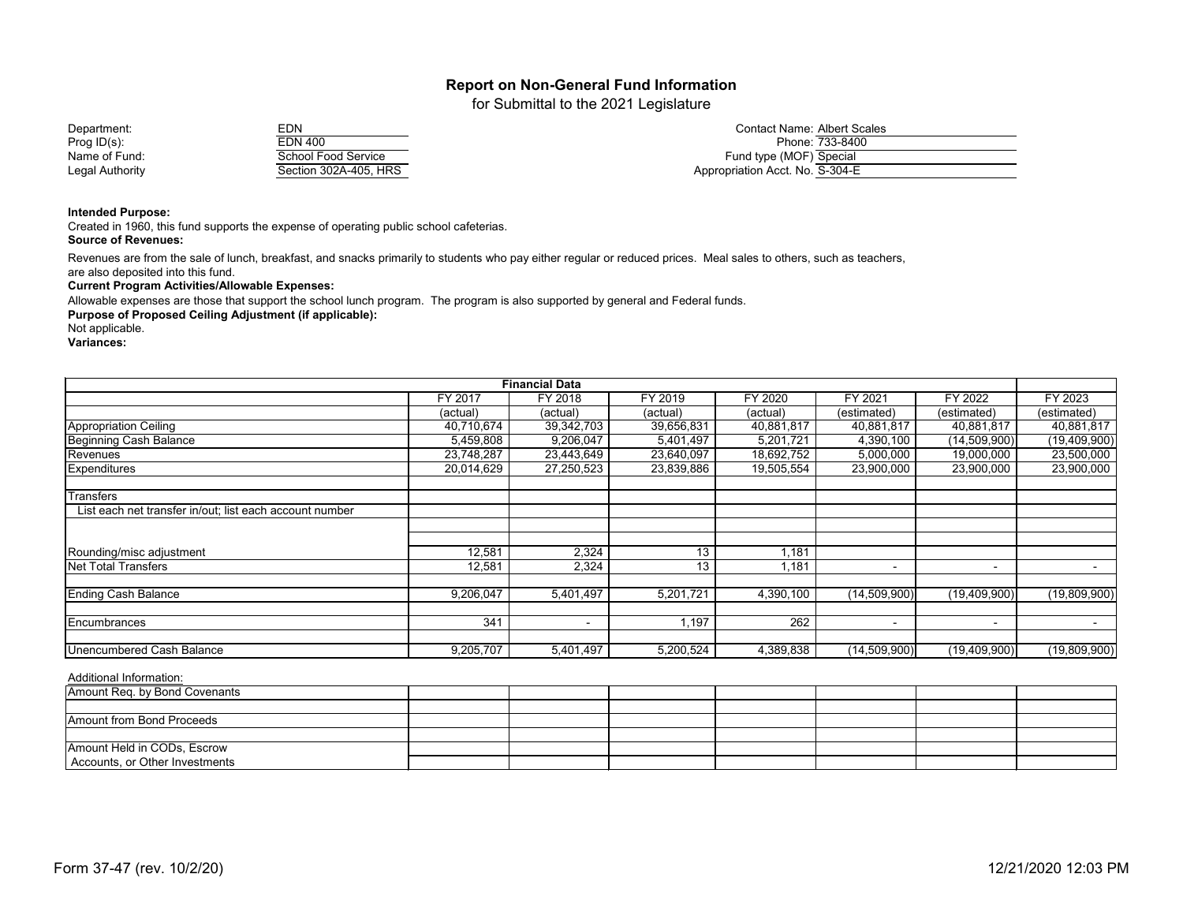# Report on Non-General Fund Information

for Submittal to the 2021 Legislature

| | | | |
|---|---|---|---|
| Department: | EDN | Contact Name: | Albert Scales |
| Prog ID(s): | EDN 400 | Phone: | 733-8400 |
| Name of Fund: | School Food Service | Fund type (MOF) | Special |
| Legal Authority | Section 302A-405, HRS | Appropriation Acct. No. | S-304-E |

**Intended Purpose:**

Created in 1960, this fund supports the expense of operating public school cafeterias.

**Source of Revenues:**

Revenues are from the sale of lunch, breakfast, and snacks primarily to students who pay either regular or reduced prices. Meal sales to others, such as teachers, are also deposited into this fund.

**Current Program Activities/Allowable Expenses:**

Allowable expenses are those that support the school lunch program. The program is also supported by general and Federal funds.

**Purpose of Proposed Ceiling Adjustment (if applicable):**

Not applicable.

**Variances:**

| Financial Data | FY 2017 (actual) | FY 2018 (actual) | FY 2019 (actual) | FY 2020 (actual) | FY 2021 (estimated) | FY 2022 (estimated) | FY 2023 (estimated) |
|---|---|---|---|---|---|---|---|
| Appropriation Ceiling | 40,710,674 | 39,342,703 | 39,656,831 | 40,881,817 | 40,881,817 | 40,881,817 | 40,881,817 |
| Beginning Cash Balance | 5,459,808 | 9,206,047 | 5,401,497 | 5,201,721 | 4,390,100 | (14,509,900) | (19,409,900) |
| Revenues | 23,748,287 | 23,443,649 | 23,640,097 | 18,692,752 | 5,000,000 | 19,000,000 | 23,500,000 |
| Expenditures | 20,014,629 | 27,250,523 | 23,839,886 | 19,505,554 | 23,900,000 | 23,900,000 | 23,900,000 |
| | | | | | | | |
| Transfers | | | | | | | |
| List each net transfer in/out; list each account number | | | | | | | |
| | | | | | | | |
| | | | | | | | |
| Rounding/misc adjustment | 12,581 | 2,324 | 13 | 1,181 | | | |
| Net Total Transfers | 12,581 | 2,324 | 13 | 1,181 | - | - | - |
| | | | | | | | |
| Ending Cash Balance | 9,206,047 | 5,401,497 | 5,201,721 | 4,390,100 | (14,509,900) | (19,409,900) | (19,809,900) |
| | | | | | | | |
| Encumbrances | 341 | - | 1,197 | 262 | - | - | - |
| | | | | | | | |
| Unencumbered Cash Balance | 9,205,707 | 5,401,497 | 5,200,524 | 4,389,838 | (14,509,900) | (19,409,900) | (19,809,900) |

Additional Information:

| | | | | | | | |
|---|---|---|---|---|---|---|---|
| Amount Req. by Bond Covenants | | | | | | | |
| | | | | | | | |
| Amount from Bond Proceeds | | | | | | | |
| | | | | | | | |
| Amount Held in CODs, Escrow Accounts, or Other Investments | | | | | | | |

Form 37-47 (rev. 10/2/20) 12/21/2020 12:03 PM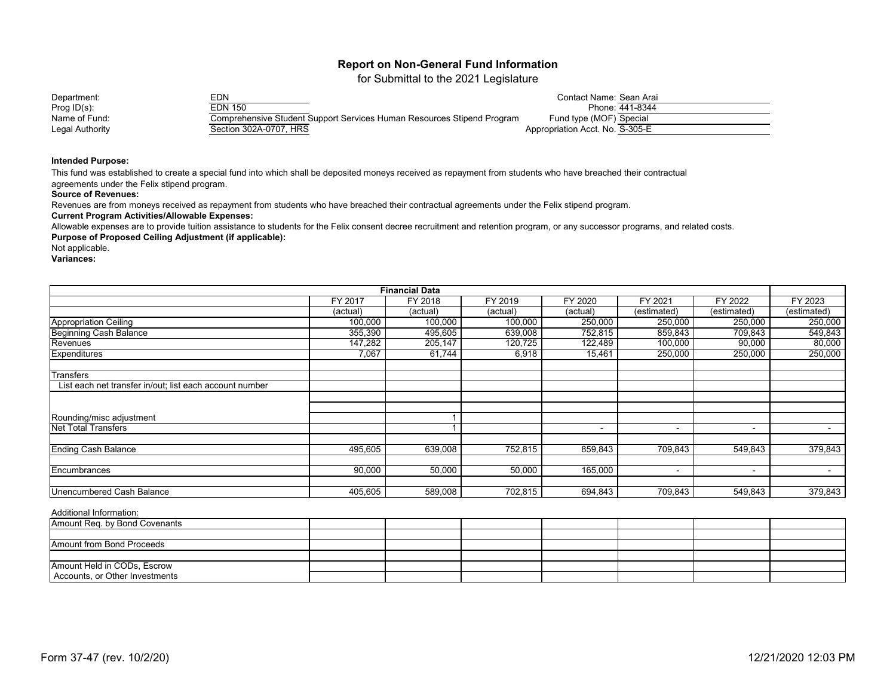# Report on Non-General Fund Information

for Submittal to the 2021 Legislature

| | | | |
|---|---|---|---|
| Department: | EDN | Contact Name: | Sean Arai |
| Prog ID(s): | EDN 150 | Phone: | 441-8344 |
| Name of Fund: | Comprehensive Student Support Services Human Resources Stipend Program | Fund type (MOF) | Special |
| Legal Authority | Section 302A-0707, HRS | Appropriation Acct. No. | S-305-E |

**Intended Purpose:**

This fund was established to create a special fund into which shall be deposited moneys received as repayment from students who have breached their contractual agreements under the Felix stipend program.

**Source of Revenues:**

Revenues are from moneys received as repayment from students who have breached their contractual agreements under the Felix stipend program.

**Current Program Activities/Allowable Expenses:**

Allowable expenses are to provide tuition assistance to students for the Felix consent decree recruitment and retention program, or any successor programs, and related costs.

**Purpose of Proposed Ceiling Adjustment (if applicable):**

Not applicable.

**Variances:**

| Financial Data | FY 2017 | FY 2018 | FY 2019 | FY 2020 | FY 2021 | FY 2022 | FY 2023 |
|---|---|---|---|---|---|---|---|
| | (actual) | (actual) | (actual) | (actual) | (estimated) | (estimated) | (estimated) |
| Appropriation Ceiling | 100,000 | 100,000 | 100,000 | 250,000 | 250,000 | 250,000 | 250,000 |
| Beginning Cash Balance | 355,390 | 495,605 | 639,008 | 752,815 | 859,843 | 709,843 | 549,843 |
| Revenues | 147,282 | 205,147 | 120,725 | 122,489 | 100,000 | 90,000 | 80,000 |
| Expenditures | 7,067 | 61,744 | 6,918 | 15,461 | 250,000 | 250,000 | 250,000 |
| | | | | | | | |
| Transfers | | | | | | | |
| List each net transfer in/out; list each account number | | | | | | | |
| | | | | | | | |
| | | | | | | | |
| Rounding/misc adjustment | | 1 | | | | | |
| Net Total Transfers | | 1 | | - | - | - | - |
| | | | | | | | |
| Ending Cash Balance | 495,605 | 639,008 | 752,815 | 859,843 | 709,843 | 549,843 | 379,843 |
| | | | | | | | |
| Encumbrances | 90,000 | 50,000 | 50,000 | 165,000 | - | - | - |
| | | | | | | | |
| Unencumbered Cash Balance | 405,605 | 589,008 | 702,815 | 694,843 | 709,843 | 549,843 | 379,843 |

Additional Information:

| | | | | | | | |
|---|---|---|---|---|---|---|---|
| Amount Req. by Bond Covenants | | | | | | | |
| | | | | | | | |
| Amount from Bond Proceeds | | | | | | | |
| | | | | | | | |
| Amount Held in CODs, Escrow Accounts, or Other Investments | | | | | | | |

Form 37-47 (rev. 10/2/20) 12/21/2020 12:03 PM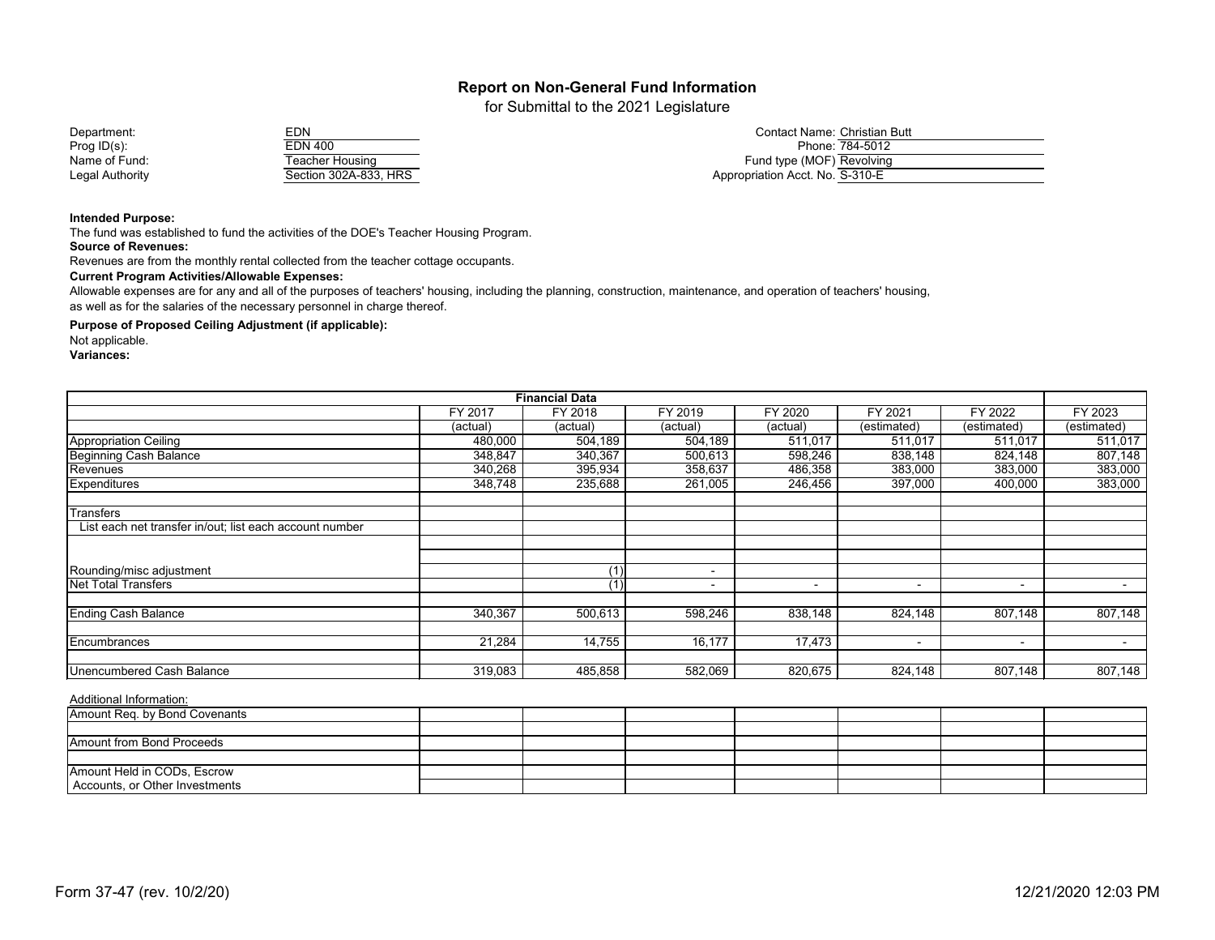# Report on Non-General Fund Information

for Submittal to the 2021 Legislature

| | | | |
|---|---|---|---|
| Department: | EDN | Contact Name: | Christian Butt |
| Prog ID(s): | EDN 400 | Phone: | 784-5012 |
| Name of Fund: | Teacher Housing | Fund type (MOF) | Revolving |
| Legal Authority | Section 302A-833, HRS | Appropriation Acct. No. | S-310-E |

**Intended Purpose:**

The fund was established to fund the activities of the DOE's Teacher Housing Program.

**Source of Revenues:**

Revenues are from the monthly rental collected from the teacher cottage occupants.

**Current Program Activities/Allowable Expenses:**

Allowable expenses are for any and all of the purposes of teachers' housing, including the planning, construction, maintenance, and operation of teachers' housing, as well as for the salaries of the necessary personnel in charge thereof.

**Purpose of Proposed Ceiling Adjustment (if applicable):**

Not applicable.

**Variances:**

| Financial Data | FY 2017 | FY 2018 | FY 2019 | FY 2020 | FY 2021 | FY 2022 | FY 2023 |
|---|---|---|---|---|---|---|---|
| | (actual) | (actual) | (actual) | (actual) | (estimated) | (estimated) | (estimated) |
| Appropriation Ceiling | 480,000 | 504,189 | 504,189 | 511,017 | 511,017 | 511,017 | 511,017 |
| Beginning Cash Balance | 348,847 | 340,367 | 500,613 | 598,246 | 838,148 | 824,148 | 807,148 |
| Revenues | 340,268 | 395,934 | 358,637 | 486,358 | 383,000 | 383,000 | 383,000 |
| Expenditures | 348,748 | 235,688 | 261,005 | 246,456 | 397,000 | 400,000 | 383,000 |
| | | | | | | | |
| Transfers | | | | | | | |
| List each net transfer in/out; list each account number | | | | | | | |
| | | | | | | | |
| | | | | | | | |
| Rounding/misc adjustment | | (1) | - | | | | |
| Net Total Transfers | | (1) | - | - | - | - | - |
| | | | | | | | |
| Ending Cash Balance | 340,367 | 500,613 | 598,246 | 838,148 | 824,148 | 807,148 | 807,148 |
| | | | | | | | |
| Encumbrances | 21,284 | 14,755 | 16,177 | 17,473 | - | - | - |
| | | | | | | | |
| Unencumbered Cash Balance | 319,083 | 485,858 | 582,069 | 820,675 | 824,148 | 807,148 | 807,148 |

Additional Information:

| | | | | | | | |
|---|---|---|---|---|---|---|---|
| Amount Req. by Bond Covenants | | | | | | | |
| | | | | | | | |
| Amount from Bond Proceeds | | | | | | | |
| | | | | | | | |
| Amount Held in CODs, Escrow Accounts, or Other Investments | | | | | | | |

Form 37-47 (rev. 10/2/20) 12/21/2020 12:03 PM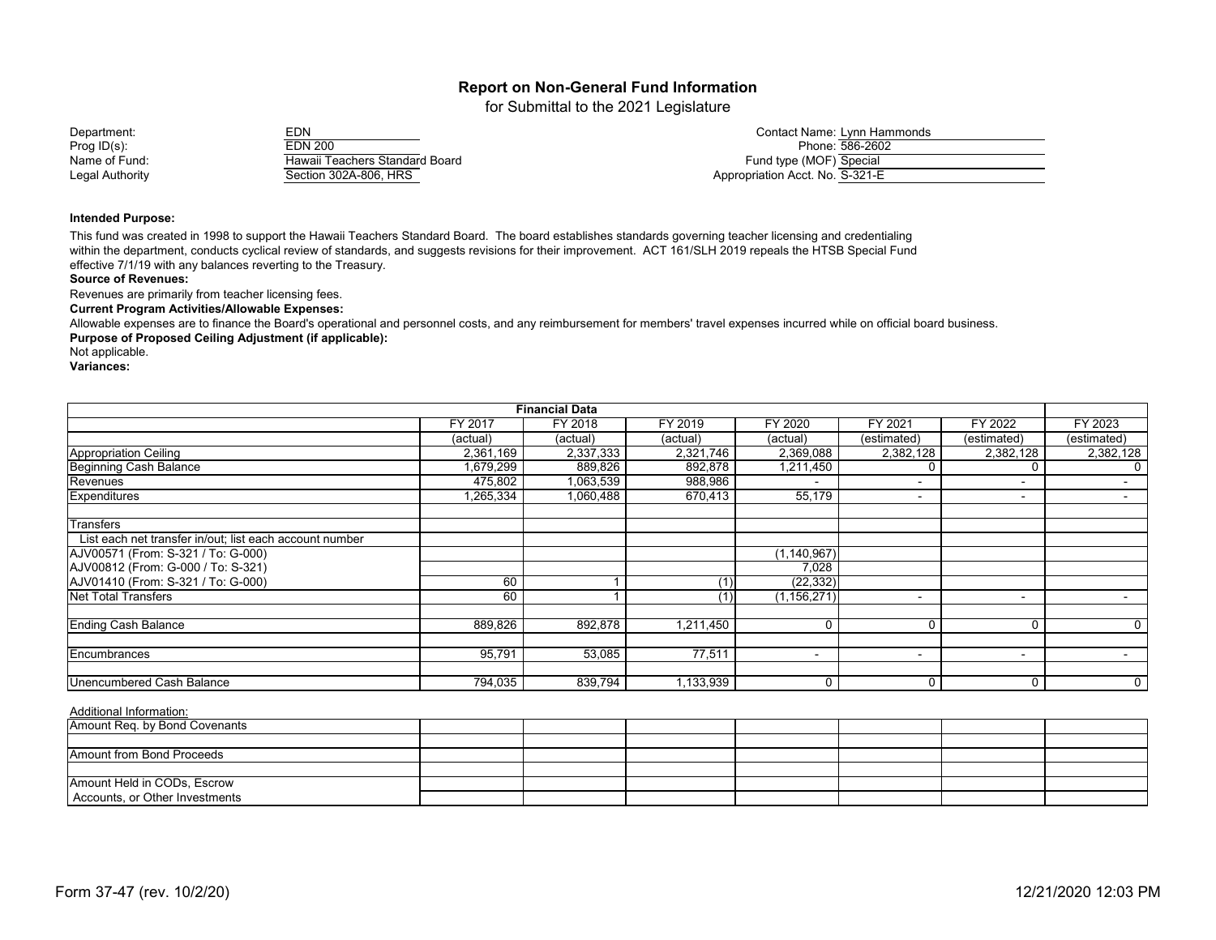# Report on Non-General Fund Information

for Submittal to the 2021 Legislature

| | | | |
|---|---|---|---|
| Department: | EDN | Contact Name: | Lynn Hammonds |
| Prog ID(s): | EDN 200 | Phone: | 586-2602 |
| Name of Fund: | Hawaii Teachers Standard Board | Fund type (MOF) | Special |
| Legal Authority | Section 302A-806, HRS | Appropriation Acct. No. | S-321-E |

**Intended Purpose:**

This fund was created in 1998 to support the Hawaii Teachers Standard Board. The board establishes standards governing teacher licensing and credentialing within the department, conducts cyclical review of standards, and suggests revisions for their improvement. ACT 161/SLH 2019 repeals the HTSB Special Fund effective 7/1/19 with any balances reverting to the Treasury.

**Source of Revenues:**

Revenues are primarily from teacher licensing fees.

**Current Program Activities/Allowable Expenses:**

Allowable expenses are to finance the Board's operational and personnel costs, and any reimbursement for members' travel expenses incurred while on official board business.

**Purpose of Proposed Ceiling Adjustment (if applicable):**

Not applicable.

**Variances:**

| Financial Data | FY 2017 | FY 2018 | FY 2019 | FY 2020 | FY 2021 | FY 2022 | FY 2023 |
|---|---|---|---|---|---|---|---|
| | (actual) | (actual) | (actual) | (actual) | (estimated) | (estimated) | (estimated) |
| Appropriation Ceiling | 2,361,169 | 2,337,333 | 2,321,746 | 2,369,088 | 2,382,128 | 2,382,128 | 2,382,128 |
| Beginning Cash Balance | 1,679,299 | 889,826 | 892,878 | 1,211,450 | 0 | 0 | 0 |
| Revenues | 475,802 | 1,063,539 | 988,986 | - | - | - | - |
| Expenditures | 1,265,334 | 1,060,488 | 670,413 | 55,179 | - | - | - |
| | | | | | | | |
| Transfers | | | | | | | |
| List each net transfer in/out; list each account number | | | | | | | |
| AJV00571 (From: S-321 / To: G-000) | | | | (1,140,967) | | | |
| AJV00812 (From: G-000 / To: S-321) | | | | 7,028 | | | |
| AJV01410 (From: S-321 / To: G-000) | 60 | 1 | (1) | (22,332) | | | |
| Net Total Transfers | 60 | 1 | (1) | (1,156,271) | - | - | - |
| | | | | | | | |
| Ending Cash Balance | 889,826 | 892,878 | 1,211,450 | 0 | 0 | 0 | 0 |
| | | | | | | | |
| Encumbrances | 95,791 | 53,085 | 77,511 | - | - | - | - |
| | | | | | | | |
| Unencumbered Cash Balance | 794,035 | 839,794 | 1,133,939 | 0 | 0 | 0 | 0 |

Additional Information:

| | | | | | | | |
|---|---|---|---|---|---|---|---|
| Amount Req. by Bond Covenants | | | | | | | |
| Amount from Bond Proceeds | | | | | | | |
| Amount Held in CODs, Escrow Accounts, or Other Investments | | | | | | | |

Form 37-47 (rev. 10/2/20) 12/21/2020 12:03 PM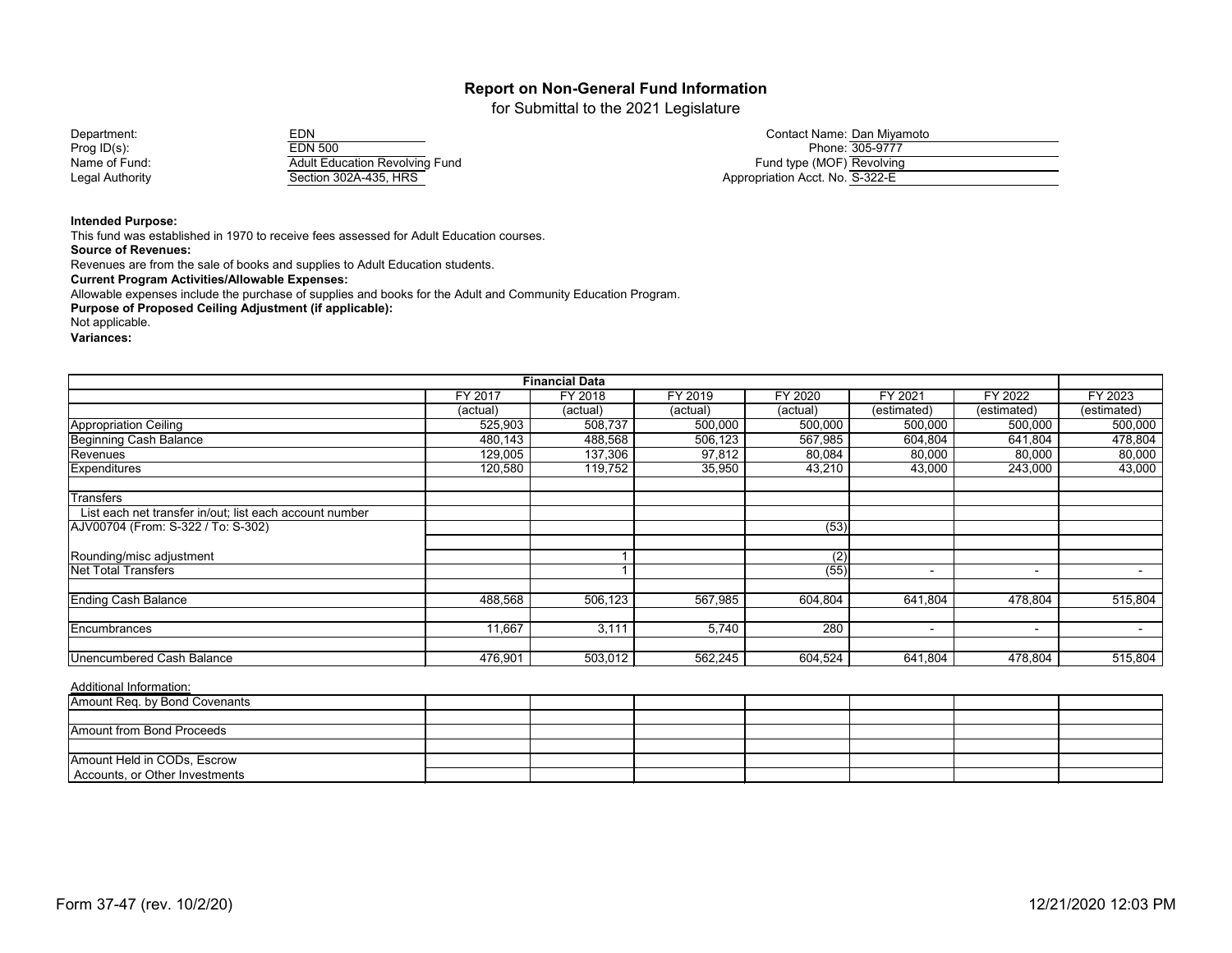## Report on Non-General Fund Information

for Submittal to the 2021 Legislature

Department: EDN
Prog ID(s): EDN 500
Name of Fund: Adult Education Revolving Fund
Legal Authority: Section 302A-435, HRS

Contact Name: Dan Miyamoto
Phone: 305-9777
Fund type (MOF): Revolving
Appropriation Acct. No. S-322-E

**Intended Purpose:**
This fund was established in 1970 to receive fees assessed for Adult Education courses.

**Source of Revenues:**
Revenues are from the sale of books and supplies to Adult Education students.

**Current Program Activities/Allowable Expenses:**
Allowable expenses include the purchase of supplies and books for the Adult and Community Education Program.

**Purpose of Proposed Ceiling Adjustment (if applicable):**
Not applicable.

**Variances:**

| Financial Data | FY 2017 (actual) | FY 2018 (actual) | FY 2019 (actual) | FY 2020 (actual) | FY 2021 (estimated) | FY 2022 (estimated) | FY 2023 (estimated) |
|---|---|---|---|---|---|---|---|
| Appropriation Ceiling | 525,903 | 508,737 | 500,000 | 500,000 | 500,000 | 500,000 | 500,000 |
| Beginning Cash Balance | 480,143 | 488,568 | 506,123 | 567,985 | 604,804 | 641,804 | 478,804 |
| Revenues | 129,005 | 137,306 | 97,812 | 80,084 | 80,000 | 80,000 | 80,000 |
| Expenditures | 120,580 | 119,752 | 35,950 | 43,210 | 43,000 | 243,000 | 43,000 |
| Transfers | | | | | | | |
| List each net transfer in/out; list each account number | | | | | | | |
| AJV00704 (From: S-322 / To: S-302) | | | | (53) | | | |
| Rounding/misc adjustment | | 1 | | (2) | | | |
| Net Total Transfers | | 1 | | (55) | - | - | - |
| Ending Cash Balance | 488,568 | 506,123 | 567,985 | 604,804 | 641,804 | 478,804 | 515,804 |
| Encumbrances | 11,667 | 3,111 | 5,740 | 280 | - | - | - |
| Unencumbered Cash Balance | 476,901 | 503,012 | 562,245 | 604,524 | 641,804 | 478,804 | 515,804 |

Additional Information:

| | FY 2017 | FY 2018 | FY 2019 | FY 2020 | FY 2021 | FY 2022 | FY 2023 |
|---|---|---|---|---|---|---|---|
| Amount Req. by Bond Covenants | | | | | | | |
| Amount from Bond Proceeds | | | | | | | |
| Amount Held in CODs, Escrow Accounts, or Other Investments | | | | | | | |

Form 37-47 (rev. 10/2/20) 12/21/2020 12:03 PM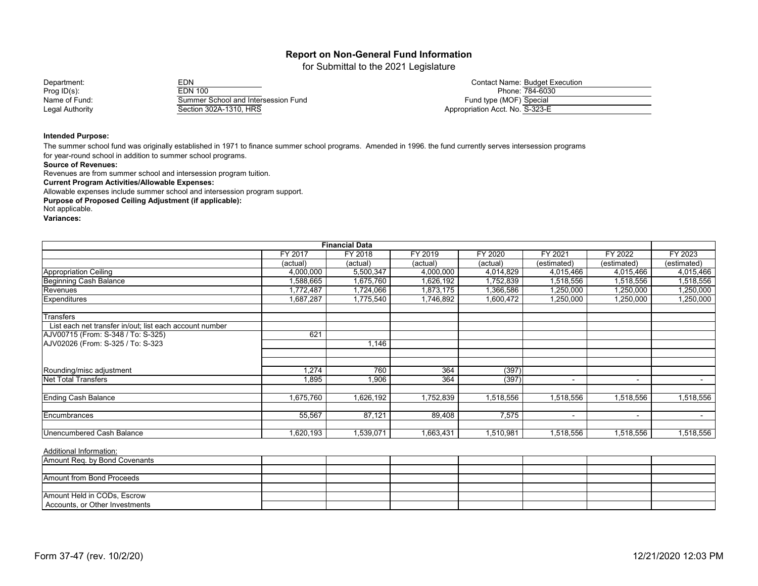## Report on Non-General Fund Information

for Submittal to the 2021 Legislature

Department: EDN
Prog ID(s): EDN 100
Name of Fund: Summer School and Intersession Fund
Legal Authority: Section 302A-1310, HRS

Contact Name: Budget Execution
Phone: 784-6030
Fund type (MOF): Special
Appropriation Acct. No. S-323-E

**Intended Purpose:**

The summer school fund was originally established in 1971 to finance summer school programs. Amended in 1996. the fund currently serves intersession programs for year-round school in addition to summer school programs.

**Source of Revenues:**

Revenues are from summer school and intersession program tuition.

**Current Program Activities/Allowable Expenses:**

Allowable expenses include summer school and intersession program support.

**Purpose of Proposed Ceiling Adjustment (if applicable):**

Not applicable.

**Variances:**

| Financial Data | FY 2017 (actual) | FY 2018 (actual) | FY 2019 (actual) | FY 2020 (actual) | FY 2021 (estimated) | FY 2022 (estimated) | FY 2023 (estimated) |
|---|---|---|---|---|---|---|---|
| Appropriation Ceiling | 4,000,000 | 5,500,347 | 4,000,000 | 4,014,829 | 4,015,466 | 4,015,466 | 4,015,466 |
| Beginning Cash Balance | 1,588,665 | 1,675,760 | 1,626,192 | 1,752,839 | 1,518,556 | 1,518,556 | 1,518,556 |
| Revenues | 1,772,487 | 1,724,066 | 1,873,175 | 1,366,586 | 1,250,000 | 1,250,000 | 1,250,000 |
| Expenditures | 1,687,287 | 1,775,540 | 1,746,892 | 1,600,472 | 1,250,000 | 1,250,000 | 1,250,000 |
| Transfers | | | | | | | |
| List each net transfer in/out; list each account number | | | | | | | |
| AJV00715 (From: S-348 / To: S-325) | 621 | | | | | | |
| AJV02026 (From: S-325 / To: S-323 | | 1,146 | | | | | |
| Rounding/misc adjustment | 1,274 | 760 | 364 | (397) | | | |
| Net Total Transfers | 1,895 | 1,906 | 364 | (397) | - | - | - |
| Ending Cash Balance | 1,675,760 | 1,626,192 | 1,752,839 | 1,518,556 | 1,518,556 | 1,518,556 | 1,518,556 |
| Encumbrances | 55,567 | 87,121 | 89,408 | 7,575 | - | - | - |
| Unencumbered Cash Balance | 1,620,193 | 1,539,071 | 1,663,431 | 1,510,981 | 1,518,556 | 1,518,556 | 1,518,556 |

Additional Information:

| | | | | | | | |
|---|---|---|---|---|---|---|---|
| Amount Req. by Bond Covenants | | | | | | | |
| Amount from Bond Proceeds | | | | | | | |
| Amount Held in CODs, Escrow Accounts, or Other Investments | | | | | | | |

Form 37-47 (rev. 10/2/20) 12/21/2020 12:03 PM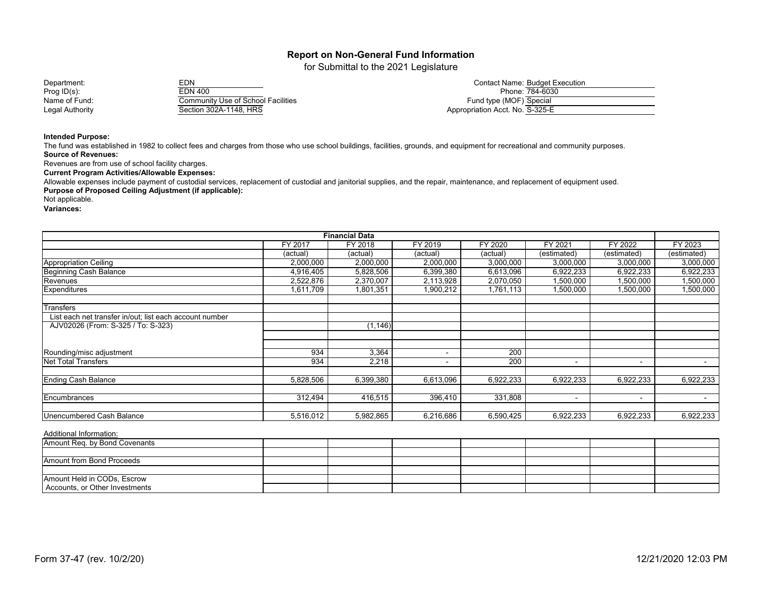# Report on Non-General Fund Information

for Submittal to the 2021 Legislature

| | | | |
|---|---|---|---|
| Department: | EDN | Contact Name: | Budget Execution |
| Prog ID(s): | EDN 400 | Phone: | 784-6030 |
| Name of Fund: | Community Use of School Facilities | Fund type (MOF) | Special |
| Legal Authority | Section 302A-1148, HRS | Appropriation Acct. No. | S-325-E |

**Intended Purpose:**

The fund was established in 1982 to collect fees and charges from those who use school buildings, facilities, grounds, and equipment for recreational and community purposes.

**Source of Revenues:**

Revenues are from use of school facility charges.

**Current Program Activities/Allowable Expenses:**

Allowable expenses include payment of custodial services, replacement of custodial and janitorial supplies, and the repair, maintenance, and replacement of equipment used.

**Purpose of Proposed Ceiling Adjustment (if applicable):**

Not applicable.

**Variances:**

| Financial Data | FY 2017 | FY 2018 | FY 2019 | FY 2020 | FY 2021 | FY 2022 | FY 2023 |
|---|---|---|---|---|---|---|---|
| | (actual) | (actual) | (actual) | (actual) | (estimated) | (estimated) | (estimated) |
| Appropriation Ceiling | 2,000,000 | 2,000,000 | 2,000,000 | 3,000,000 | 3,000,000 | 3,000,000 | 3,000,000 |
| Beginning Cash Balance | 4,916,405 | 5,828,506 | 6,399,380 | 6,613,096 | 6,922,233 | 6,922,233 | 6,922,233 |
| Revenues | 2,522,876 | 2,370,007 | 2,113,928 | 2,070,050 | 1,500,000 | 1,500,000 | 1,500,000 |
| Expenditures | 1,611,709 | 1,801,351 | 1,900,212 | 1,761,113 | 1,500,000 | 1,500,000 | 1,500,000 |
| | | | | | | | |
| Transfers | | | | | | | |
| List each net transfer in/out; list each account number | | | | | | | |
| AJV02026 (From: S-325 / To: S-323) | | (1,146) | | | | | |
| | | | | | | | |
| | | | | | | | |
| Rounding/misc adjustment | 934 | 3,364 | - | 200 | | | |
| Net Total Transfers | 934 | 2,218 | - | 200 | - | - | - |
| | | | | | | | |
| Ending Cash Balance | 5,828,506 | 6,399,380 | 6,613,096 | 6,922,233 | 6,922,233 | 6,922,233 | 6,922,233 |
| | | | | | | | |
| Encumbrances | 312,494 | 416,515 | 396,410 | 331,808 | - | - | - |
| | | | | | | | |
| Unencumbered Cash Balance | 5,516,012 | 5,982,865 | 6,216,686 | 6,590,425 | 6,922,233 | 6,922,233 | 6,922,233 |

Additional Information:

| | | | | | | | |
|---|---|---|---|---|---|---|---|
| Amount Req. by Bond Covenants | | | | | | | |
| | | | | | | | |
| Amount from Bond Proceeds | | | | | | | |
| | | | | | | | |
| Amount Held in CODs, Escrow Accounts, or Other Investments | | | | | | | |

Form 37-47 (rev. 10/2/20) 12/21/2020 12:03 PM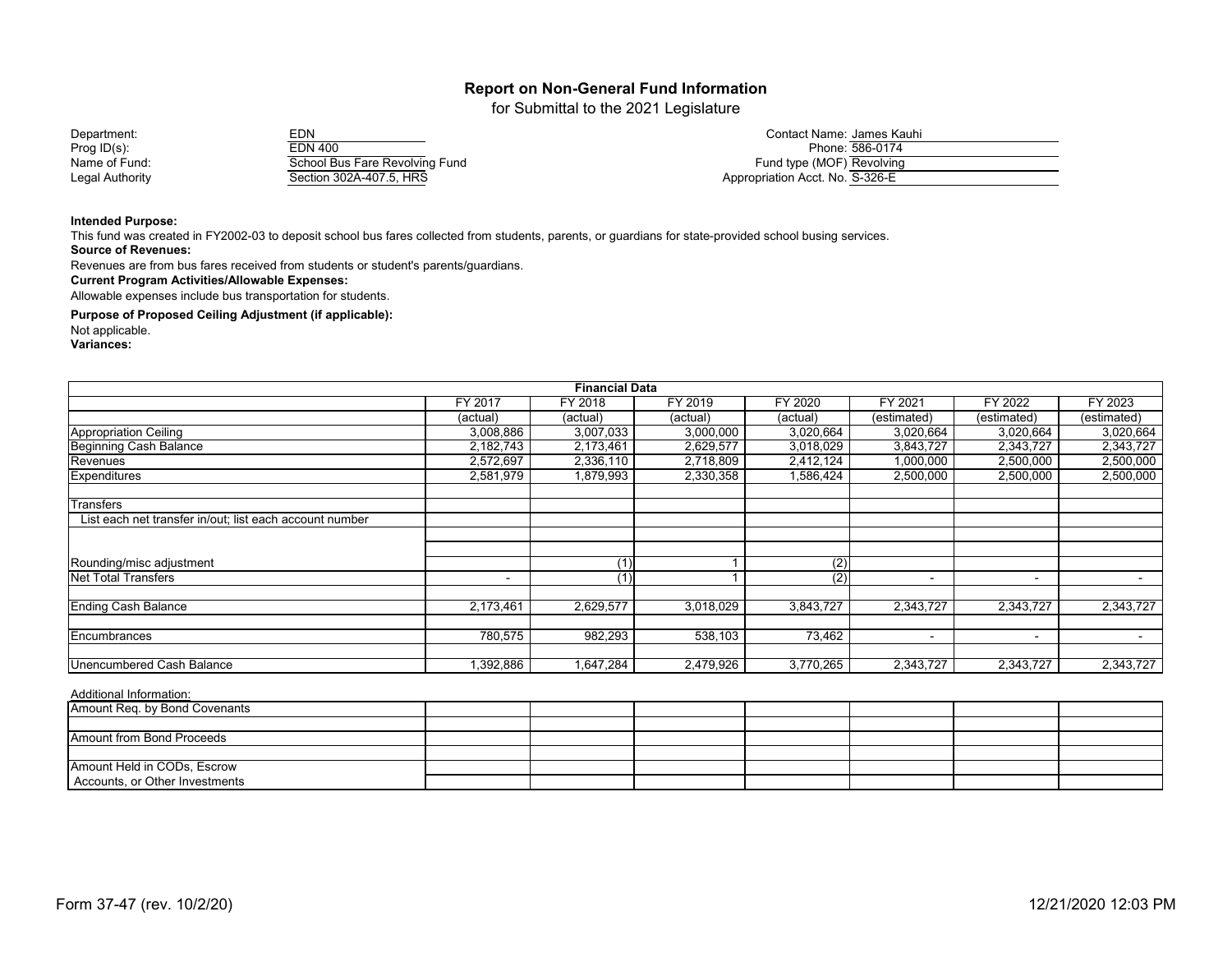## Report on Non-General Fund Information

for Submittal to the 2021 Legislature

Department: EDN
Prog ID(s): EDN 400
Name of Fund: School Bus Fare Revolving Fund
Legal Authority: Section 302A-407.5, HRS

Contact Name: James Kauhi
Phone: 586-0174
Fund type (MOF) Revolving
Appropriation Acct. No. S-326-E

**Intended Purpose:**
This fund was created in FY2002-03 to deposit school bus fares collected from students, parents, or guardians for state-provided school busing services.

**Source of Revenues:**
Revenues are from bus fares received from students or student's parents/guardians.

**Current Program Activities/Allowable Expenses:**
Allowable expenses include bus transportation for students.

**Purpose of Proposed Ceiling Adjustment (if applicable):**
Not applicable.

**Variances:**

| Financial Data | FY 2017 | FY 2018 | FY 2019 | FY 2020 | FY 2021 | FY 2022 | FY 2023 |
|---|---|---|---|---|---|---|---|
| | (actual) | (actual) | (actual) | (actual) | (estimated) | (estimated) | (estimated) |
| Appropriation Ceiling | 3,008,886 | 3,007,033 | 3,000,000 | 3,020,664 | 3,020,664 | 3,020,664 | 3,020,664 |
| Beginning Cash Balance | 2,182,743 | 2,173,461 | 2,629,577 | 3,018,029 | 3,843,727 | 2,343,727 | 2,343,727 |
| Revenues | 2,572,697 | 2,336,110 | 2,718,809 | 2,412,124 | 1,000,000 | 2,500,000 | 2,500,000 |
| Expenditures | 2,581,979 | 1,879,993 | 2,330,358 | 1,586,424 | 2,500,000 | 2,500,000 | 2,500,000 |
| Transfers | | | | | | | |
| List each net transfer in/out; list each account number | | | | | | | |
| Rounding/misc adjustment | | (1) | 1 | (2) | | | |
| Net Total Transfers | - | (1) | 1 | (2) | - | - | - |
| Ending Cash Balance | 2,173,461 | 2,629,577 | 3,018,029 | 3,843,727 | 2,343,727 | 2,343,727 | 2,343,727 |
| Encumbrances | 780,575 | 982,293 | 538,103 | 73,462 | - | - | - |
| Unencumbered Cash Balance | 1,392,886 | 1,647,284 | 2,479,926 | 3,770,265 | 2,343,727 | 2,343,727 | 2,343,727 |

Additional Information:

| | | | | | | | |
|---|---|---|---|---|---|---|---|
| Amount Req. by Bond Covenants | | | | | | | |
| Amount from Bond Proceeds | | | | | | | |
| Amount Held in CODs, Escrow Accounts, or Other Investments | | | | | | | |

Form 37-47 (rev. 10/2/20) 12/21/2020 12:03 PM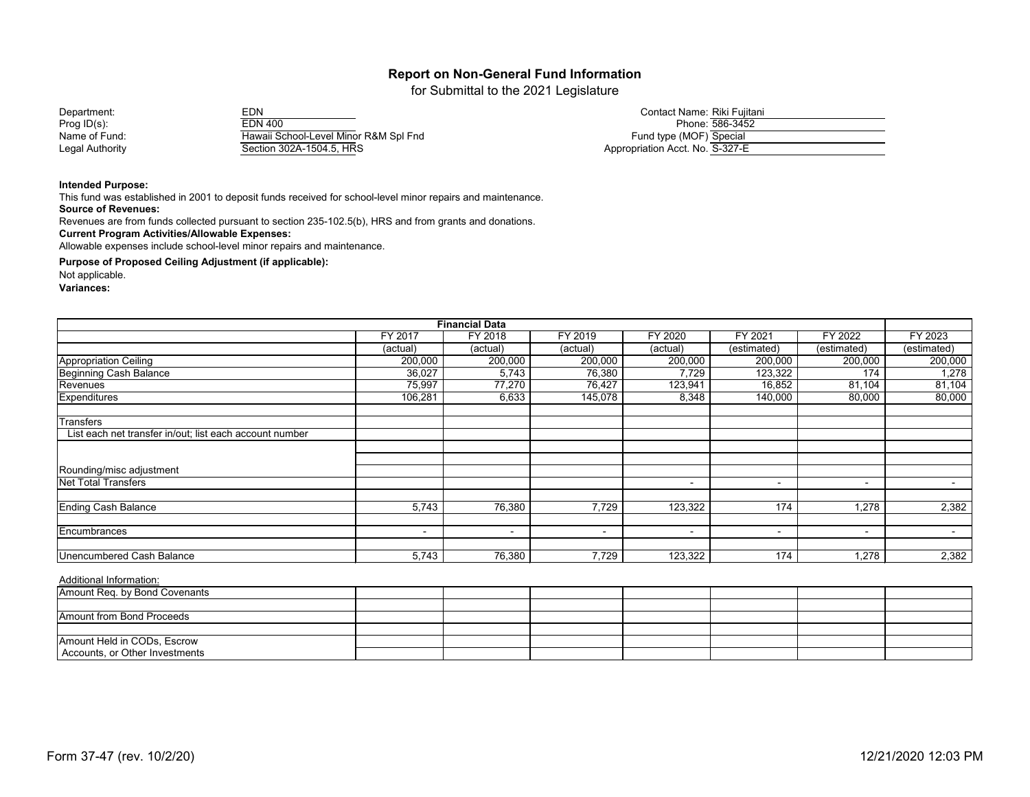# Report on Non-General Fund Information

for Submittal to the 2021 Legislature

Department: EDN
Prog ID(s): EDN 400
Name of Fund: Hawaii School-Level Minor R&M Spl Fnd
Legal Authority: Section 302A-1504.5, HRS

Contact Name: Riki Fujitani
Phone: 586-3452
Fund type (MOF): Special
Appropriation Acct. No. S-327-E

**Intended Purpose:**

This fund was established in 2001 to deposit funds received for school-level minor repairs and maintenance.

**Source of Revenues:**

Revenues are from funds collected pursuant to section 235-102.5(b), HRS and from grants and donations.

**Current Program Activities/Allowable Expenses:**

Allowable expenses include school-level minor repairs and maintenance.

**Purpose of Proposed Ceiling Adjustment (if applicable):**

Not applicable.

**Variances:**

| Financial Data | FY 2017 | FY 2018 | FY 2019 | FY 2020 | FY 2021 | FY 2022 | FY 2023 |
|---|---|---|---|---|---|---|---|
| | (actual) | (actual) | (actual) | (actual) | (estimated) | (estimated) | (estimated) |
| Appropriation Ceiling | 200,000 | 200,000 | 200,000 | 200,000 | 200,000 | 200,000 | 200,000 |
| Beginning Cash Balance | 36,027 | 5,743 | 76,380 | 7,729 | 123,322 | 174 | 1,278 |
| Revenues | 75,997 | 77,270 | 76,427 | 123,941 | 16,852 | 81,104 | 81,104 |
| Expenditures | 106,281 | 6,633 | 145,078 | 8,348 | 140,000 | 80,000 | 80,000 |
| | | | | | | | |
| Transfers | | | | | | | |
| List each net transfer in/out; list each account number | | | | | | | |
| | | | | | | | |
| | | | | | | | |
| Rounding/misc adjustment | | | | | | | |
| Net Total Transfers | | | | - | - | - | - |
| | | | | | | | |
| Ending Cash Balance | 5,743 | 76,380 | 7,729 | 123,322 | 174 | 1,278 | 2,382 |
| | | | | | | | |
| Encumbrances | - | - | - | - | - | - | - |
| | | | | | | | |
| Unencumbered Cash Balance | 5,743 | 76,380 | 7,729 | 123,322 | 174 | 1,278 | 2,382 |

Additional Information:

| | | | | | | | |
|---|---|---|---|---|---|---|---|
| Amount Req. by Bond Covenants | | | | | | | |
| | | | | | | | |
| Amount from Bond Proceeds | | | | | | | |
| | | | | | | | |
| Amount Held in CODs, Escrow Accounts, or Other Investments | | | | | | | |

Form 37-47 (rev. 10/2/20) 12/21/2020 12:03 PM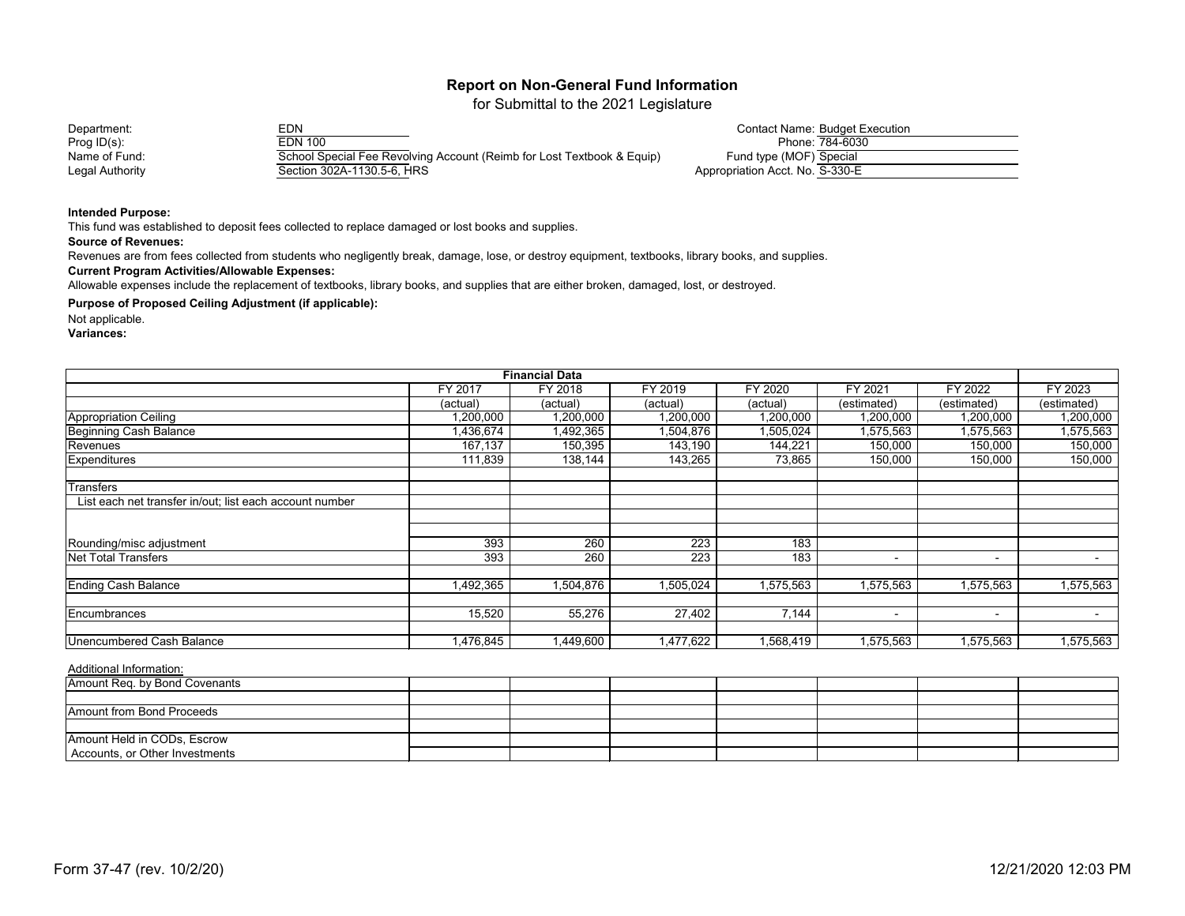# Report on Non-General Fund Information

for Submittal to the 2021 Legislature

| | | | |
|---|---|---|---|
| Department: | EDN | Contact Name: | Budget Execution |
| Prog ID(s): | EDN 100 | Phone: | 784-6030 |
| Name of Fund: | School Special Fee Revolving Account (Reimb for Lost Textbook & Equip) | Fund type (MOF) | Special |
| Legal Authority | Section 302A-1130.5-6, HRS | Appropriation Acct. No. | S-330-E |

**Intended Purpose:**

This fund was established to deposit fees collected to replace damaged or lost books and supplies.

**Source of Revenues:**

Revenues are from fees collected from students who negligently break, damage, lose, or destroy equipment, textbooks, library books, and supplies.

**Current Program Activities/Allowable Expenses:**

Allowable expenses include the replacement of textbooks, library books, and supplies that are either broken, damaged, lost, or destroyed.

**Purpose of Proposed Ceiling Adjustment (if applicable):**

Not applicable.

**Variances:**

| Financial Data | FY 2017 (actual) | FY 2018 (actual) | FY 2019 (actual) | FY 2020 (actual) | FY 2021 (estimated) | FY 2022 (estimated) | FY 2023 (estimated) |
|---|---|---|---|---|---|---|---|
| Appropriation Ceiling | 1,200,000 | 1,200,000 | 1,200,000 | 1,200,000 | 1,200,000 | 1,200,000 | 1,200,000 |
| Beginning Cash Balance | 1,436,674 | 1,492,365 | 1,504,876 | 1,505,024 | 1,575,563 | 1,575,563 | 1,575,563 |
| Revenues | 167,137 | 150,395 | 143,190 | 144,221 | 150,000 | 150,000 | 150,000 |
| Expenditures | 111,839 | 138,144 | 143,265 | 73,865 | 150,000 | 150,000 | 150,000 |
| | | | | | | | |
| Transfers | | | | | | | |
| List each net transfer in/out; list each account number | | | | | | | |
| | | | | | | | |
| | | | | | | | |
| Rounding/misc adjustment | 393 | 260 | 223 | 183 | | | |
| Net Total Transfers | 393 | 260 | 223 | 183 | - | - | - |
| | | | | | | | |
| Ending Cash Balance | 1,492,365 | 1,504,876 | 1,505,024 | 1,575,563 | 1,575,563 | 1,575,563 | 1,575,563 |
| | | | | | | | |
| Encumbrances | 15,520 | 55,276 | 27,402 | 7,144 | - | - | - |
| | | | | | | | |
| Unencumbered Cash Balance | 1,476,845 | 1,449,600 | 1,477,622 | 1,568,419 | 1,575,563 | 1,575,563 | 1,575,563 |

Additional Information:

| | | | | | | | |
|---|---|---|---|---|---|---|---|
| Amount Req. by Bond Covenants | | | | | | | |
| | | | | | | | |
| Amount from Bond Proceeds | | | | | | | |
| | | | | | | | |
| Amount Held in CODs, Escrow Accounts, or Other Investments | | | | | | | |

Form 37-47 (rev. 10/2/20) 12/21/2020 12:03 PM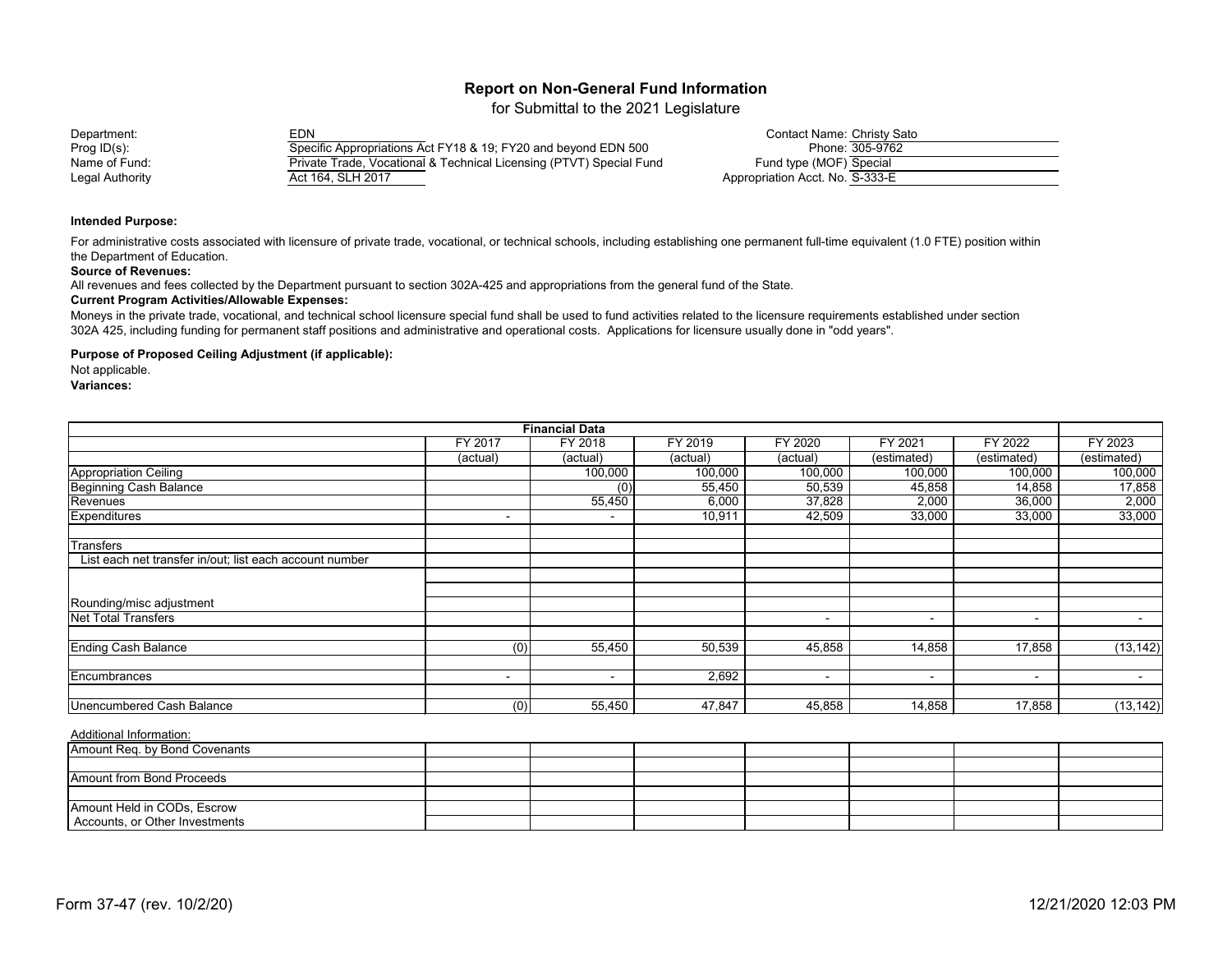# Report on Non-General Fund Information

for Submittal to the 2021 Legislature

| | | | |
|---|---|---|---|
| Department: | EDN | Contact Name: | Christy Sato |
| Prog ID(s): | Specific Appropriations Act FY18 & 19; FY20 and beyond EDN 500 | Phone: | 305-9762 |
| Name of Fund: | Private Trade, Vocational & Technical Licensing (PTVT) Special Fund | Fund type (MOF) | Special |
| Legal Authority | Act 164, SLH 2017 | Appropriation Acct. No. | S-333-E |

**Intended Purpose:**

For administrative costs associated with licensure of private trade, vocational, or technical schools, including establishing one permanent full-time equivalent (1.0 FTE) position within the Department of Education.

**Source of Revenues:**

All revenues and fees collected by the Department pursuant to section 302A-425 and appropriations from the general fund of the State.

**Current Program Activities/Allowable Expenses:**

Moneys in the private trade, vocational, and technical school licensure special fund shall be used to fund activities related to the licensure requirements established under section 302A 425, including funding for permanent staff positions and administrative and operational costs. Applications for licensure usually done in "odd years".

**Purpose of Proposed Ceiling Adjustment (if applicable):**

Not applicable.

**Variances:**

| Financial Data | FY 2017 (actual) | FY 2018 (actual) | FY 2019 (actual) | FY 2020 (actual) | FY 2021 (estimated) | FY 2022 (estimated) | FY 2023 (estimated) |
|---|---|---|---|---|---|---|---|
| Appropriation Ceiling | | 100,000 | 100,000 | 100,000 | 100,000 | 100,000 | 100,000 |
| Beginning Cash Balance | | (0) | 55,450 | 50,539 | 45,858 | 14,858 | 17,858 |
| Revenues | | 55,450 | 6,000 | 37,828 | 2,000 | 36,000 | 2,000 |
| Expenditures | - | - | 10,911 | 42,509 | 33,000 | 33,000 | 33,000 |
| | | | | | | | |
| Transfers | | | | | | | |
| List each net transfer in/out; list each account number | | | | | | | |
| | | | | | | | |
| | | | | | | | |
| Rounding/misc adjustment | | | | | | | |
| Net Total Transfers | | | | - | - | - | - |
| | | | | | | | |
| Ending Cash Balance | (0) | 55,450 | 50,539 | 45,858 | 14,858 | 17,858 | (13,142) |
| | | | | | | | |
| Encumbrances | - | - | 2,692 | - | - | - | - |
| | | | | | | | |
| Unencumbered Cash Balance | (0) | 55,450 | 47,847 | 45,858 | 14,858 | 17,858 | (13,142) |

Additional Information:

| | | | | | | | |
|---|---|---|---|---|---|---|---|
| Amount Req. by Bond Covenants | | | | | | | |
| | | | | | | | |
| Amount from Bond Proceeds | | | | | | | |
| | | | | | | | |
| Amount Held in CODs, Escrow Accounts, or Other Investments | | | | | | | |

Form 37-47 (rev. 10/2/20) 12/21/2020 12:03 PM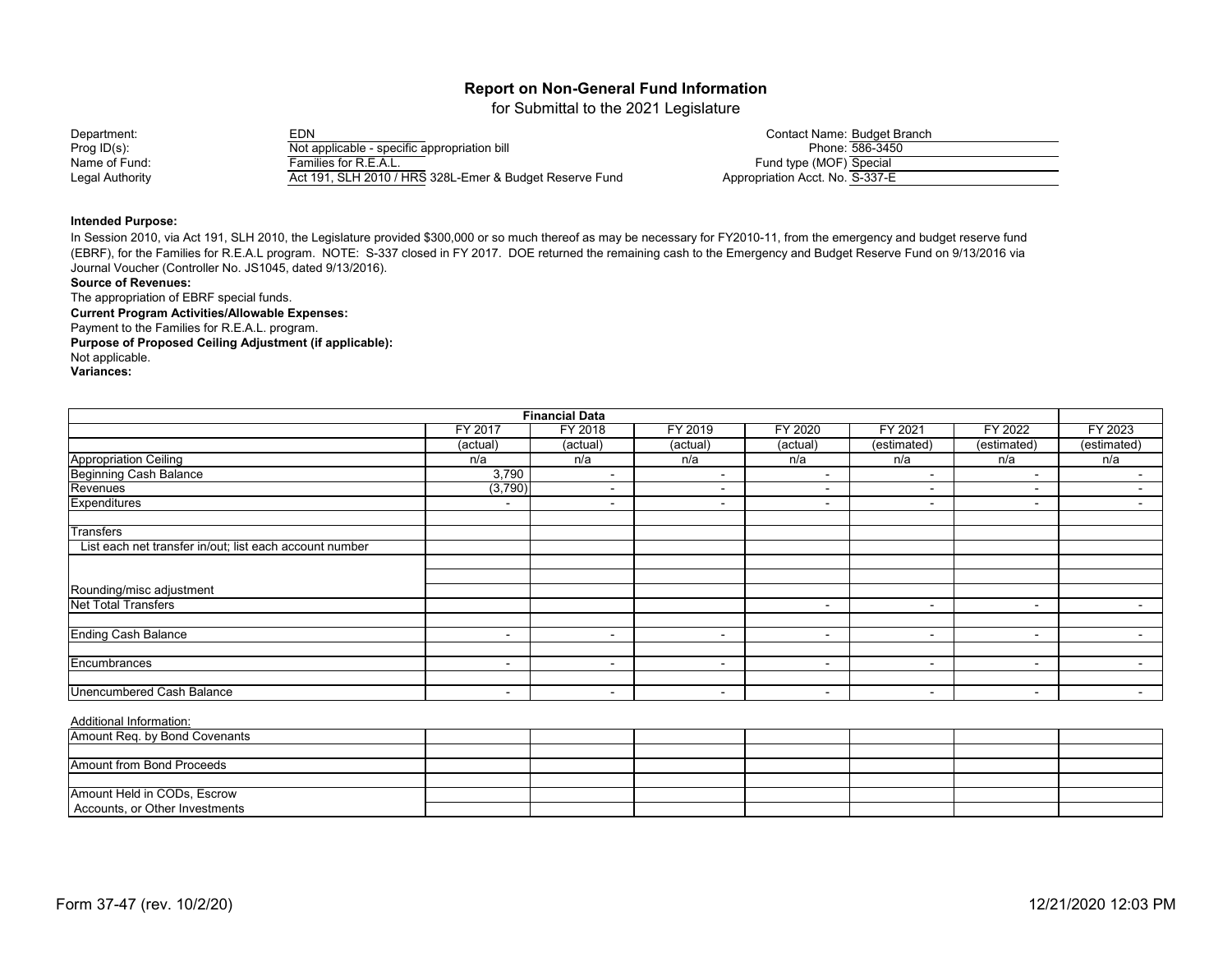# Report on Non-General Fund Information

for Submittal to the 2021 Legislature

| | | | |
|---|---|---|---|
| Department: | EDN | Contact Name: | Budget Branch |
| Prog ID(s): | Not applicable - specific appropriation bill | Phone: | 586-3450 |
| Name of Fund: | Families for R.E.A.L. | Fund type (MOF) | Special |
| Legal Authority | Act 191, SLH 2010 / HRS 328L-Emer & Budget Reserve Fund | Appropriation Acct. No. | S-337-E |

**Intended Purpose:**

In Session 2010, via Act 191, SLH 2010, the Legislature provided $300,000 or so much thereof as may be necessary for FY2010-11, from the emergency and budget reserve fund (EBRF), for the Families for R.E.A.L program. NOTE: S-337 closed in FY 2017. DOE returned the remaining cash to the Emergency and Budget Reserve Fund on 9/13/2016 via Journal Voucher (Controller No. JS1045, dated 9/13/2016).

**Source of Revenues:**

The appropriation of EBRF special funds.

**Current Program Activities/Allowable Expenses:**

Payment to the Families for R.E.A.L. program.

**Purpose of Proposed Ceiling Adjustment (if applicable):**

Not applicable.

**Variances:**

| Financial Data | FY 2017 | FY 2018 | FY 2019 | FY 2020 | FY 2021 | FY 2022 | FY 2023 |
|---|---|---|---|---|---|---|---|
| | (actual) | (actual) | (actual) | (actual) | (estimated) | (estimated) | (estimated) |
| Appropriation Ceiling | n/a | n/a | n/a | n/a | n/a | n/a | n/a |
| Beginning Cash Balance | 3,790 | - | - | - | - | - | - |
| Revenues | (3,790) | - | - | - | - | - | - |
| Expenditures | - | - | - | - | - | - | - |
| | | | | | | | |
| Transfers | | | | | | | |
| List each net transfer in/out; list each account number | | | | | | | |
| | | | | | | | |
| | | | | | | | |
| Rounding/misc adjustment | | | | | | | |
| Net Total Transfers | | | | - | - | - | - |
| | | | | | | | |
| Ending Cash Balance | - | - | - | - | - | - | - |
| | | | | | | | |
| Encumbrances | - | - | - | - | - | - | - |
| | | | | | | | |
| Unencumbered Cash Balance | - | - | - | - | - | - | - |

Additional Information:

| | | | | | | | |
|---|---|---|---|---|---|---|---|
| Amount Req. by Bond Covenants | | | | | | | |
| | | | | | | | |
| Amount from Bond Proceeds | | | | | | | |
| | | | | | | | |
| Amount Held in CODs, Escrow Accounts, or Other Investments | | | | | | | |

Form 37-47 (rev. 10/2/20) 12/21/2020 12:03 PM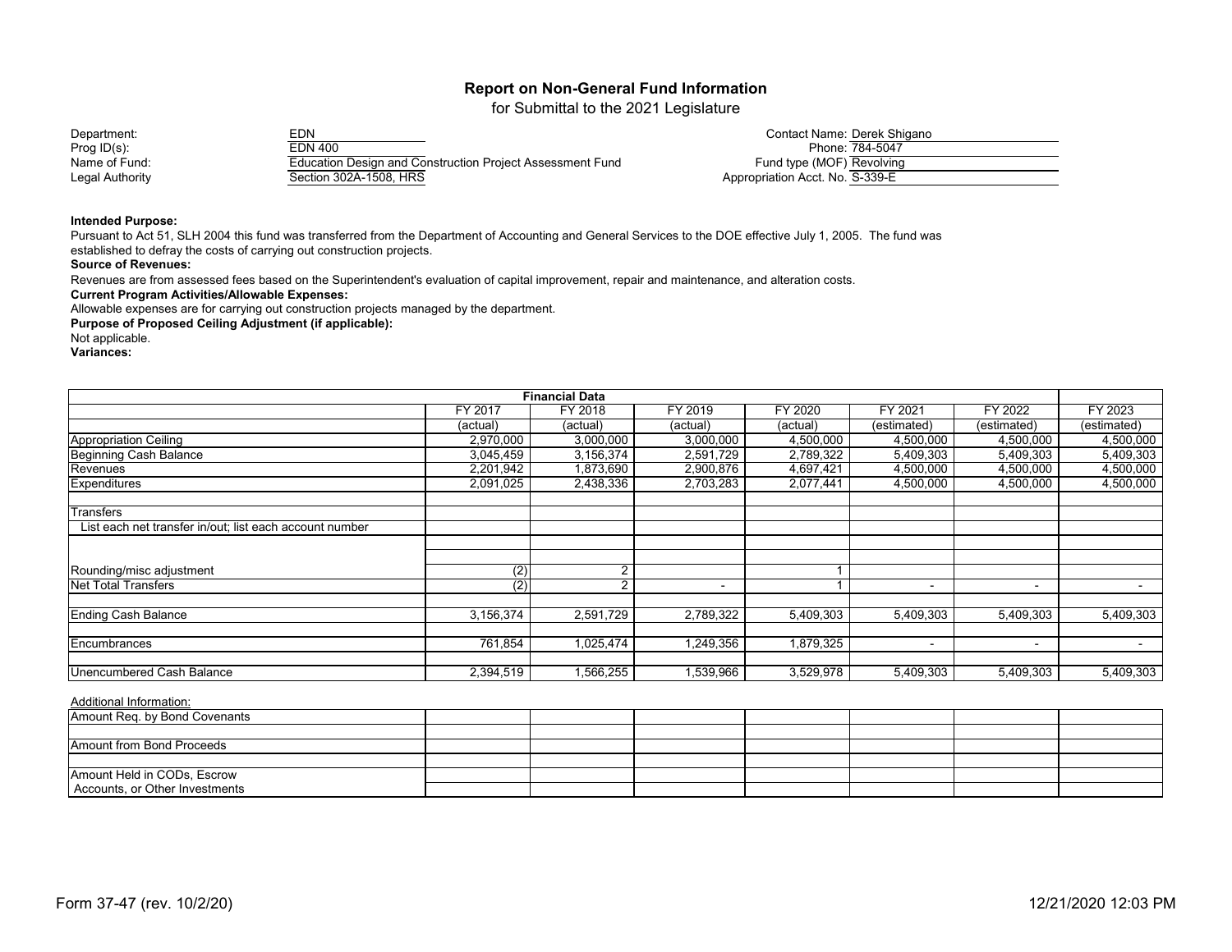## Report on Non-General Fund Information

for Submittal to the 2021 Legislature

| | | | |
|---|---|---|---|
| Department: | EDN | Contact Name: | Derek Shigano |
| Prog ID(s): | EDN 400 | Phone: | 784-5047 |
| Name of Fund: | Education Design and Construction Project Assessment Fund | Fund type (MOF) | Revolving |
| Legal Authority | Section 302A-1508, HRS | Appropriation Acct. No. | S-339-E |

**Intended Purpose:**

Pursuant to Act 51, SLH 2004 this fund was transferred from the Department of Accounting and General Services to the DOE effective July 1, 2005. The fund was established to defray the costs of carrying out construction projects.

**Source of Revenues:**

Revenues are from assessed fees based on the Superintendent's evaluation of capital improvement, repair and maintenance, and alteration costs.

**Current Program Activities/Allowable Expenses:**

Allowable expenses are for carrying out construction projects managed by the department.

**Purpose of Proposed Ceiling Adjustment (if applicable):**

Not applicable.

**Variances:**

| Financial Data | FY 2017 (actual) | FY 2018 (actual) | FY 2019 (actual) | FY 2020 (actual) | FY 2021 (estimated) | FY 2022 (estimated) | FY 2023 (estimated) |
|---|---|---|---|---|---|---|---|
| Appropriation Ceiling | 2,970,000 | 3,000,000 | 3,000,000 | 4,500,000 | 4,500,000 | 4,500,000 | 4,500,000 |
| Beginning Cash Balance | 3,045,459 | 3,156,374 | 2,591,729 | 2,789,322 | 5,409,303 | 5,409,303 | 5,409,303 |
| Revenues | 2,201,942 | 1,873,690 | 2,900,876 | 4,697,421 | 4,500,000 | 4,500,000 | 4,500,000 |
| Expenditures | 2,091,025 | 2,438,336 | 2,703,283 | 2,077,441 | 4,500,000 | 4,500,000 | 4,500,000 |
| | | | | | | | |
| Transfers | | | | | | | |
| List each net transfer in/out; list each account number | | | | | | | |
| | | | | | | | |
| | | | | | | | |
| Rounding/misc adjustment | (2) | 2 | | 1 | | | |
| Net Total Transfers | (2) | 2 | - | 1 | - | - | - |
| | | | | | | | |
| Ending Cash Balance | 3,156,374 | 2,591,729 | 2,789,322 | 5,409,303 | 5,409,303 | 5,409,303 | 5,409,303 |
| | | | | | | | |
| Encumbrances | 761,854 | 1,025,474 | 1,249,356 | 1,879,325 | - | - | - |
| | | | | | | | |
| Unencumbered Cash Balance | 2,394,519 | 1,566,255 | 1,539,966 | 3,529,978 | 5,409,303 | 5,409,303 | 5,409,303 |

Additional Information:

| | | | | | | | |
|---|---|---|---|---|---|---|---|
| Amount Req. by Bond Covenants | | | | | | | |
| | | | | | | | |
| Amount from Bond Proceeds | | | | | | | |
| | | | | | | | |
| Amount Held in CODs, Escrow Accounts, or Other Investments | | | | | | | |

Form 37-47 (rev. 10/2/20) 12/21/2020 12:03 PM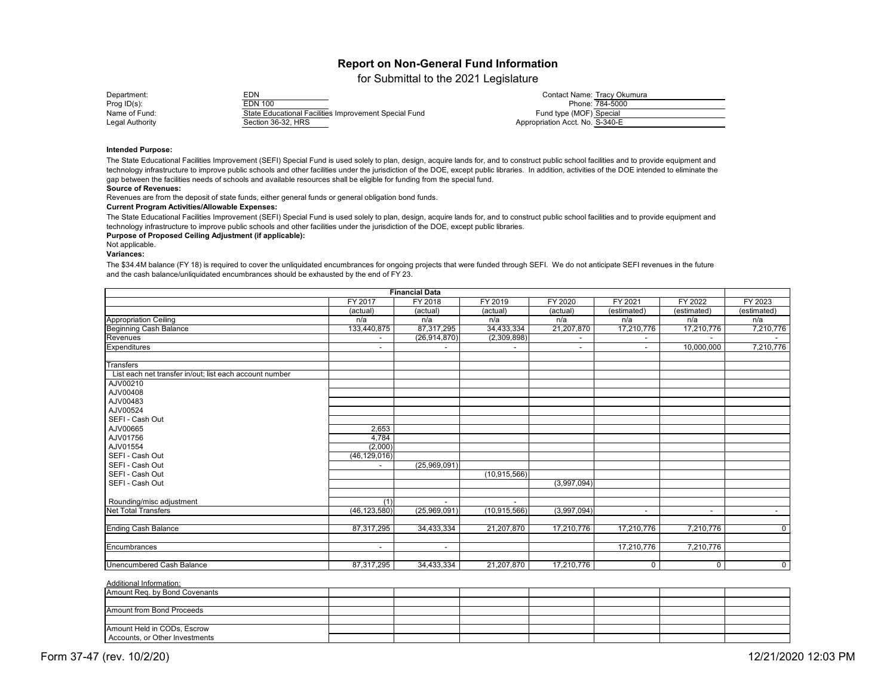## Report on Non-General Fund Information

for Submittal to the 2021 Legislature

| | | | |
|---|---|---|---|
| Department: | EDN | Contact Name: | Tracy Okumura |
| Prog ID(s): | EDN 100 | Phone: | 784-5000 |
| Name of Fund: | State Educational Facilities Improvement Special Fund | Fund type (MOF) | Special |
| Legal Authority | Section 36-32, HRS | Appropriation Acct. No. | S-340-E |

**Intended Purpose:**

The State Educational Facilities Improvement (SEFI) Special Fund is used solely to plan, design, acquire lands for, and to construct public school facilities and to provide equipment and technology infrastructure to improve public schools and other facilities under the jurisdiction of the DOE, except public libraries. In addition, activities of the DOE intended to eliminate the gap between the facilities needs of schools and available resources shall be eligible for funding from the special fund.

**Source of Revenues:**

Revenues are from the deposit of state funds, either general funds or general obligation bond funds.

**Current Program Activities/Allowable Expenses:**

The State Educational Facilities Improvement (SEFI) Special Fund is used solely to plan, design, acquire lands for, and to construct public school facilities and to provide equipment and technology infrastructure to improve public schools and other facilities under the jurisdiction of the DOE, except public libraries.

**Purpose of Proposed Ceiling Adjustment (if applicable):**

Not applicable.

**Variances:**

The $34.4M balance (FY 18) is required to cover the unliquidated encumbrances for ongoing projects that were funded through SEFI. We do not anticipate SEFI revenues in the future and the cash balance/unliquidated encumbrances should be exhausted by the end of FY 23.

| Financial Data | FY 2017 (actual) | FY 2018 (actual) | FY 2019 (actual) | FY 2020 (actual) | FY 2021 (estimated) | FY 2022 (estimated) | FY 2023 (estimated) |
|---|---|---|---|---|---|---|---|
| Appropriation Ceiling | n/a | n/a | n/a | n/a | n/a | n/a | n/a |
| Beginning Cash Balance | 133,440,875 | 87,317,295 | 34,433,334 | 21,207,870 | 17,210,776 | 17,210,776 | 7,210,776 |
| Revenues | - | (26,914,870) | (2,309,898) | - | - | - | - |
| Expenditures | - | - | - | - | - | 10,000,000 | 7,210,776 |
| | | | | | | | |
| Transfers | | | | | | | |
| List each net transfer in/out; list each account number | | | | | | | |
| AJV00210 | | | | | | | |
| AJV00408 | | | | | | | |
| AJV00483 | | | | | | | |
| AJV00524 | | | | | | | |
| SEFI - Cash Out | | | | | | | |
| AJV00665 | 2,653 | | | | | | |
| AJV01756 | 4,784 | | | | | | |
| AJV01554 | (2,000) | | | | | | |
| SEFI - Cash Out | (46,129,016) | | | | | | |
| SEFI - Cash Out | - | (25,969,091) | | | | | |
| SEFI - Cash Out | | | (10,915,566) | | | | |
| SEFI - Cash Out | | | | (3,997,094) | | | |
| | | | | | | | |
| Rounding/misc adjustment | (1) | - | - | | | | |
| Net Total Transfers | (46,123,580) | (25,969,091) | (10,915,566) | (3,997,094) | - | - | - |
| | | | | | | | |
| Ending Cash Balance | 87,317,295 | 34,433,334 | 21,207,870 | 17,210,776 | 17,210,776 | 7,210,776 | 0 |
| | | | | | | | |
| Encumbrances | - | - | | | 17,210,776 | 7,210,776 | |
| | | | | | | | |
| Unencumbered Cash Balance | 87,317,295 | 34,433,334 | 21,207,870 | 17,210,776 | 0 | 0 | 0 |

| Additional Information: | | | | | | | |
|---|---|---|---|---|---|---|---|
| Amount Req. by Bond Covenants | | | | | | | |
| Amount from Bond Proceeds | | | | | | | |
| Amount Held in CODs, Escrow Accounts, or Other Investments | | | | | | | |

Form 37-47 (rev. 10/2/20) 12/21/2020 12:03 PM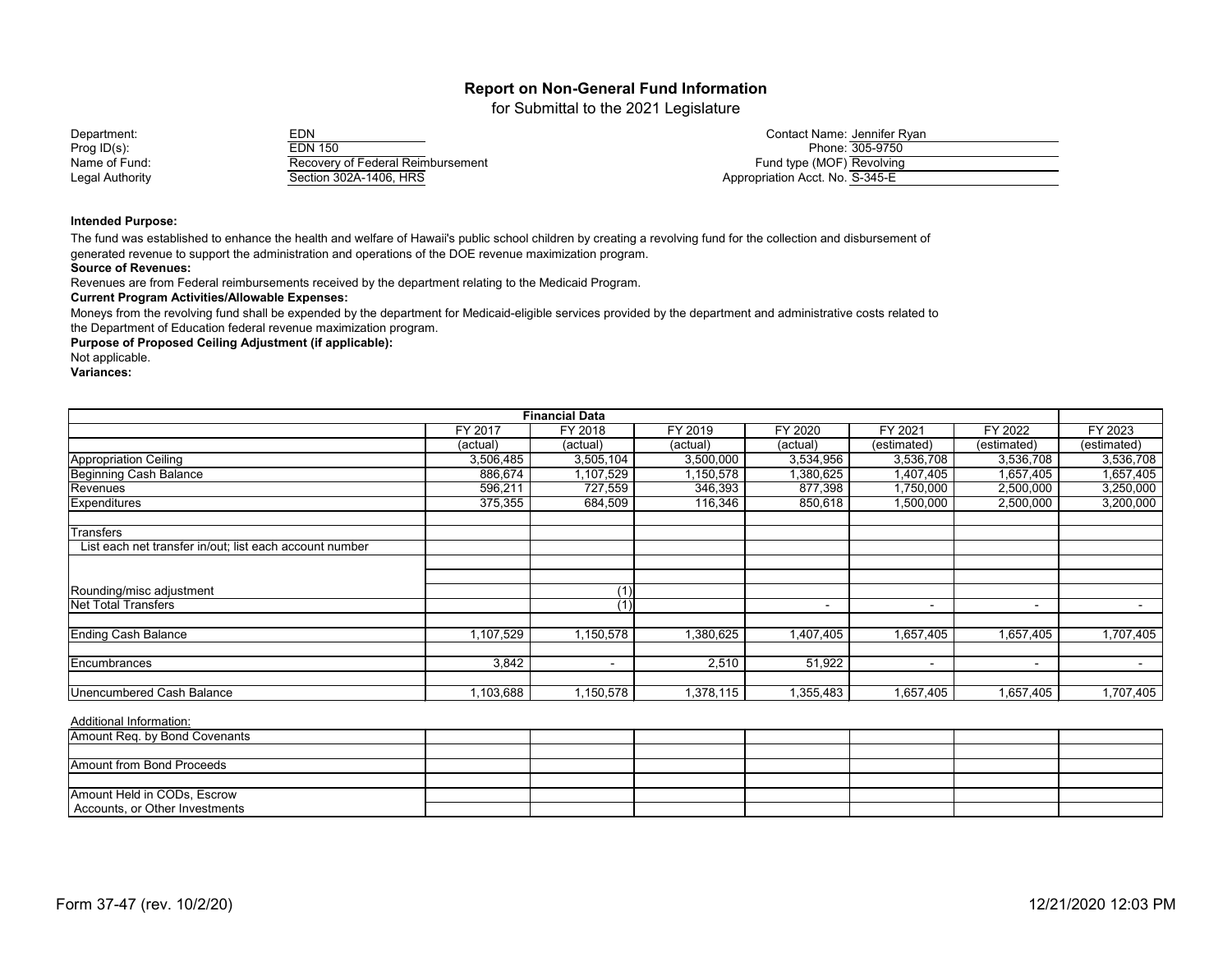## Report on Non-General Fund Information

for Submittal to the 2021 Legislature

Department: EDN
Prog ID(s): EDN 150
Name of Fund: Recovery of Federal Reimbursement
Legal Authority: Section 302A-1406, HRS

Contact Name: Jennifer Ryan
Phone: 305-9750
Fund type (MOF): Revolving
Appropriation Acct. No. S-345-E

**Intended Purpose:**

The fund was established to enhance the health and welfare of Hawaii's public school children by creating a revolving fund for the collection and disbursement of generated revenue to support the administration and operations of the DOE revenue maximization program.

**Source of Revenues:**

Revenues are from Federal reimbursements received by the department relating to the Medicaid Program.

**Current Program Activities/Allowable Expenses:**

Moneys from the revolving fund shall be expended by the department for Medicaid-eligible services provided by the department and administrative costs related to the Department of Education federal revenue maximization program.

**Purpose of Proposed Ceiling Adjustment (if applicable):**

Not applicable.

**Variances:**

| Financial Data | FY 2017 | FY 2018 | FY 2019 | FY 2020 | FY 2021 | FY 2022 | FY 2023 |
|---|---|---|---|---|---|---|---|
| | (actual) | (actual) | (actual) | (actual) | (estimated) | (estimated) | (estimated) |
| Appropriation Ceiling | 3,506,485 | 3,505,104 | 3,500,000 | 3,534,956 | 3,536,708 | 3,536,708 | 3,536,708 |
| Beginning Cash Balance | 886,674 | 1,107,529 | 1,150,578 | 1,380,625 | 1,407,405 | 1,657,405 | 1,657,405 |
| Revenues | 596,211 | 727,559 | 346,393 | 877,398 | 1,750,000 | 2,500,000 | 3,250,000 |
| Expenditures | 375,355 | 684,509 | 116,346 | 850,618 | 1,500,000 | 2,500,000 | 3,200,000 |
| | | | | | | | |
| Transfers | | | | | | | |
| List each net transfer in/out; list each account number | | | | | | | |
| | | | | | | | |
| | | | | | | | |
| Rounding/misc adjustment | | (1) | | | | | |
| Net Total Transfers | | (1) | | - | - | - | - |
| | | | | | | | |
| Ending Cash Balance | 1,107,529 | 1,150,578 | 1,380,625 | 1,407,405 | 1,657,405 | 1,657,405 | 1,707,405 |
| | | | | | | | |
| Encumbrances | 3,842 | - | 2,510 | 51,922 | - | - | - |
| | | | | | | | |
| Unencumbered Cash Balance | 1,103,688 | 1,150,578 | 1,378,115 | 1,355,483 | 1,657,405 | 1,657,405 | 1,707,405 |

Additional Information:

| | | | | | | | |
|---|---|---|---|---|---|---|---|
| Amount Req. by Bond Covenants | | | | | | | |
| | | | | | | | |
| Amount from Bond Proceeds | | | | | | | |
| | | | | | | | |
| Amount Held in CODs, Escrow Accounts, or Other Investments | | | | | | | |

Form 37-47 (rev. 10/2/20) 12/21/2020 12:03 PM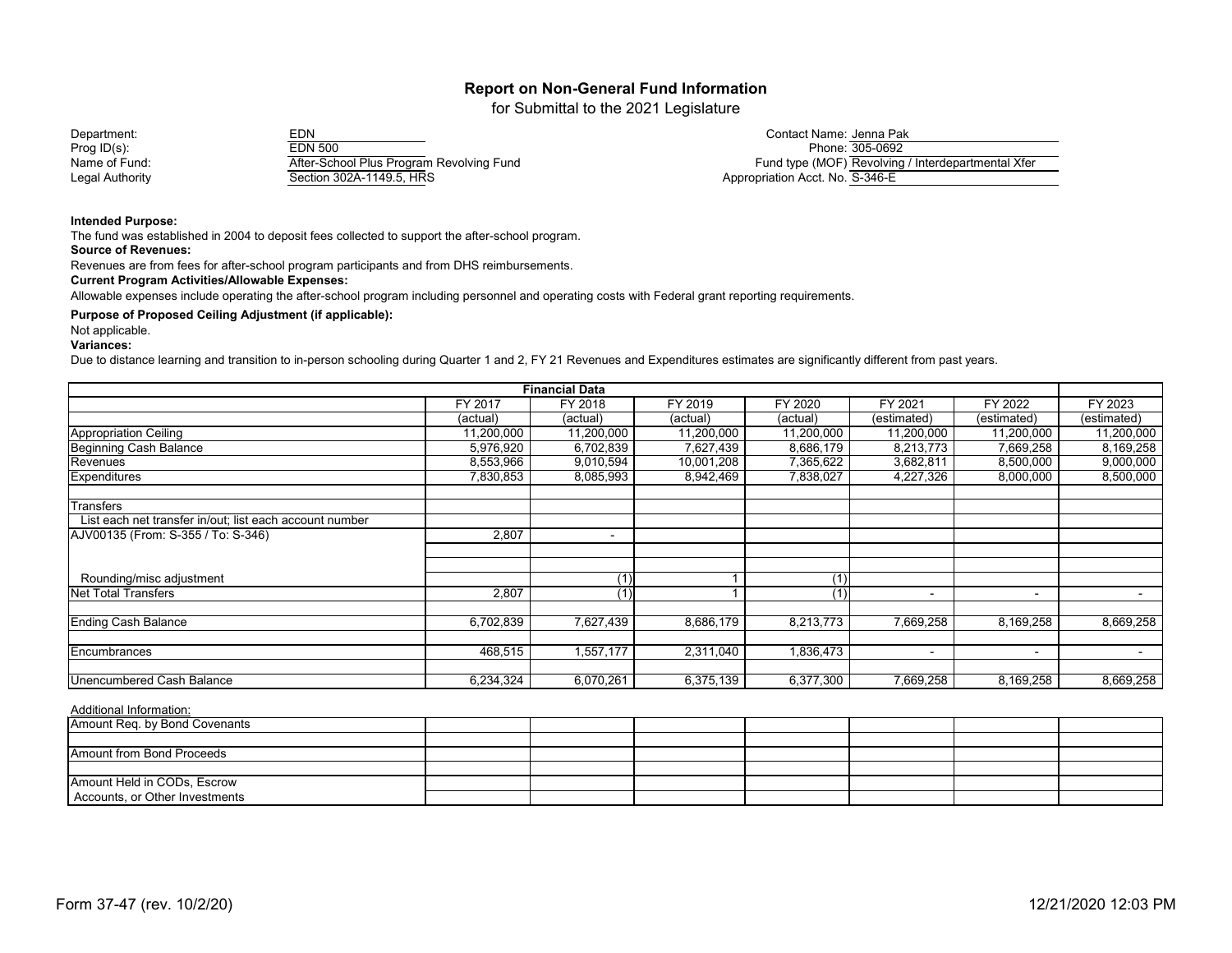## Report on Non-General Fund Information

for Submittal to the 2021 Legislature

Department: EDN
Prog ID(s): EDN 500
Name of Fund: After-School Plus Program Revolving Fund
Legal Authority: Section 302A-1149.5, HRS

Contact Name: Jenna Pak
Phone: 305-0692
Fund type (MOF): Revolving / Interdepartmental Xfer
Appropriation Acct. No. S-346-E

**Intended Purpose:**
The fund was established in 2004 to deposit fees collected to support the after-school program.

**Source of Revenues:**
Revenues are from fees for after-school program participants and from DHS reimbursements.

**Current Program Activities/Allowable Expenses:**
Allowable expenses include operating the after-school program including personnel and operating costs with Federal grant reporting requirements.

**Purpose of Proposed Ceiling Adjustment (if applicable):**
Not applicable.

**Variances:**
Due to distance learning and transition to in-person schooling during Quarter 1 and 2, FY 21 Revenues and Expenditures estimates are significantly different from past years.

| Financial Data | FY 2017 (actual) | FY 2018 (actual) | FY 2019 (actual) | FY 2020 (actual) | FY 2021 (estimated) | FY 2022 (estimated) | FY 2023 (estimated) |
|---|---|---|---|---|---|---|---|
| Appropriation Ceiling | 11,200,000 | 11,200,000 | 11,200,000 | 11,200,000 | 11,200,000 | 11,200,000 | 11,200,000 |
| Beginning Cash Balance | 5,976,920 | 6,702,839 | 7,627,439 | 8,686,179 | 8,213,773 | 7,669,258 | 8,169,258 |
| Revenues | 8,553,966 | 9,010,594 | 10,001,208 | 7,365,622 | 3,682,811 | 8,500,000 | 9,000,000 |
| Expenditures | 7,830,853 | 8,085,993 | 8,942,469 | 7,838,027 | 4,227,326 | 8,000,000 | 8,500,000 |
| | | | | | | | |
| Transfers | | | | | | | |
| List each net transfer in/out; list each account number | | | | | | | |
| AJV00135 (From: S-355 / To: S-346) | 2,807 | - | | | | | |
| | | | | | | | |
| Rounding/misc adjustment | | (1) | 1 | (1) | | | |
| Net Total Transfers | 2,807 | (1) | 1 | (1) | - | - | - |
| | | | | | | | |
| Ending Cash Balance | 6,702,839 | 7,627,439 | 8,686,179 | 8,213,773 | 7,669,258 | 8,169,258 | 8,669,258 |
| | | | | | | | |
| Encumbrances | 468,515 | 1,557,177 | 2,311,040 | 1,836,473 | - | - | - |
| | | | | | | | |
| Unencumbered Cash Balance | 6,234,324 | 6,070,261 | 6,375,139 | 6,377,300 | 7,669,258 | 8,169,258 | 8,669,258 |

Additional Information:

| | | | | | | | |
|---|---|---|---|---|---|---|---|
| Amount Req. by Bond Covenants | | | | | | | |
| Amount from Bond Proceeds | | | | | | | |
| Amount Held in CODs, Escrow Accounts, or Other Investments | | | | | | | |

Form 37-47 (rev. 10/2/20) 12/21/2020 12:03 PM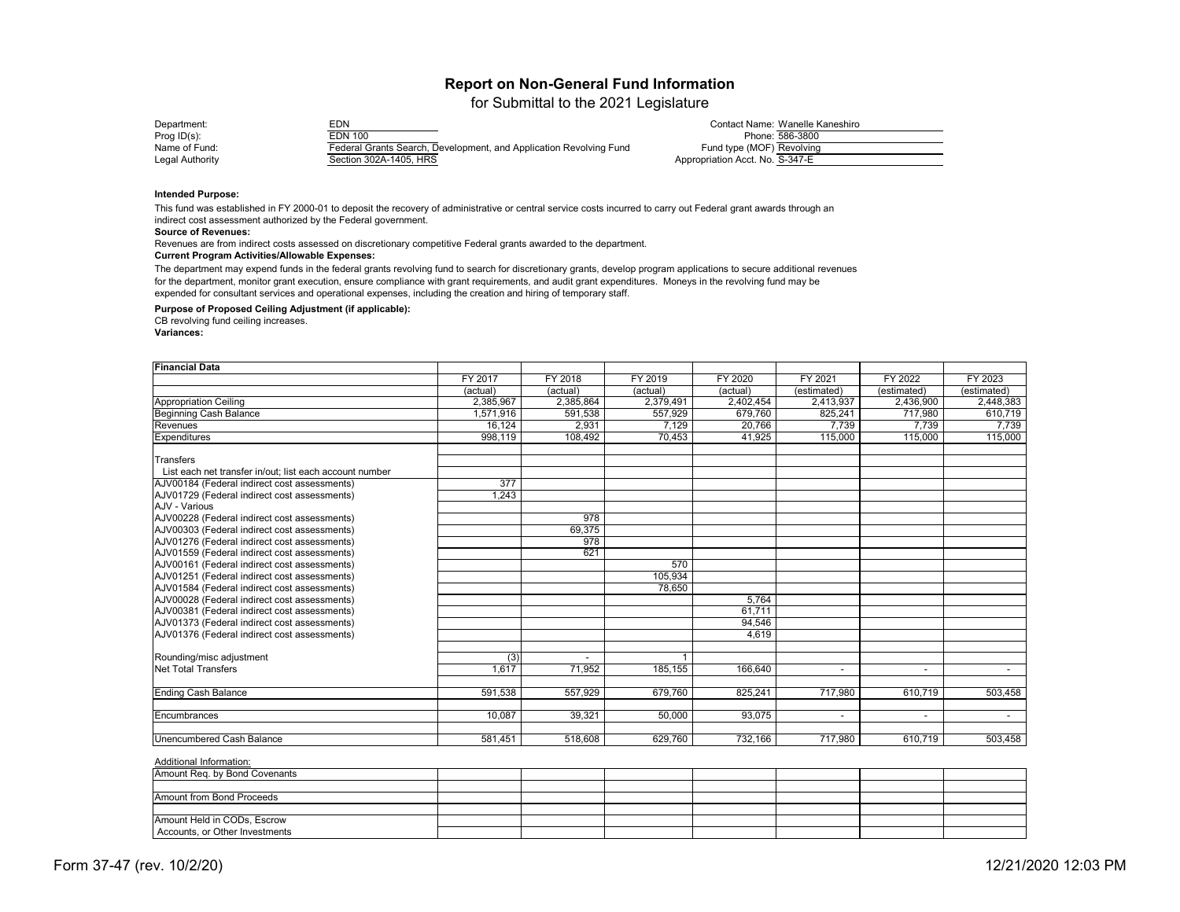# Report on Non-General Fund Information

for Submittal to the 2021 Legislature

| | | | |
|---|---|---|---|
| Department: | EDN | Contact Name: | Wanelle Kaneshiro |
| Prog ID(s): | EDN 100 | Phone: | 586-3800 |
| Name of Fund: | Federal Grants Search, Development, and Application Revolving Fund | Fund type (MOF) | Revolving |
| Legal Authority | Section 302A-1405, HRS | Appropriation Acct. No. | S-347-E |

**Intended Purpose:**

This fund was established in FY 2000-01 to deposit the recovery of administrative or central service costs incurred to carry out Federal grant awards through an indirect cost assessment authorized by the Federal government.

**Source of Revenues:**

Revenues are from indirect costs assessed on discretionary competitive Federal grants awarded to the department.

**Current Program Activities/Allowable Expenses:**

The department may expend funds in the federal grants revolving fund to search for discretionary grants, develop program applications to secure additional revenues for the department, monitor grant execution, ensure compliance with grant requirements, and audit grant expenditures. Moneys in the revolving fund may be expended for consultant services and operational expenses, including the creation and hiring of temporary staff.

**Purpose of Proposed Ceiling Adjustment (if applicable):**

CB revolving fund ceiling increases.

**Variances:**

| Financial Data | FY 2017 | FY 2018 | FY 2019 | FY 2020 | FY 2021 | FY 2022 | FY 2023 |
|---|---|---|---|---|---|---|---|
| | (actual) | (actual) | (actual) | (actual) | (estimated) | (estimated) | (estimated) |
| Appropriation Ceiling | 2,385,967 | 2,385,864 | 2,379,491 | 2,402,454 | 2,413,937 | 2,436,900 | 2,448,383 |
| Beginning Cash Balance | 1,571,916 | 591,538 | 557,929 | 679,760 | 825,241 | 717,980 | 610,719 |
| Revenues | 16,124 | 2,931 | 7,129 | 20,766 | 7,739 | 7,739 | 7,739 |
| Expenditures | 998,119 | 108,492 | 70,453 | 41,925 | 115,000 | 115,000 | 115,000 |
| | | | | | | | |
| Transfers | | | | | | | |
| List each net transfer in/out; list each account number | | | | | | | |
| AJV00184 (Federal indirect cost assessments) | 377 | | | | | | |
| AJV01729 (Federal indirect cost assessments) | 1,243 | | | | | | |
| AJV - Various | | | | | | | |
| AJV00228 (Federal indirect cost assessments) | | 978 | | | | | |
| AJV00303 (Federal indirect cost assessments) | | 69,375 | | | | | |
| AJV01276 (Federal indirect cost assessments) | | 978 | | | | | |
| AJV01559 (Federal indirect cost assessments) | | 621 | | | | | |
| AJV00161 (Federal indirect cost assessments) | | | 570 | | | | |
| AJV01251 (Federal indirect cost assessments) | | | 105,934 | | | | |
| AJV01584 (Federal indirect cost assessments) | | | 78,650 | | | | |
| AJV00028 (Federal indirect cost assessments) | | | | 5,764 | | | |
| AJV00381 (Federal indirect cost assessments) | | | | 61,711 | | | |
| AJV01373 (Federal indirect cost assessments) | | | | 94,546 | | | |
| AJV01376 (Federal indirect cost assessments) | | | | 4,619 | | | |
| | | | | | | | |
| Rounding/misc adjustment | (3) | - | 1 | | | | |
| Net Total Transfers | 1,617 | 71,952 | 185,155 | 166,640 | - | - | - |
| | | | | | | | |
| Ending Cash Balance | 591,538 | 557,929 | 679,760 | 825,241 | 717,980 | 610,719 | 503,458 |
| | | | | | | | |
| Encumbrances | 10,087 | 39,321 | 50,000 | 93,075 | - | - | - |
| | | | | | | | |
| Unencumbered Cash Balance | 581,451 | 518,608 | 629,760 | 732,166 | 717,980 | 610,719 | 503,458 |

Additional Information:

| | | | | | | | |
|---|---|---|---|---|---|---|---|
| Amount Req. by Bond Covenants | | | | | | | |
| | | | | | | | |
| Amount from Bond Proceeds | | | | | | | |
| | | | | | | | |
| Amount Held in CODs, Escrow Accounts, or Other Investments | | | | | | | |

Form 37-47 (rev. 10/2/20) 12/21/2020 12:03 PM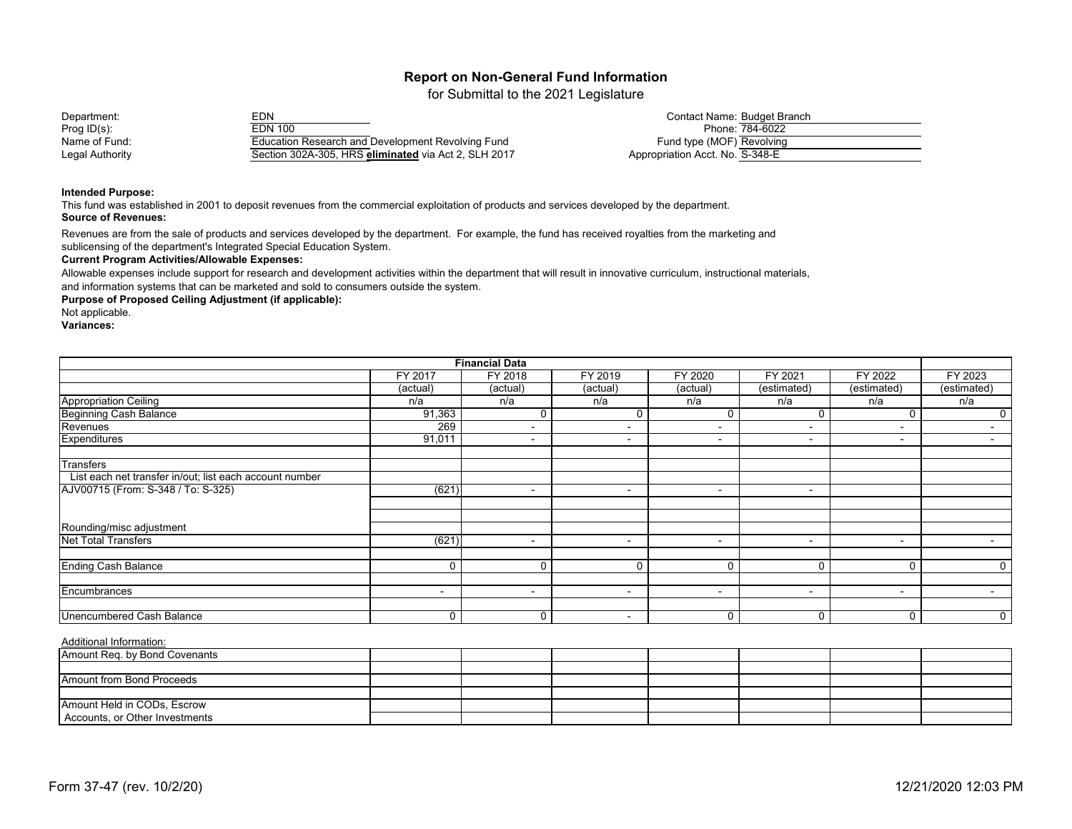# Report on Non-General Fund Information

for Submittal to the 2021 Legislature

| | | | |
|---|---|---|---|
| Department: | EDN | Contact Name: | Budget Branch |
| Prog ID(s): | EDN 100 | Phone: | 784-6022 |
| Name of Fund: | Education Research and Development Revolving Fund | Fund type (MOF) | Revolving |
| Legal Authority | Section 302A-305, HRS **eliminated** via Act 2, SLH 2017 | Appropriation Acct. No. | S-348-E |

**Intended Purpose:**

This fund was established in 2001 to deposit revenues from the commercial exploitation of products and services developed by the department.

**Source of Revenues:**

Revenues are from the sale of products and services developed by the department. For example, the fund has received royalties from the marketing and sublicensing of the department's Integrated Special Education System.

**Current Program Activities/Allowable Expenses:**

Allowable expenses include support for research and development activities within the department that will result in innovative curriculum, instructional materials, and information systems that can be marketed and sold to consumers outside the system.

**Purpose of Proposed Ceiling Adjustment (if applicable):**

Not applicable.

**Variances:**

| Financial Data | FY 2017 | FY 2018 | FY 2019 | FY 2020 | FY 2021 | FY 2022 | FY 2023 |
|---|---|---|---|---|---|---|---|
| | (actual) | (actual) | (actual) | (actual) | (estimated) | (estimated) | (estimated) |
| Appropriation Ceiling | n/a | n/a | n/a | n/a | n/a | n/a | n/a |
| Beginning Cash Balance | 91,363 | 0 | 0 | 0 | 0 | 0 | 0 |
| Revenues | 269 | - | - | - | - | - | - |
| Expenditures | 91,011 | - | - | - | - | - | - |
| | | | | | | | |
| Transfers | | | | | | | |
| List each net transfer in/out; list each account number | | | | | | | |
| AJV00715 (From: S-348 / To: S-325) | (621) | - | - | - | - | | |
| | | | | | | | |
| | | | | | | | |
| Rounding/misc adjustment | | | | | | | |
| Net Total Transfers | (621) | - | - | - | - | - | - |
| | | | | | | | |
| Ending Cash Balance | 0 | 0 | 0 | 0 | 0 | 0 | 0 |
| | | | | | | | |
| Encumbrances | - | - | - | - | - | - | - |
| | | | | | | | |
| Unencumbered Cash Balance | 0 | 0 | - | 0 | 0 | 0 | 0 |

Additional Information:

| | | | | | | | |
|---|---|---|---|---|---|---|---|
| Amount Req. by Bond Covenants | | | | | | | |
| Amount from Bond Proceeds | | | | | | | |
| Amount Held in CODs, Escrow Accounts, or Other Investments | | | | | | | |

Form 37-47 (rev. 10/2/20) 12/21/2020 12:03 PM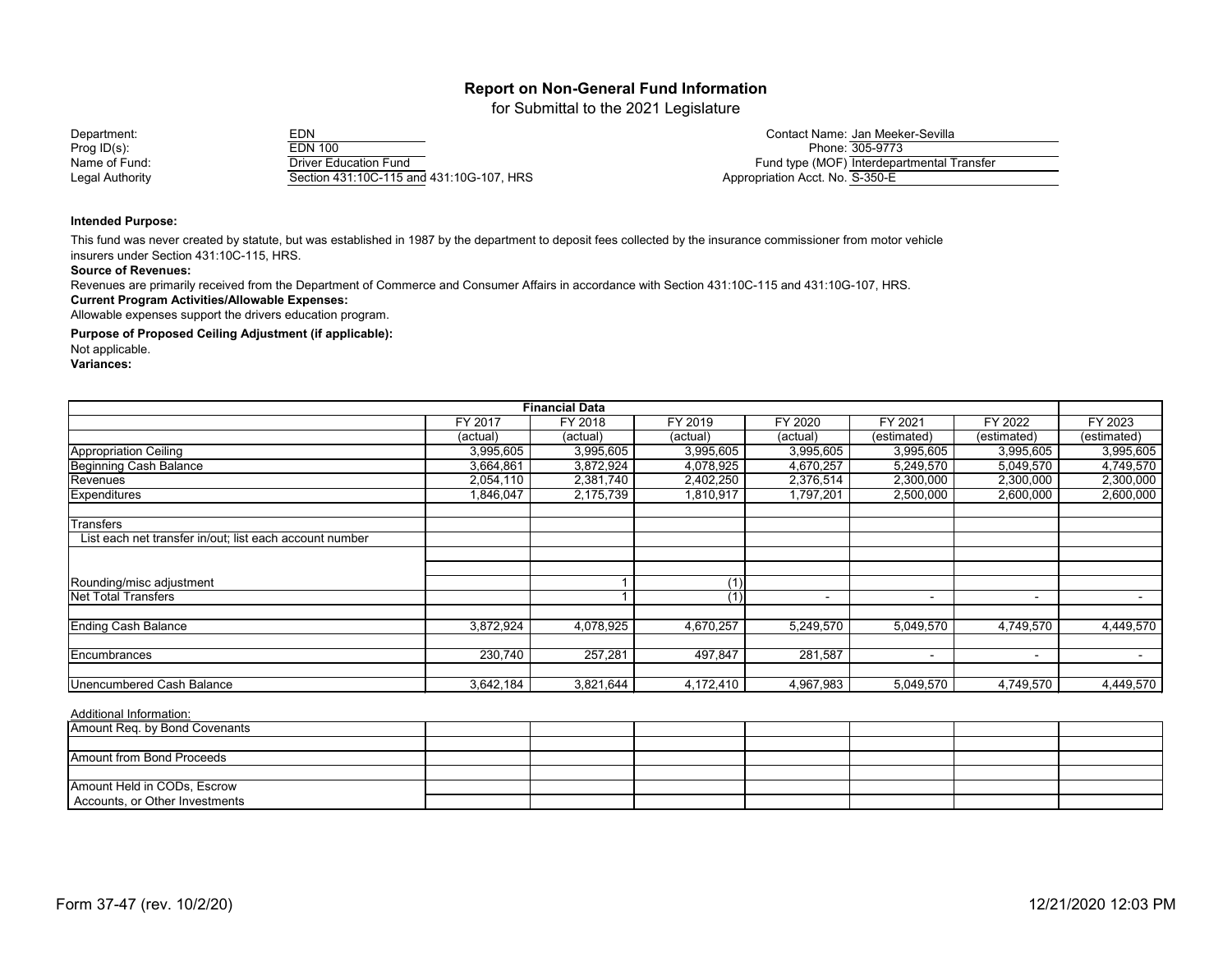# Report on Non-General Fund Information

for Submittal to the 2021 Legislature

| | | | |
|---|---|---|---|
| Department: | EDN | Contact Name: | Jan Meeker-Sevilla |
| Prog ID(s): | EDN 100 | Phone: | 305-9773 |
| Name of Fund: | Driver Education Fund | Fund type (MOF) | Interdepartmental Transfer |
| Legal Authority | Section 431:10C-115 and 431:10G-107, HRS | Appropriation Acct. No. | S-350-E |

**Intended Purpose:**

This fund was never created by statute, but was established in 1987 by the department to deposit fees collected by the insurance commissioner from motor vehicle insurers under Section 431:10C-115, HRS.

**Source of Revenues:**

Revenues are primarily received from the Department of Commerce and Consumer Affairs in accordance with Section 431:10C-115 and 431:10G-107, HRS.

**Current Program Activities/Allowable Expenses:**

Allowable expenses support the drivers education program.

**Purpose of Proposed Ceiling Adjustment (if applicable):**

Not applicable.

**Variances:**

| Financial Data | FY 2017 (actual) | FY 2018 (actual) | FY 2019 (actual) | FY 2020 (actual) | FY 2021 (estimated) | FY 2022 (estimated) | FY 2023 (estimated) |
|---|---|---|---|---|---|---|---|
| Appropriation Ceiling | 3,995,605 | 3,995,605 | 3,995,605 | 3,995,605 | 3,995,605 | 3,995,605 | 3,995,605 |
| Beginning Cash Balance | 3,664,861 | 3,872,924 | 4,078,925 | 4,670,257 | 5,249,570 | 5,049,570 | 4,749,570 |
| Revenues | 2,054,110 | 2,381,740 | 2,402,250 | 2,376,514 | 2,300,000 | 2,300,000 | 2,300,000 |
| Expenditures | 1,846,047 | 2,175,739 | 1,810,917 | 1,797,201 | 2,500,000 | 2,600,000 | 2,600,000 |
| | | | | | | | |
| Transfers | | | | | | | |
| List each net transfer in/out; list each account number | | | | | | | |
| | | | | | | | |
| | | | | | | | |
| Rounding/misc adjustment | | 1 | (1) | | | | |
| Net Total Transfers | | 1 | (1) | - | - | - | - |
| | | | | | | | |
| Ending Cash Balance | 3,872,924 | 4,078,925 | 4,670,257 | 5,249,570 | 5,049,570 | 4,749,570 | 4,449,570 |
| | | | | | | | |
| Encumbrances | 230,740 | 257,281 | 497,847 | 281,587 | - | - | - |
| | | | | | | | |
| Unencumbered Cash Balance | 3,642,184 | 3,821,644 | 4,172,410 | 4,967,983 | 5,049,570 | 4,749,570 | 4,449,570 |

Additional Information:

| | | | | | | | |
|---|---|---|---|---|---|---|---|
| Amount Req. by Bond Covenants | | | | | | | |
| | | | | | | | |
| Amount from Bond Proceeds | | | | | | | |
| | | | | | | | |
| Amount Held in CODs, Escrow Accounts, or Other Investments | | | | | | | |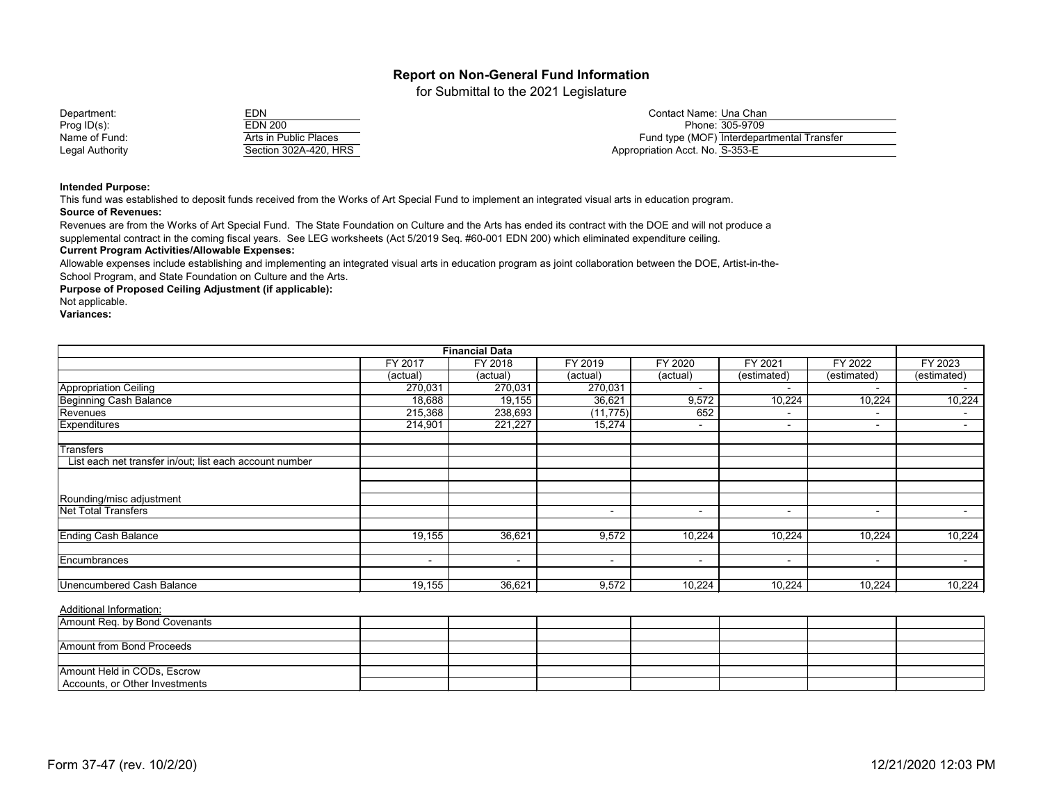## Report on Non-General Fund Information

for Submittal to the 2021 Legislature

| | | | |
|---|---|---|---|
| Department: | EDN | Contact Name: | Una Chan |
| Prog ID(s): | EDN 200 | Phone: | 305-9709 |
| Name of Fund: | Arts in Public Places | Fund type (MOF) | Interdepartmental Transfer |
| Legal Authority | Section 302A-420, HRS | Appropriation Acct. No. | S-353-E |

**Intended Purpose:**
This fund was established to deposit funds received from the Works of Art Special Fund to implement an integrated visual arts in education program.

**Source of Revenues:**
Revenues are from the Works of Art Special Fund. The State Foundation on Culture and the Arts has ended its contract with the DOE and will not produce a supplemental contract in the coming fiscal years. See LEG worksheets (Act 5/2019 Seq. #60-001 EDN 200) which eliminated expenditure ceiling.

**Current Program Activities/Allowable Expenses:**
Allowable expenses include establishing and implementing an integrated visual arts in education program as joint collaboration between the DOE, Artist-in-the-School Program, and State Foundation on Culture and the Arts.

**Purpose of Proposed Ceiling Adjustment (if applicable):**
Not applicable.

**Variances:**

| Financial Data | FY 2017 (actual) | FY 2018 (actual) | FY 2019 (actual) | FY 2020 (actual) | FY 2021 (estimated) | FY 2022 (estimated) | FY 2023 (estimated) |
|---|---|---|---|---|---|---|---|
| Appropriation Ceiling | 270,031 | 270,031 | 270,031 | - | - | - | - |
| Beginning Cash Balance | 18,688 | 19,155 | 36,621 | 9,572 | 10,224 | 10,224 | 10,224 |
| Revenues | 215,368 | 238,693 | (11,775) | 652 | - | - | - |
| Expenditures | 214,901 | 221,227 | 15,274 | - | - | - | - |
| | | | | | | | |
| Transfers | | | | | | | |
| List each net transfer in/out; list each account number | | | | | | | |
| | | | | | | | |
| | | | | | | | |
| Rounding/misc adjustment | | | | | | | |
| Net Total Transfers | | | - | - | - | - | - |
| | | | | | | | |
| Ending Cash Balance | 19,155 | 36,621 | 9,572 | 10,224 | 10,224 | 10,224 | 10,224 |
| | | | | | | | |
| Encumbrances | - | - | - | - | - | - | - |
| | | | | | | | |
| Unencumbered Cash Balance | 19,155 | 36,621 | 9,572 | 10,224 | 10,224 | 10,224 | 10,224 |

Additional Information:

| | | | | | | | |
|---|---|---|---|---|---|---|---|
| Amount Req. by Bond Covenants | | | | | | | |
| | | | | | | | |
| Amount from Bond Proceeds | | | | | | | |
| | | | | | | | |
| Amount Held in CODs, Escrow Accounts, or Other Investments | | | | | | | |

Form 37-47 (rev. 10/2/20) 12/21/2020 12:03 PM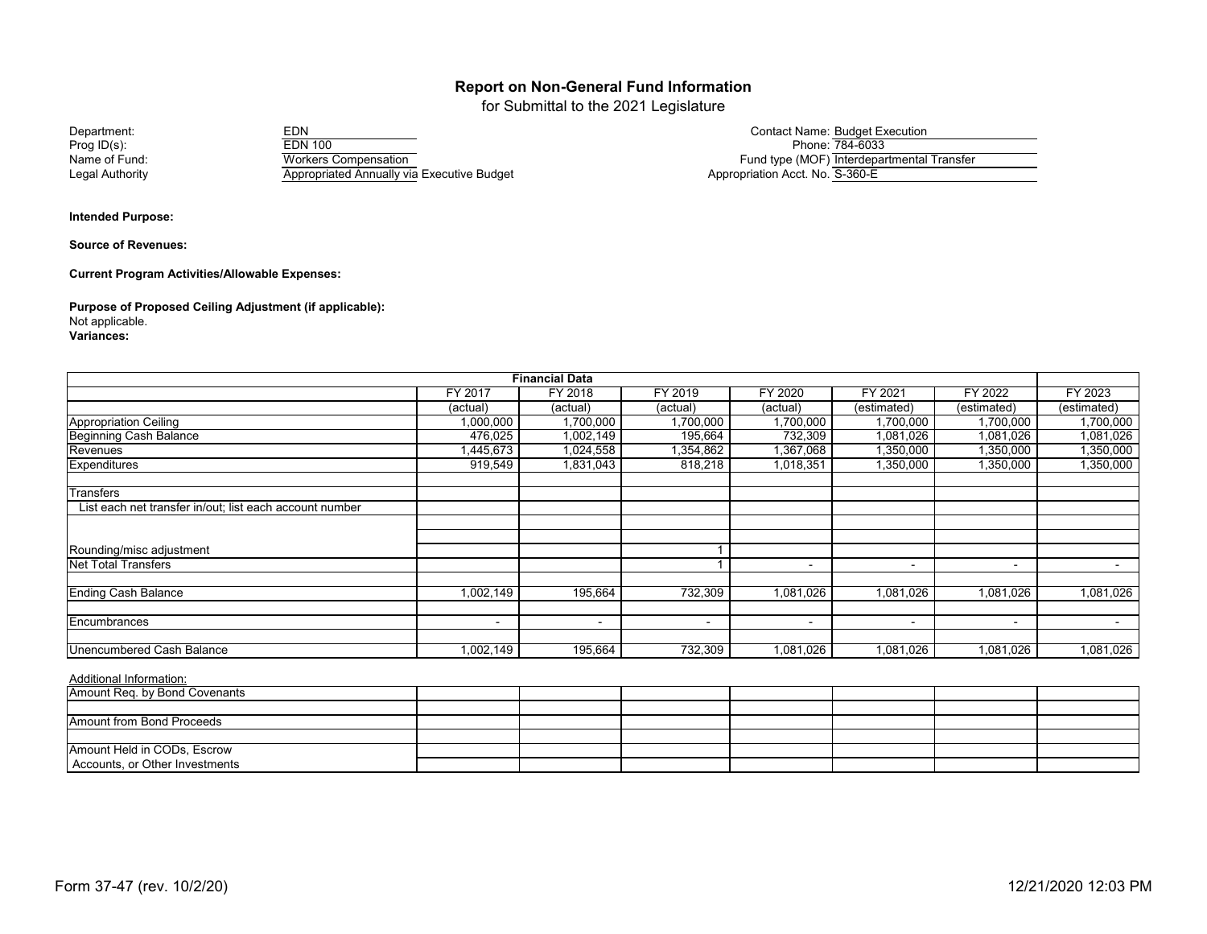# Report on Non-General Fund Information

for Submittal to the 2021 Legislature

Department: EDN
Prog ID(s): EDN 100
Name of Fund: Workers Compensation
Legal Authority: Appropriated Annually via Executive Budget

Contact Name: Budget Execution
Phone: 784-6033
Fund type (MOF): Interdepartmental Transfer
Appropriation Acct. No. S-360-E

**Intended Purpose:**

**Source of Revenues:**

**Current Program Activities/Allowable Expenses:**

**Purpose of Proposed Ceiling Adjustment (if applicable):**
Not applicable.

**Variances:**

| Financial Data | | | | | | | |
|---|---|---|---|---|---|---|---|
| | FY 2017 | FY 2018 | FY 2019 | FY 2020 | FY 2021 | FY 2022 | FY 2023 |
| | (actual) | (actual) | (actual) | (actual) | (estimated) | (estimated) | (estimated) |
| Appropriation Ceiling | 1,000,000 | 1,700,000 | 1,700,000 | 1,700,000 | 1,700,000 | 1,700,000 | 1,700,000 |
| Beginning Cash Balance | 476,025 | 1,002,149 | 195,664 | 732,309 | 1,081,026 | 1,081,026 | 1,081,026 |
| Revenues | 1,445,673 | 1,024,558 | 1,354,862 | 1,367,068 | 1,350,000 | 1,350,000 | 1,350,000 |
| Expenditures | 919,549 | 1,831,043 | 818,218 | 1,018,351 | 1,350,000 | 1,350,000 | 1,350,000 |
| | | | | | | | |
| Transfers | | | | | | | |
| List each net transfer in/out; list each account number | | | | | | | |
| | | | | | | | |
| | | | | | | | |
| Rounding/misc adjustment | | | 1 | | | | |
| Net Total Transfers | | | 1 | - | - | - | - |
| | | | | | | | |
| Ending Cash Balance | 1,002,149 | 195,664 | 732,309 | 1,081,026 | 1,081,026 | 1,081,026 | 1,081,026 |
| | | | | | | | |
| Encumbrances | - | - | - | - | - | - | - |
| | | | | | | | |
| Unencumbered Cash Balance | 1,002,149 | 195,664 | 732,309 | 1,081,026 | 1,081,026 | 1,081,026 | 1,081,026 |

Additional Information:

| | | | | | | | |
|---|---|---|---|---|---|---|---|
| Amount Req. by Bond Covenants | | | | | | | |
| | | | | | | | |
| Amount from Bond Proceeds | | | | | | | |
| | | | | | | | |
| Amount Held in CODs, Escrow Accounts, or Other Investments | | | | | | | |

Form 37-47 (rev. 10/2/20) 12/21/2020 12:03 PM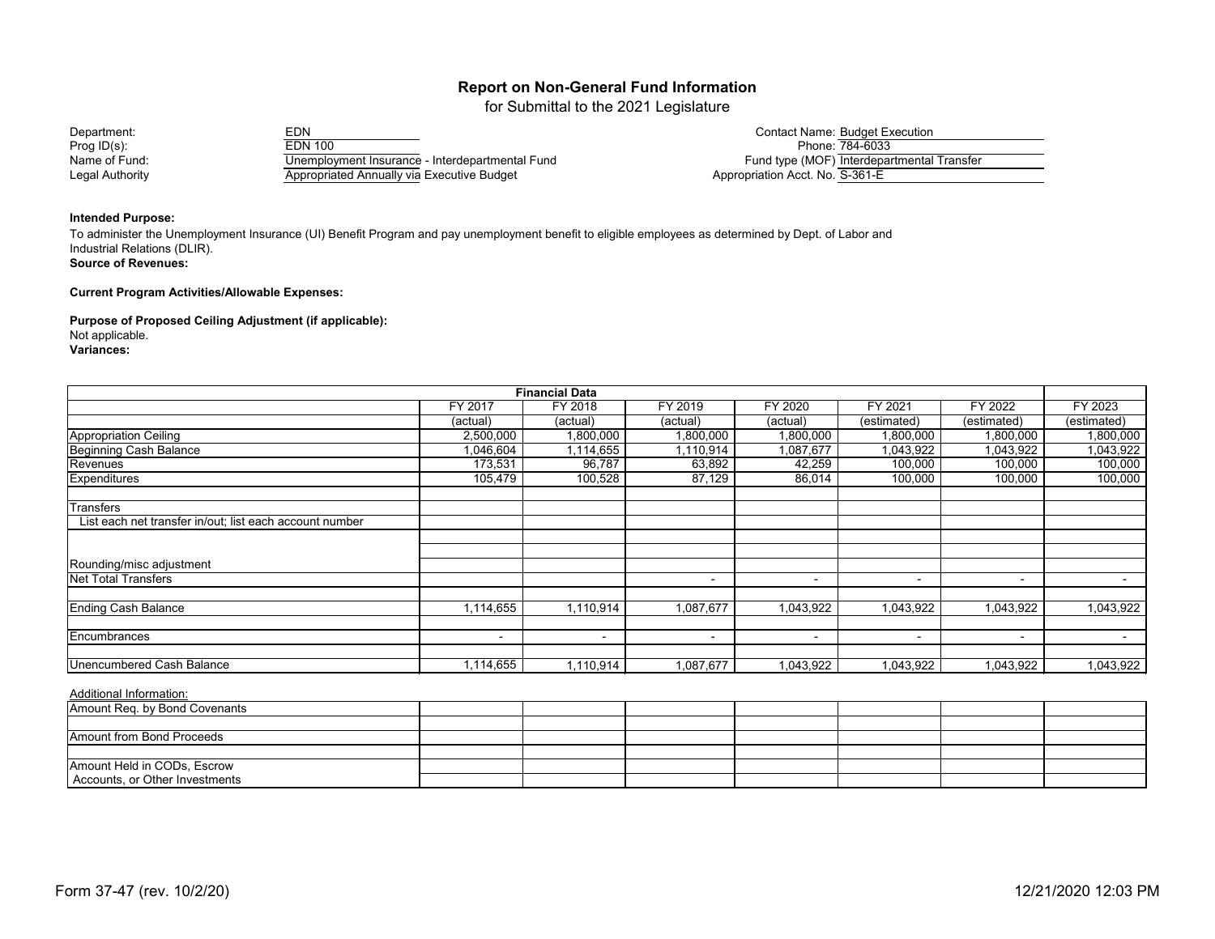## Report on Non-General Fund Information

for Submittal to the 2021 Legislature

Department: EDN
Prog ID(s): EDN 100
Name of Fund: Unemployment Insurance - Interdepartmental Fund
Legal Authority: Appropriated Annually via Executive Budget

Contact Name: Budget Execution
Phone: 784-6033
Fund type (MOF) Interdepartmental Transfer
Appropriation Acct. No. S-361-E

**Intended Purpose:**
To administer the Unemployment Insurance (UI) Benefit Program and pay unemployment benefit to eligible employees as determined by Dept. of Labor and Industrial Relations (DLIR).

**Source of Revenues:**

**Current Program Activities/Allowable Expenses:**

**Purpose of Proposed Ceiling Adjustment (if applicable):**
Not applicable.

**Variances:**

| Financial Data | | | | | | | |
|---|---|---|---|---|---|---|---|
| | FY 2017 | FY 2018 | FY 2019 | FY 2020 | FY 2021 | FY 2022 | FY 2023 |
| | (actual) | (actual) | (actual) | (actual) | (estimated) | (estimated) | (estimated) |
| Appropriation Ceiling | 2,500,000 | 1,800,000 | 1,800,000 | 1,800,000 | 1,800,000 | 1,800,000 | 1,800,000 |
| Beginning Cash Balance | 1,046,604 | 1,114,655 | 1,110,914 | 1,087,677 | 1,043,922 | 1,043,922 | 1,043,922 |
| Revenues | 173,531 | 96,787 | 63,892 | 42,259 | 100,000 | 100,000 | 100,000 |
| Expenditures | 105,479 | 100,528 | 87,129 | 86,014 | 100,000 | 100,000 | 100,000 |
| | | | | | | | |
| Transfers | | | | | | | |
| List each net transfer in/out; list each account number | | | | | | | |
| | | | | | | | |
| | | | | | | | |
| Rounding/misc adjustment | | | | | | | |
| Net Total Transfers | | | - | - | - | - | - |
| | | | | | | | |
| Ending Cash Balance | 1,114,655 | 1,110,914 | 1,087,677 | 1,043,922 | 1,043,922 | 1,043,922 | 1,043,922 |
| | | | | | | | |
| Encumbrances | - | - | - | - | - | - | - |
| | | | | | | | |
| Unencumbered Cash Balance | 1,114,655 | 1,110,914 | 1,087,677 | 1,043,922 | 1,043,922 | 1,043,922 | 1,043,922 |

Additional Information:

| | | | | | | | |
|---|---|---|---|---|---|---|---|
| Amount Req. by Bond Covenants | | | | | | | |
| | | | | | | | |
| Amount from Bond Proceeds | | | | | | | |
| | | | | | | | |
| Amount Held in CODs, Escrow Accounts, or Other Investments | | | | | | | |

Form 37-47 (rev. 10/2/20)

12/21/2020 12:03 PM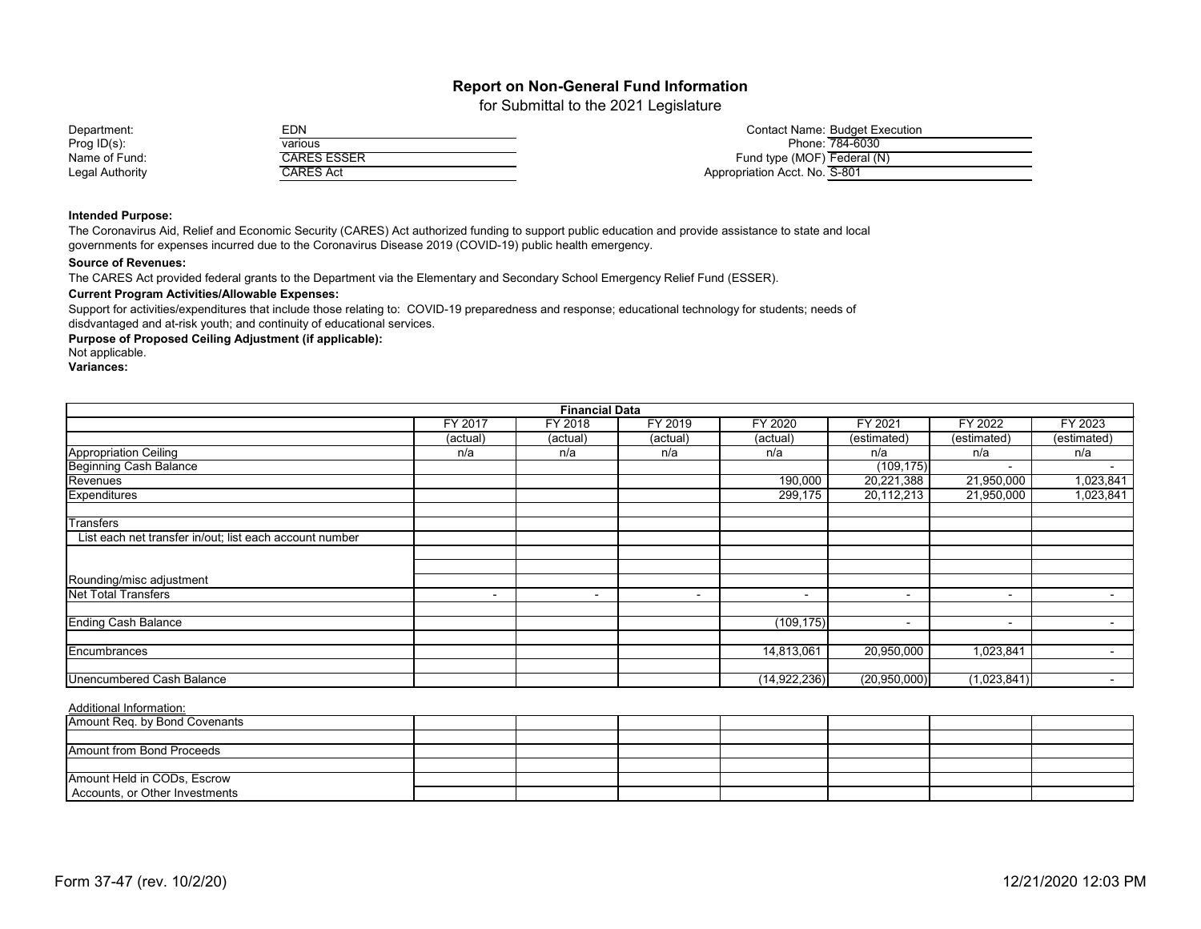# Report on Non-General Fund Information

for Submittal to the 2021 Legislature

| | | | |
|---|---|---|---|
| Department: | EDN | Contact Name: | Budget Execution |
| Prog ID(s): | various | Phone: | 784-6030 |
| Name of Fund: | CARES ESSER | Fund type (MOF) | Federal (N) |
| Legal Authority | CARES Act | Appropriation Acct. No. | S-801 |

**Intended Purpose:**

The Coronavirus Aid, Relief and Economic Security (CARES) Act authorized funding to support public education and provide assistance to state and local governments for expenses incurred due to the Coronavirus Disease 2019 (COVID-19) public health emergency.

**Source of Revenues:**

The CARES Act provided federal grants to the Department via the Elementary and Secondary School Emergency Relief Fund (ESSER).

**Current Program Activities/Allowable Expenses:**

Support for activities/expenditures that include those relating to: COVID-19 preparedness and response; educational technology for students; needs of disdvantaged and at-risk youth; and continuity of educational services.

**Purpose of Proposed Ceiling Adjustment (if applicable):**

Not applicable.

**Variances:**

| Financial Data | | | | | | | |
|---|---|---|---|---|---|---|---|
| | FY 2017 | FY 2018 | FY 2019 | FY 2020 | FY 2021 | FY 2022 | FY 2023 |
| | (actual) | (actual) | (actual) | (actual) | (estimated) | (estimated) | (estimated) |
| Appropriation Ceiling | n/a | n/a | n/a | n/a | n/a | n/a | n/a |
| Beginning Cash Balance | | | | | (109,175) | - | - |
| Revenues | | | | 190,000 | 20,221,388 | 21,950,000 | 1,023,841 |
| Expenditures | | | | 299,175 | 20,112,213 | 21,950,000 | 1,023,841 |
| Transfers | | | | | | | |
| List each net transfer in/out; list each account number | | | | | | | |
| Rounding/misc adjustment | | | | | | | |
| Net Total Transfers | - | - | - | - | - | - | - |
| Ending Cash Balance | | | | (109,175) | - | - | - |
| Encumbrances | | | | 14,813,061 | 20,950,000 | 1,023,841 | - |
| Unencumbered Cash Balance | | | | (14,922,236) | (20,950,000) | (1,023,841) | - |

Additional Information:

| | | | | | | | |
|---|---|---|---|---|---|---|---|
| Amount Req. by Bond Covenants | | | | | | | |
| Amount from Bond Proceeds | | | | | | | |
| Amount Held in CODs, Escrow Accounts, or Other Investments | | | | | | | |

Form 37-47 (rev. 10/2/20) 12/21/2020 12:03 PM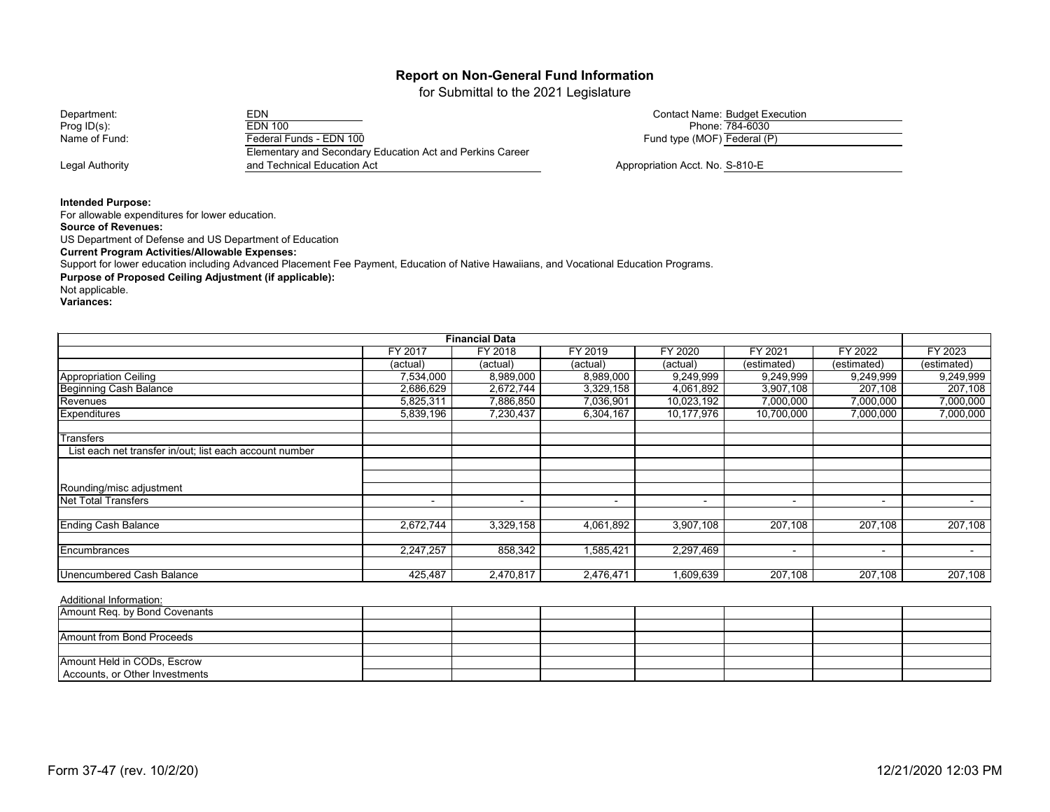# Report on Non-General Fund Information

for Submittal to the 2021 Legislature

Department: EDN

Prog ID(s): EDN 100

Name of Fund: Federal Funds - EDN 100

Legal Authority: Elementary and Secondary Education Act and Perkins Career and Technical Education Act

Contact Name: Budget Execution

Phone: 784-6030

Fund type (MOF) Federal (P)

Appropriation Acct. No. S-810-E

**Intended Purpose:**
For allowable expenditures for lower education.

**Source of Revenues:**
US Department of Defense and US Department of Education

**Current Program Activities/Allowable Expenses:**
Support for lower education including Advanced Placement Fee Payment, Education of Native Hawaiians, and Vocational Education Programs.

**Purpose of Proposed Ceiling Adjustment (if applicable):**
Not applicable.

**Variances:**

| Financial Data | FY 2017 | FY 2018 | FY 2019 | FY 2020 | FY 2021 | FY 2022 | FY 2023 |
|---|---|---|---|---|---|---|---|
| | (actual) | (actual) | (actual) | (actual) | (estimated) | (estimated) | (estimated) |
| Appropriation Ceiling | 7,534,000 | 8,989,000 | 8,989,000 | 9,249,999 | 9,249,999 | 9,249,999 | 9,249,999 |
| Beginning Cash Balance | 2,686,629 | 2,672,744 | 3,329,158 | 4,061,892 | 3,907,108 | 207,108 | 207,108 |
| Revenues | 5,825,311 | 7,886,850 | 7,036,901 | 10,023,192 | 7,000,000 | 7,000,000 | 7,000,000 |
| Expenditures | 5,839,196 | 7,230,437 | 6,304,167 | 10,177,976 | 10,700,000 | 7,000,000 | 7,000,000 |
| | | | | | | | |
| Transfers | | | | | | | |
| List each net transfer in/out; list each account number | | | | | | | |
| | | | | | | | |
| | | | | | | | |
| Rounding/misc adjustment | | | | | | | |
| Net Total Transfers | - | - | - | - | - | - | - |
| | | | | | | | |
| Ending Cash Balance | 2,672,744 | 3,329,158 | 4,061,892 | 3,907,108 | 207,108 | 207,108 | 207,108 |
| | | | | | | | |
| Encumbrances | 2,247,257 | 858,342 | 1,585,421 | 2,297,469 | - | - | - |
| | | | | | | | |
| Unencumbered Cash Balance | 425,487 | 2,470,817 | 2,476,471 | 1,609,639 | 207,108 | 207,108 | 207,108 |

Additional Information:

| | | | | | | | |
|---|---|---|---|---|---|---|---|
| Amount Req. by Bond Covenants | | | | | | | |
| | | | | | | | |
| Amount from Bond Proceeds | | | | | | | |
| | | | | | | | |
| Amount Held in CODs, Escrow Accounts, or Other Investments | | | | | | | |

Form 37-47 (rev. 10/2/20) 12/21/2020 12:03 PM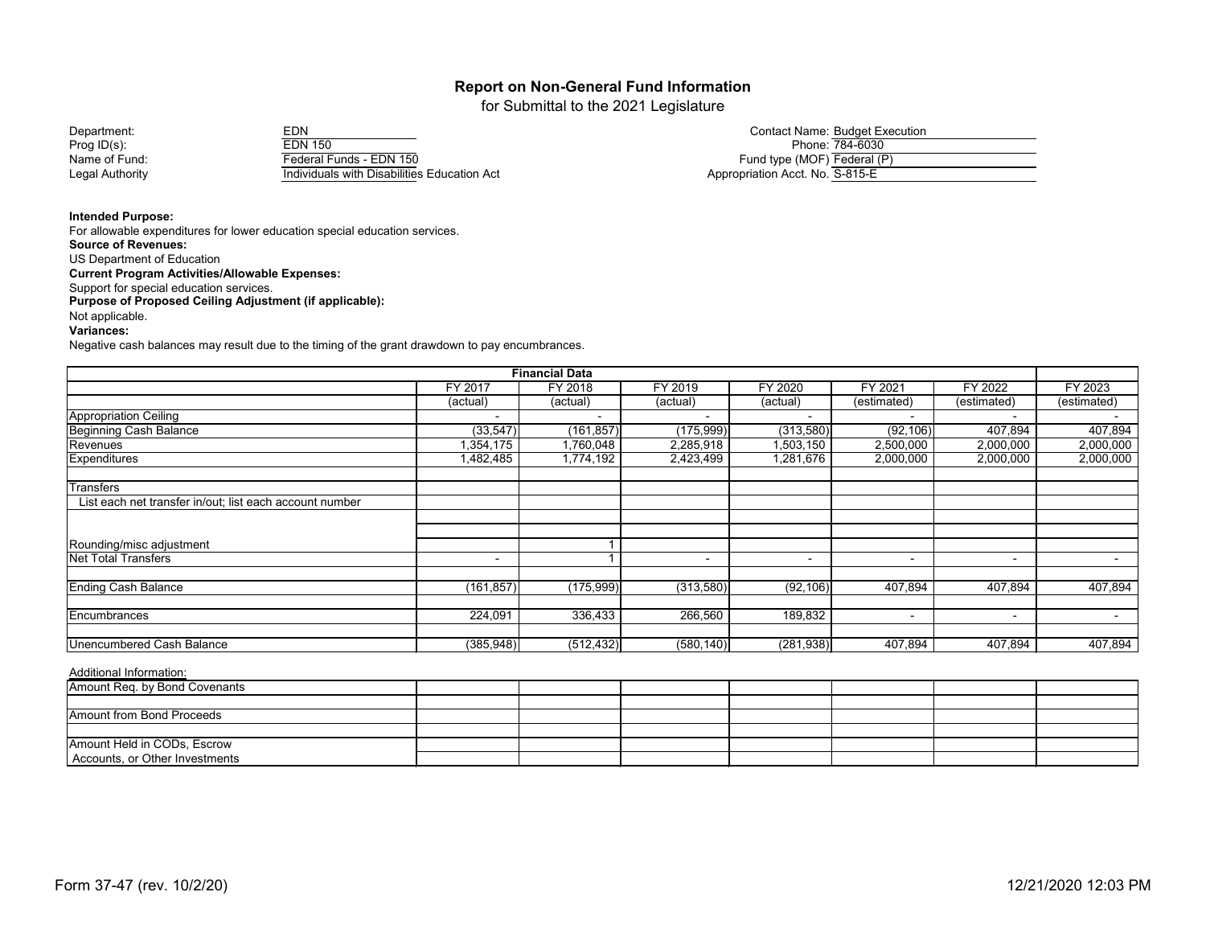# Report on Non-General Fund Information

for Submittal to the 2021 Legislature

| | | | |
|---|---|---|---|
| Department: | EDN | Contact Name: | Budget Execution |
| Prog ID(s): | EDN 150 | Phone: | 784-6030 |
| Name of Fund: | Federal Funds - EDN 150 | Fund type (MOF) | Federal (P) |
| Legal Authority | Individuals with Disabilities Education Act | Appropriation Acct. No. | S-815-E |

**Intended Purpose:**
For allowable expenditures for lower education special education services.

**Source of Revenues:**
US Department of Education

**Current Program Activities/Allowable Expenses:**
Support for special education services.

**Purpose of Proposed Ceiling Adjustment (if applicable):**
Not applicable.

**Variances:**
Negative cash balances may result due to the timing of the grant drawdown to pay encumbrances.

| Financial Data | FY 2017 (actual) | FY 2018 (actual) | FY 2019 (actual) | FY 2020 (actual) | FY 2021 (estimated) | FY 2022 (estimated) | FY 2023 (estimated) |
|---|---|---|---|---|---|---|---|
| Appropriation Ceiling | - | - | - | - | - | - | - |
| Beginning Cash Balance | (33,547) | (161,857) | (175,999) | (313,580) | (92,106) | 407,894 | 407,894 |
| Revenues | 1,354,175 | 1,760,048 | 2,285,918 | 1,503,150 | 2,500,000 | 2,000,000 | 2,000,000 |
| Expenditures | 1,482,485 | 1,774,192 | 2,423,499 | 1,281,676 | 2,000,000 | 2,000,000 | 2,000,000 |
| | | | | | | | |
| Transfers | | | | | | | |
| List each net transfer in/out; list each account number | | | | | | | |
| | | | | | | | |
| | | | | | | | |
| Rounding/misc adjustment | | 1 | | | | | |
| Net Total Transfers | - | 1 | - | - | - | - | - |
| | | | | | | | |
| Ending Cash Balance | (161,857) | (175,999) | (313,580) | (92,106) | 407,894 | 407,894 | 407,894 |
| | | | | | | | |
| Encumbrances | 224,091 | 336,433 | 266,560 | 189,832 | - | - | - |
| | | | | | | | |
| Unencumbered Cash Balance | (385,948) | (512,432) | (580,140) | (281,938) | 407,894 | 407,894 | 407,894 |

Additional Information:

| | | | | | | | |
|---|---|---|---|---|---|---|---|
| Amount Req. by Bond Covenants | | | | | | | |
| | | | | | | | |
| Amount from Bond Proceeds | | | | | | | |
| | | | | | | | |
| Amount Held in CODs, Escrow Accounts, or Other Investments | | | | | | | |

Form 37-47 (rev. 10/2/20)

12/21/2020 12:03 PM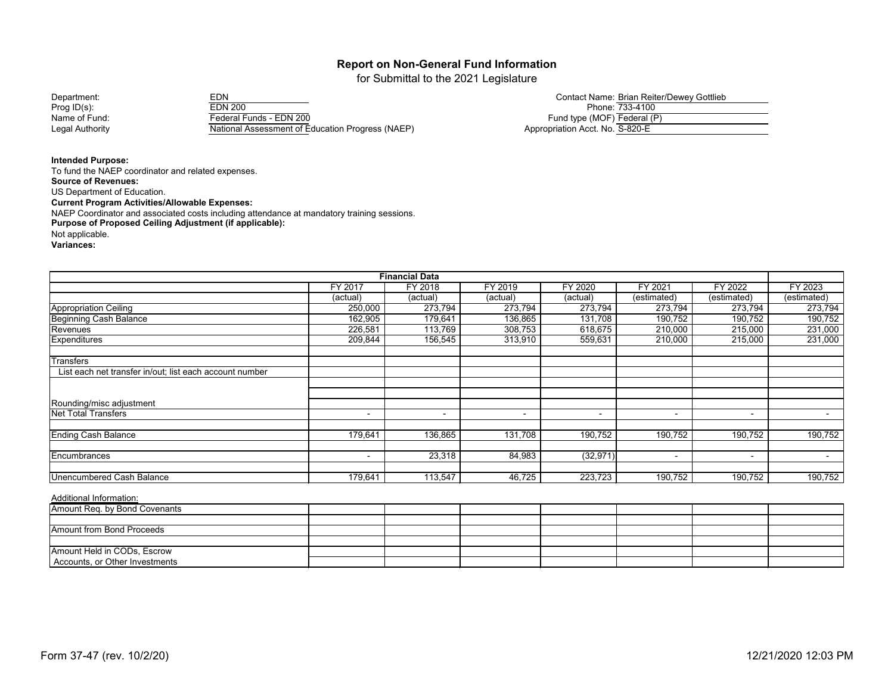# Report on Non-General Fund Information

for Submittal to the 2021 Legislature

Department: EDN
Prog ID(s): EDN 200
Name of Fund: Federal Funds - EDN 200
Legal Authority: National Assessment of Education Progress (NAEP)

Contact Name: Brian Reiter/Dewey Gottlieb
Phone: 733-4100
Fund type (MOF): Federal (P)
Appropriation Acct. No.: S-820-E

**Intended Purpose:**
To fund the NAEP coordinator and related expenses.

**Source of Revenues:**
US Department of Education.

**Current Program Activities/Allowable Expenses:**
NAEP Coordinator and associated costs including attendance at mandatory training sessions.

**Purpose of Proposed Ceiling Adjustment (if applicable):**
Not applicable.

**Variances:**

| Financial Data | FY 2017 | FY 2018 | FY 2019 | FY 2020 | FY 2021 | FY 2022 | FY 2023 |
|---|---|---|---|---|---|---|---|
| | (actual) | (actual) | (actual) | (actual) | (estimated) | (estimated) | (estimated) |
| Appropriation Ceiling | 250,000 | 273,794 | 273,794 | 273,794 | 273,794 | 273,794 | 273,794 |
| Beginning Cash Balance | 162,905 | 179,641 | 136,865 | 131,708 | 190,752 | 190,752 | 190,752 |
| Revenues | 226,581 | 113,769 | 308,753 | 618,675 | 210,000 | 215,000 | 231,000 |
| Expenditures | 209,844 | 156,545 | 313,910 | 559,631 | 210,000 | 215,000 | 231,000 |
| Transfers | | | | | | | |
| List each net transfer in/out; list each account number | | | | | | | |
| Rounding/misc adjustment | | | | | | | |
| Net Total Transfers | - | - | - | - | - | - | - |
| Ending Cash Balance | 179,641 | 136,865 | 131,708 | 190,752 | 190,752 | 190,752 | 190,752 |
| Encumbrances | - | 23,318 | 84,983 | (32,971) | - | - | - |
| Unencumbered Cash Balance | 179,641 | 113,547 | 46,725 | 223,723 | 190,752 | 190,752 | 190,752 |

Additional Information:

| | | | | | | | |
|---|---|---|---|---|---|---|---|
| Amount Req. by Bond Covenants | | | | | | | |
| Amount from Bond Proceeds | | | | | | | |
| Amount Held in CODs, Escrow Accounts, or Other Investments | | | | | | | |

Form 37-47 (rev. 10/2/20) 12/21/2020 12:03 PM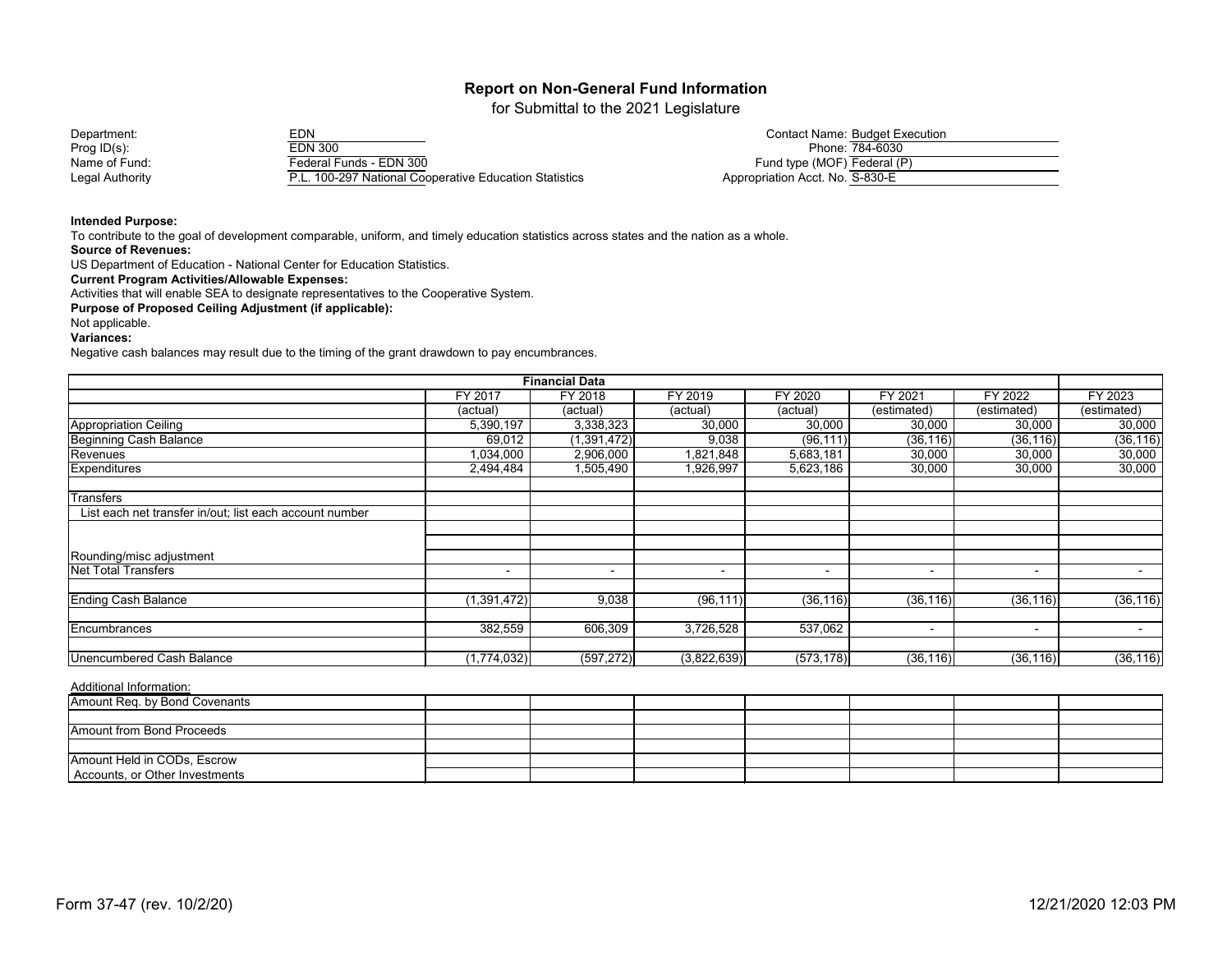# Report on Non-General Fund Information

for Submittal to the 2021 Legislature

| | | | |
|---|---|---|---|
| Department: | EDN | Contact Name: | Budget Execution |
| Prog ID(s): | EDN 300 | Phone: | 784-6030 |
| Name of Fund: | Federal Funds - EDN 300 | Fund type (MOF) | Federal (P) |
| Legal Authority | P.L. 100-297 National Cooperative Education Statistics | Appropriation Acct. No. | S-830-E |

**Intended Purpose:**
To contribute to the goal of development comparable, uniform, and timely education statistics across states and the nation as a whole.

**Source of Revenues:**
US Department of Education - National Center for Education Statistics.

**Current Program Activities/Allowable Expenses:**
Activities that will enable SEA to designate representatives to the Cooperative System.

**Purpose of Proposed Ceiling Adjustment (if applicable):**
Not applicable.

**Variances:**
Negative cash balances may result due to the timing of the grant drawdown to pay encumbrances.

| Financial Data | FY 2017 (actual) | FY 2018 (actual) | FY 2019 (actual) | FY 2020 (actual) | FY 2021 (estimated) | FY 2022 (estimated) | FY 2023 (estimated) |
|---|---|---|---|---|---|---|---|
| Appropriation Ceiling | 5,390,197 | 3,338,323 | 30,000 | 30,000 | 30,000 | 30,000 | 30,000 |
| Beginning Cash Balance | 69,012 | (1,391,472) | 9,038 | (96,111) | (36,116) | (36,116) | (36,116) |
| Revenues | 1,034,000 | 2,906,000 | 1,821,848 | 5,683,181 | 30,000 | 30,000 | 30,000 |
| Expenditures | 2,494,484 | 1,505,490 | 1,926,997 | 5,623,186 | 30,000 | 30,000 | 30,000 |
| Transfers | | | | | | | |
| List each net transfer in/out; list each account number | | | | | | | |
| Rounding/misc adjustment | | | | | | | |
| Net Total Transfers | - | - | - | - | - | - | - |
| Ending Cash Balance | (1,391,472) | 9,038 | (96,111) | (36,116) | (36,116) | (36,116) | (36,116) |
| Encumbrances | 382,559 | 606,309 | 3,726,528 | 537,062 | - | - | - |
| Unencumbered Cash Balance | (1,774,032) | (597,272) | (3,822,639) | (573,178) | (36,116) | (36,116) | (36,116) |

Additional Information:

| | | | | | | | |
|---|---|---|---|---|---|---|---|
| Amount Req. by Bond Covenants | | | | | | | |
| Amount from Bond Proceeds | | | | | | | |
| Amount Held in CODs, Escrow Accounts, or Other Investments | | | | | | | |

Form 37-47 (rev. 10/2/20) 12/21/2020 12:03 PM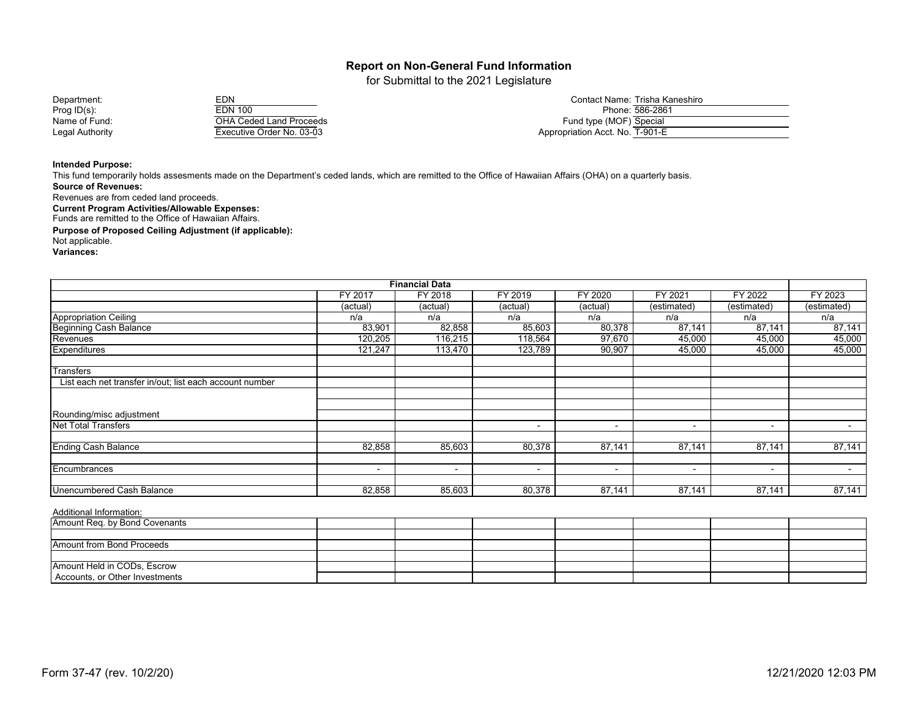# Report on Non-General Fund Information

for Submittal to the 2021 Legislature

| | | | |
|---|---|---|---|
| Department: | EDN | Contact Name: | Trisha Kaneshiro |
| Prog ID(s): | EDN 100 | Phone: | 586-2861 |
| Name of Fund: | OHA Ceded Land Proceeds | Fund type (MOF) | Special |
| Legal Authority | Executive Order No. 03-03 | Appropriation Acct. No. | T-901-E |

**Intended Purpose:**
This fund temporarily holds assesments made on the Department's ceded lands, which are remitted to the Office of Hawaiian Affairs (OHA) on a quarterly basis.

**Source of Revenues:**
Revenues are from ceded land proceeds.

**Current Program Activities/Allowable Expenses:**
Funds are remitted to the Office of Hawaiian Affairs.

**Purpose of Proposed Ceiling Adjustment (if applicable):**
Not applicable.

**Variances:**

| Financial Data | FY 2017 | FY 2018 | FY 2019 | FY 2020 | FY 2021 | FY 2022 | FY 2023 |
|---|---|---|---|---|---|---|---|
| | (actual) | (actual) | (actual) | (actual) | (estimated) | (estimated) | (estimated) |
| Appropriation Ceiling | n/a | n/a | n/a | n/a | n/a | n/a | n/a |
| Beginning Cash Balance | 83,901 | 82,858 | 85,603 | 80,378 | 87,141 | 87,141 | 87,141 |
| Revenues | 120,205 | 116,215 | 118,564 | 97,670 | 45,000 | 45,000 | 45,000 |
| Expenditures | 121,247 | 113,470 | 123,789 | 90,907 | 45,000 | 45,000 | 45,000 |
| | | | | | | | |
| Transfers | | | | | | | |
| List each net transfer in/out; list each account number | | | | | | | |
| | | | | | | | |
| | | | | | | | |
| Rounding/misc adjustment | | | | | | | |
| Net Total Transfers | | | - | - | - | - | - |
| | | | | | | | |
| Ending Cash Balance | 82,858 | 85,603 | 80,378 | 87,141 | 87,141 | 87,141 | 87,141 |
| | | | | | | | |
| Encumbrances | - | - | - | - | - | - | - |
| | | | | | | | |
| Unencumbered Cash Balance | 82,858 | 85,603 | 80,378 | 87,141 | 87,141 | 87,141 | 87,141 |

Additional Information:

| | | | | | | | |
|---|---|---|---|---|---|---|---|
| Amount Req. by Bond Covenants | | | | | | | |
| | | | | | | | |
| Amount from Bond Proceeds | | | | | | | |
| | | | | | | | |
| Amount Held in CODs, Escrow Accounts, or Other Investments | | | | | | | |

Form 37-47 (rev. 10/2/20) 12/21/2020 12:03 PM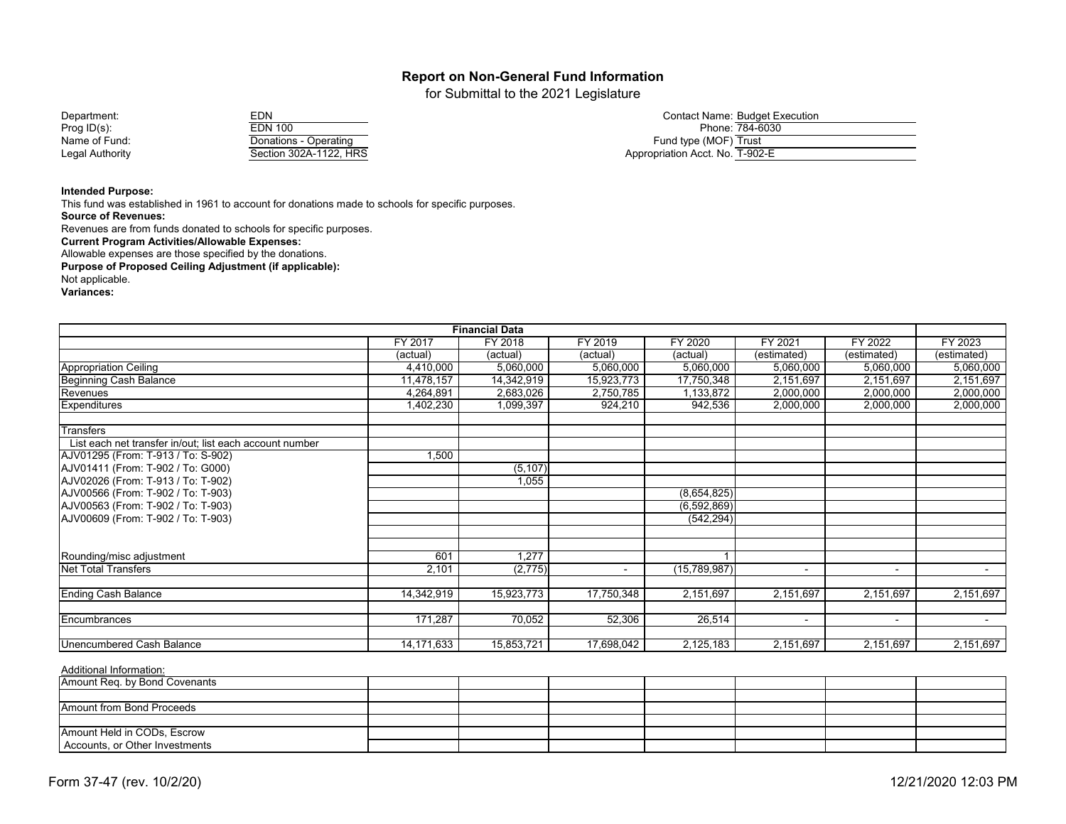# Report on Non-General Fund Information

for Submittal to the 2021 Legislature

| | | | |
|---|---|---|---|
| Department: | EDN | Contact Name: | Budget Execution |
| Prog ID(s): | EDN 100 | Phone: | 784-6030 |
| Name of Fund: | Donations - Operating | Fund type (MOF) | Trust |
| Legal Authority | Section 302A-1122, HRS | Appropriation Acct. No. | T-902-E |

**Intended Purpose:**
This fund was established in 1961 to account for donations made to schools for specific purposes.

**Source of Revenues:**
Revenues are from funds donated to schools for specific purposes.

**Current Program Activities/Allowable Expenses:**
Allowable expenses are those specified by the donations.

**Purpose of Proposed Ceiling Adjustment (if applicable):**
Not applicable.

**Variances:**

| Financial Data | FY 2017 | FY 2018 | FY 2019 | FY 2020 | FY 2021 | FY 2022 | FY 2023 |
|---|---|---|---|---|---|---|---|
| | (actual) | (actual) | (actual) | (actual) | (estimated) | (estimated) | (estimated) |
| Appropriation Ceiling | 4,410,000 | 5,060,000 | 5,060,000 | 5,060,000 | 5,060,000 | 5,060,000 | 5,060,000 |
| Beginning Cash Balance | 11,478,157 | 14,342,919 | 15,923,773 | 17,750,348 | 2,151,697 | 2,151,697 | 2,151,697 |
| Revenues | 4,264,891 | 2,683,026 | 2,750,785 | 1,133,872 | 2,000,000 | 2,000,000 | 2,000,000 |
| Expenditures | 1,402,230 | 1,099,397 | 924,210 | 942,536 | 2,000,000 | 2,000,000 | 2,000,000 |
| | | | | | | | |
| Transfers | | | | | | | |
| List each net transfer in/out; list each account number | | | | | | | |
| AJV01295 (From: T-913 / To: S-902) | 1,500 | | | | | | |
| AJV01411 (From: T-902 / To: G000) | | (5,107) | | | | | |
| AJV02026 (From: T-913 / To: T-902) | | 1,055 | | | | | |
| AJV00566 (From: T-902 / To: T-903) | | | | (8,654,825) | | | |
| AJV00563 (From: T-902 / To: T-903) | | | | (6,592,869) | | | |
| AJV00609 (From: T-902 / To: T-903) | | | | (542,294) | | | |
| | | | | | | | |
| | | | | | | | |
| Rounding/misc adjustment | 601 | 1,277 | | 1 | | | |
| Net Total Transfers | 2,101 | (2,775) | - | (15,789,987) | - | - | - |
| | | | | | | | |
| Ending Cash Balance | 14,342,919 | 15,923,773 | 17,750,348 | 2,151,697 | 2,151,697 | 2,151,697 | 2,151,697 |
| | | | | | | | |
| Encumbrances | 171,287 | 70,052 | 52,306 | 26,514 | - | - | - |
| | | | | | | | |
| Unencumbered Cash Balance | 14,171,633 | 15,853,721 | 17,698,042 | 2,125,183 | 2,151,697 | 2,151,697 | 2,151,697 |

Additional Information:

| | | | | | | | |
|---|---|---|---|---|---|---|---|
| Amount Req. by Bond Covenants | | | | | | | |
| | | | | | | | |
| Amount from Bond Proceeds | | | | | | | |
| | | | | | | | |
| Amount Held in CODs, Escrow Accounts, or Other Investments | | | | | | | |

Form 37-47 (rev. 10/2/20) 12/21/2020 12:03 PM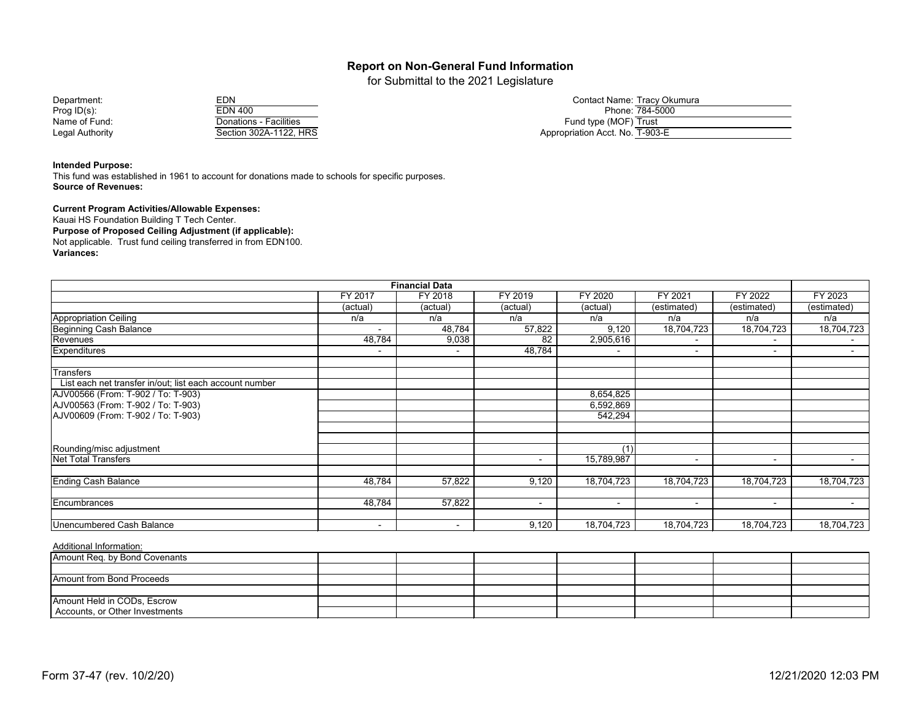# Report on Non-General Fund Information

for Submittal to the 2021 Legislature

| | | | |
|---|---|---|---|
| Department: | EDN | Contact Name: | Tracy Okumura |
| Prog ID(s): | EDN 400 | Phone: | 784-5000 |
| Name of Fund: | Donations - Facilities | Fund type (MOF) | Trust |
| Legal Authority | Section 302A-1122, HRS | Appropriation Acct. No. | T-903-E |

**Intended Purpose:**
This fund was established in 1961 to account for donations made to schools for specific purposes.

**Source of Revenues:**

**Current Program Activities/Allowable Expenses:**
Kauai HS Foundation Building T Tech Center.

**Purpose of Proposed Ceiling Adjustment (if applicable):**
Not applicable. Trust fund ceiling transferred in from EDN100.

**Variances:**

| Financial Data | FY 2017 (actual) | FY 2018 (actual) | FY 2019 (actual) | FY 2020 (actual) | FY 2021 (estimated) | FY 2022 (estimated) | FY 2023 (estimated) |
|---|---|---|---|---|---|---|---|
| Appropriation Ceiling | n/a | n/a | n/a | n/a | n/a | n/a | n/a |
| Beginning Cash Balance | - | 48,784 | 57,822 | 9,120 | 18,704,723 | 18,704,723 | 18,704,723 |
| Revenues | 48,784 | 9,038 | 82 | 2,905,616 | - | - | - |
| Expenditures | - | - | 48,784 | - | - | - | - |
| | | | | | | | |
| Transfers | | | | | | | |
| List each net transfer in/out; list each account number | | | | | | | |
| AJV00566 (From: T-902 / To: T-903) | | | | 8,654,825 | | | |
| AJV00563 (From: T-902 / To: T-903) | | | | 6,592,869 | | | |
| AJV00609 (From: T-902 / To: T-903) | | | | 542,294 | | | |
| | | | | | | | |
| Rounding/misc adjustment | | | | (1) | | | |
| Net Total Transfers | | | - | 15,789,987 | - | - | - |
| | | | | | | | |
| Ending Cash Balance | 48,784 | 57,822 | 9,120 | 18,704,723 | 18,704,723 | 18,704,723 | 18,704,723 |
| | | | | | | | |
| Encumbrances | 48,784 | 57,822 | - | - | - | - | - |
| | | | | | | | |
| Unencumbered Cash Balance | - | - | 9,120 | 18,704,723 | 18,704,723 | 18,704,723 | 18,704,723 |

Additional Information:

| | | | | | | | |
|---|---|---|---|---|---|---|---|
| Amount Req. by Bond Covenants | | | | | | | |
| Amount from Bond Proceeds | | | | | | | |
| Amount Held in CODs, Escrow Accounts, or Other Investments | | | | | | | |

Form 37-47 (rev. 10/2/20) 12/21/2020 12:03 PM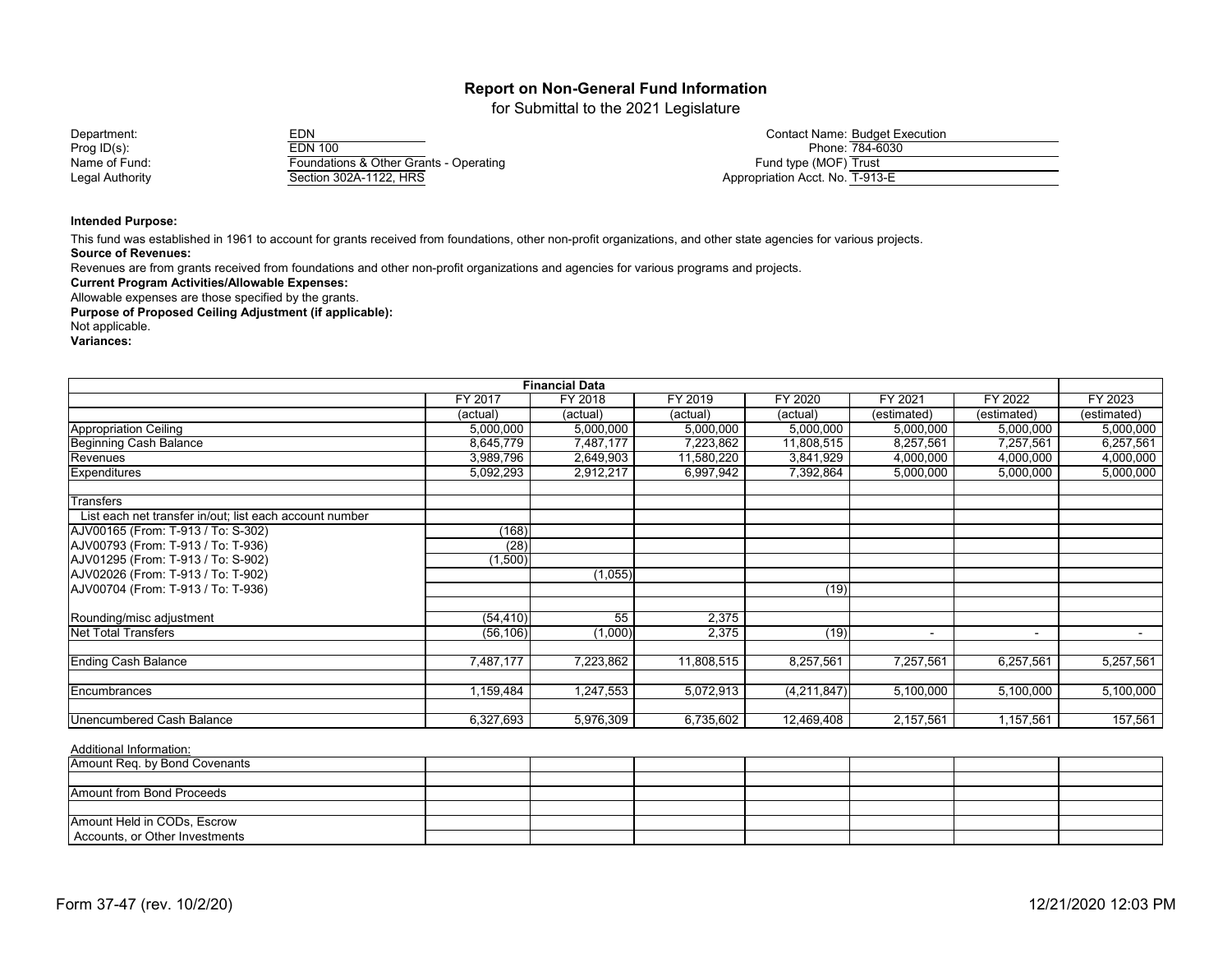## Report on Non-General Fund Information

for Submittal to the 2021 Legislature

| | | | |
|---|---|---|---|
| Department: | EDN | Contact Name: | Budget Execution |
| Prog ID(s): | EDN 100 | Phone: | 784-6030 |
| Name of Fund: | Foundations & Other Grants - Operating | Fund type (MOF) | Trust |
| Legal Authority | Section 302A-1122, HRS | Appropriation Acct. No. | T-913-E |

**Intended Purpose:**

This fund was established in 1961 to account for grants received from foundations, other non-profit organizations, and other state agencies for various projects.

**Source of Revenues:**

Revenues are from grants received from foundations and other non-profit organizations and agencies for various programs and projects.

**Current Program Activities/Allowable Expenses:**

Allowable expenses are those specified by the grants.

**Purpose of Proposed Ceiling Adjustment (if applicable):**

Not applicable.

**Variances:**

| Financial Data | | | | | | | |
|---|---|---|---|---|---|---|---|
| | FY 2017 | FY 2018 | FY 2019 | FY 2020 | FY 2021 | FY 2022 | FY 2023 |
| | (actual) | (actual) | (actual) | (actual) | (estimated) | (estimated) | (estimated) |
| Appropriation Ceiling | 5,000,000 | 5,000,000 | 5,000,000 | 5,000,000 | 5,000,000 | 5,000,000 | 5,000,000 |
| Beginning Cash Balance | 8,645,779 | 7,487,177 | 7,223,862 | 11,808,515 | 8,257,561 | 7,257,561 | 6,257,561 |
| Revenues | 3,989,796 | 2,649,903 | 11,580,220 | 3,841,929 | 4,000,000 | 4,000,000 | 4,000,000 |
| Expenditures | 5,092,293 | 2,912,217 | 6,997,942 | 7,392,864 | 5,000,000 | 5,000,000 | 5,000,000 |
| | | | | | | | |
| Transfers | | | | | | | |
| List each net transfer in/out; list each account number | | | | | | | |
| AJV00165 (From: T-913 / To: S-302) | (168) | | | | | | |
| AJV00793 (From: T-913 / To: T-936) | (28) | | | | | | |
| AJV01295 (From: T-913 / To: S-902) | (1,500) | | | | | | |
| AJV02026 (From: T-913 / To: T-902) | | (1,055) | | | | | |
| AJV00704 (From: T-913 / To: T-936) | | | | (19) | | | |
| | | | | | | | |
| Rounding/misc adjustment | (54,410) | 55 | 2,375 | | | | |
| Net Total Transfers | (56,106) | (1,000) | 2,375 | (19) | - | - | - |
| | | | | | | | |
| Ending Cash Balance | 7,487,177 | 7,223,862 | 11,808,515 | 8,257,561 | 7,257,561 | 6,257,561 | 5,257,561 |
| | | | | | | | |
| Encumbrances | 1,159,484 | 1,247,553 | 5,072,913 | (4,211,847) | 5,100,000 | 5,100,000 | 5,100,000 |
| | | | | | | | |
| Unencumbered Cash Balance | 6,327,693 | 5,976,309 | 6,735,602 | 12,469,408 | 2,157,561 | 1,157,561 | 157,561 |

Additional Information:

| | | | | | | | |
|---|---|---|---|---|---|---|---|
| Amount Req. by Bond Covenants | | | | | | | |
| | | | | | | | |
| Amount from Bond Proceeds | | | | | | | |
| | | | | | | | |
| Amount Held in CODs, Escrow Accounts, or Other Investments | | | | | | | |

Form 37-47 (rev. 10/2/20) 12/21/2020 12:03 PM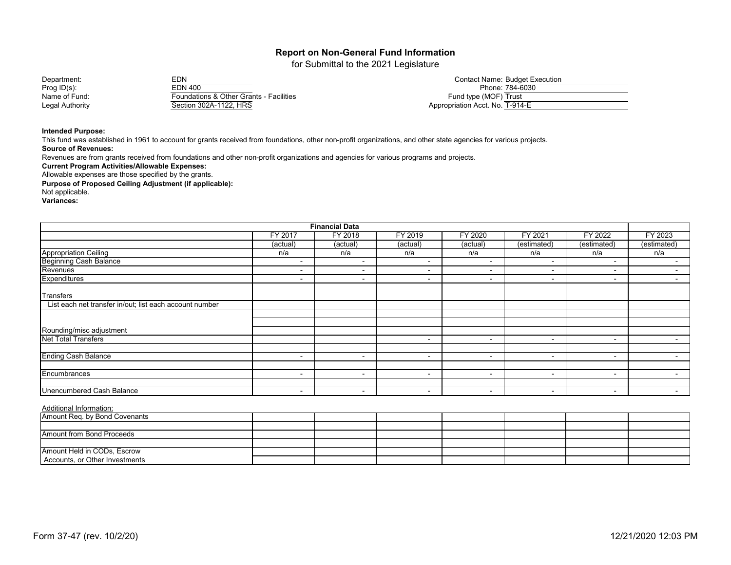# Report on Non-General Fund Information

for Submittal to the 2021 Legislature

Department: EDN
Prog ID(s): EDN 400
Name of Fund: Foundations & Other Grants - Facilities
Legal Authority: Section 302A-1122, HRS

Contact Name: Budget Execution
Phone: 784-6030
Fund type (MOF): Trust
Appropriation Acct. No. T-914-E

**Intended Purpose:**
This fund was established in 1961 to account for grants received from foundations, other non-profit organizations, and other state agencies for various projects.

**Source of Revenues:**
Revenues are from grants received from foundations and other non-profit organizations and agencies for various programs and projects.

**Current Program Activities/Allowable Expenses:**
Allowable expenses are those specified by the grants.

**Purpose of Proposed Ceiling Adjustment (if applicable):**
Not applicable.

**Variances:**

| Financial Data | FY 2017 | FY 2018 | FY 2019 | FY 2020 | FY 2021 | FY 2022 | FY 2023 |
|---|---|---|---|---|---|---|---|
| | (actual) | (actual) | (actual) | (actual) | (estimated) | (estimated) | (estimated) |
| Appropriation Ceiling | n/a | n/a | n/a | n/a | n/a | n/a | n/a |
| Beginning Cash Balance | - | - | - | - | - | - | - |
| Revenues | - | - | - | - | - | - | - |
| Expenditures | - | - | - | - | - | - | - |
| | | | | | | | |
| Transfers | | | | | | | |
| List each net transfer in/out; list each account number | | | | | | | |
| | | | | | | | |
| | | | | | | | |
| Rounding/misc adjustment | | | | | | | |
| Net Total Transfers | | | - | - | - | - | - |
| | | | | | | | |
| Ending Cash Balance | - | - | - | - | - | - | - |
| | | | | | | | |
| Encumbrances | - | - | - | - | - | - | - |
| | | | | | | | |
| Unencumbered Cash Balance | - | - | - | - | - | - | - |

Additional Information:

| | | | | | | | |
|---|---|---|---|---|---|---|---|
| Amount Req. by Bond Covenants | | | | | | | |
| | | | | | | | |
| Amount from Bond Proceeds | | | | | | | |
| | | | | | | | |
| Amount Held in CODs, Escrow Accounts, or Other Investments | | | | | | | |

Form 37-47 (rev. 10/2/20)

12/21/2020 12:03 PM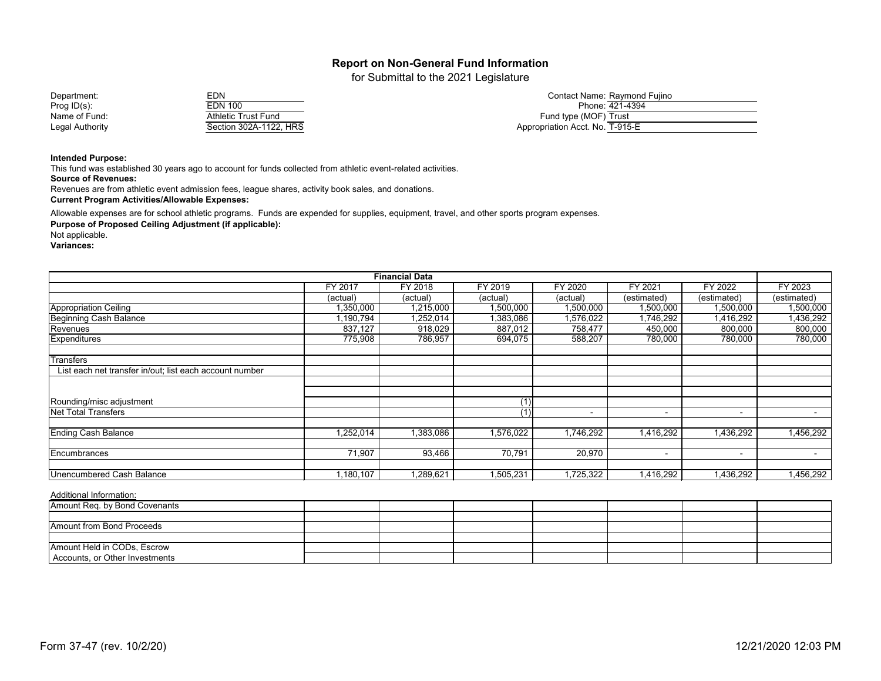## Report on Non-General Fund Information

for Submittal to the 2021 Legislature

| | | | |
|---|---|---|---|
| Department: | EDN | Contact Name: | Raymond Fujino |
| Prog ID(s): | EDN 100 | Phone: | 421-4394 |
| Name of Fund: | Athletic Trust Fund | Fund type (MOF) | Trust |
| Legal Authority | Section 302A-1122, HRS | Appropriation Acct. No. | T-915-E |

**Intended Purpose:**
This fund was established 30 years ago to account for funds collected from athletic event-related activities.

**Source of Revenues:**
Revenues are from athletic event admission fees, league shares, activity book sales, and donations.

**Current Program Activities/Allowable Expenses:**
Allowable expenses are for school athletic programs. Funds are expended for supplies, equipment, travel, and other sports program expenses.

**Purpose of Proposed Ceiling Adjustment (if applicable):**
Not applicable.

**Variances:**

| Financial Data | FY 2017 (actual) | FY 2018 (actual) | FY 2019 (actual) | FY 2020 (actual) | FY 2021 (estimated) | FY 2022 (estimated) | FY 2023 (estimated) |
|---|---|---|---|---|---|---|---|
| Appropriation Ceiling | 1,350,000 | 1,215,000 | 1,500,000 | 1,500,000 | 1,500,000 | 1,500,000 | 1,500,000 |
| Beginning Cash Balance | 1,190,794 | 1,252,014 | 1,383,086 | 1,576,022 | 1,746,292 | 1,416,292 | 1,436,292 |
| Revenues | 837,127 | 918,029 | 887,012 | 758,477 | 450,000 | 800,000 | 800,000 |
| Expenditures | 775,908 | 786,957 | 694,075 | 588,207 | 780,000 | 780,000 | 780,000 |
| | | | | | | | |
| Transfers | | | | | | | |
| List each net transfer in/out; list each account number | | | | | | | |
| | | | | | | | |
| | | | | | | | |
| Rounding/misc adjustment | | | (1) | | | | |
| Net Total Transfers | | | (1) | - | - | - | - |
| | | | | | | | |
| Ending Cash Balance | 1,252,014 | 1,383,086 | 1,576,022 | 1,746,292 | 1,416,292 | 1,436,292 | 1,456,292 |
| | | | | | | | |
| Encumbrances | 71,907 | 93,466 | 70,791 | 20,970 | - | - | - |
| | | | | | | | |
| Unencumbered Cash Balance | 1,180,107 | 1,289,621 | 1,505,231 | 1,725,322 | 1,416,292 | 1,436,292 | 1,456,292 |

Additional Information:

| | | | | | | | |
|---|---|---|---|---|---|---|---|
| Amount Req. by Bond Covenants | | | | | | | |
| | | | | | | | |
| Amount from Bond Proceeds | | | | | | | |
| | | | | | | | |
| Amount Held in CODs, Escrow Accounts, or Other Investments | | | | | | | |

Form 37-47 (rev. 10/2/20) 12/21/2020 12:03 PM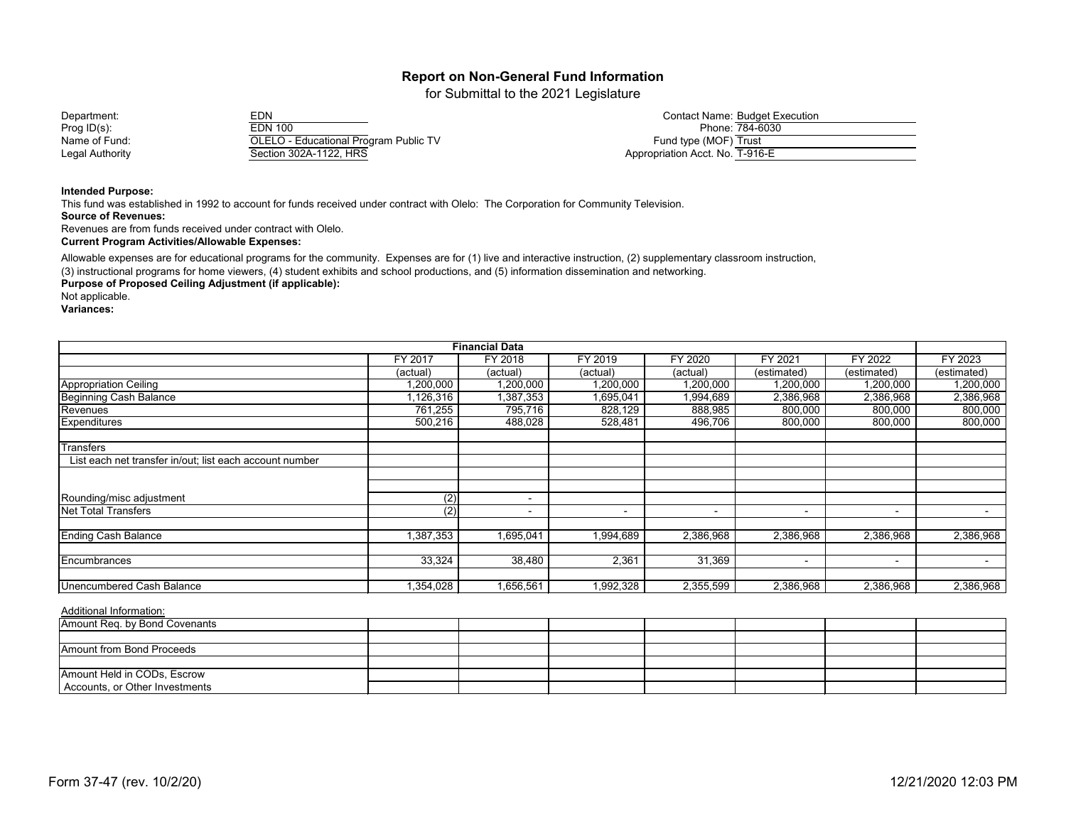# Report on Non-General Fund Information

for Submittal to the 2021 Legislature

| | | | |
|---|---|---|---|
| Department: | EDN | Contact Name: | Budget Execution |
| Prog ID(s): | EDN 100 | Phone: | 784-6030 |
| Name of Fund: | OLELO - Educational Program Public TV | Fund type (MOF) | Trust |
| Legal Authority | Section 302A-1122, HRS | Appropriation Acct. No. | T-916-E |

**Intended Purpose:**

This fund was established in 1992 to account for funds received under contract with Olelo: The Corporation for Community Television.

**Source of Revenues:**

Revenues are from funds received under contract with Olelo.

**Current Program Activities/Allowable Expenses:**

Allowable expenses are for educational programs for the community. Expenses are for (1) live and interactive instruction, (2) supplementary classroom instruction, (3) instructional programs for home viewers, (4) student exhibits and school productions, and (5) information dissemination and networking.

**Purpose of Proposed Ceiling Adjustment (if applicable):**

Not applicable.

**Variances:**

| Financial Data | FY 2017 | FY 2018 | FY 2019 | FY 2020 | FY 2021 | FY 2022 | FY 2023 |
|---|---|---|---|---|---|---|---|
| | (actual) | (actual) | (actual) | (actual) | (estimated) | (estimated) | (estimated) |
| Appropriation Ceiling | 1,200,000 | 1,200,000 | 1,200,000 | 1,200,000 | 1,200,000 | 1,200,000 | 1,200,000 |
| Beginning Cash Balance | 1,126,316 | 1,387,353 | 1,695,041 | 1,994,689 | 2,386,968 | 2,386,968 | 2,386,968 |
| Revenues | 761,255 | 795,716 | 828,129 | 888,985 | 800,000 | 800,000 | 800,000 |
| Expenditures | 500,216 | 488,028 | 528,481 | 496,706 | 800,000 | 800,000 | 800,000 |
| | | | | | | | |
| Transfers | | | | | | | |
| List each net transfer in/out; list each account number | | | | | | | |
| | | | | | | | |
| | | | | | | | |
| Rounding/misc adjustment | (2) | - | | | | | |
| Net Total Transfers | (2) | - | - | - | - | - | - |
| | | | | | | | |
| Ending Cash Balance | 1,387,353 | 1,695,041 | 1,994,689 | 2,386,968 | 2,386,968 | 2,386,968 | 2,386,968 |
| | | | | | | | |
| Encumbrances | 33,324 | 38,480 | 2,361 | 31,369 | - | - | - |
| | | | | | | | |
| Unencumbered Cash Balance | 1,354,028 | 1,656,561 | 1,992,328 | 2,355,599 | 2,386,968 | 2,386,968 | 2,386,968 |

Additional Information:

| | | | | | | | |
|---|---|---|---|---|---|---|---|
| Amount Req. by Bond Covenants | | | | | | | |
| Amount from Bond Proceeds | | | | | | | |
| Amount Held in CODs, Escrow Accounts, or Other Investments | | | | | | | |

Form 37-47 (rev. 10/2/20) 12/21/2020 12:03 PM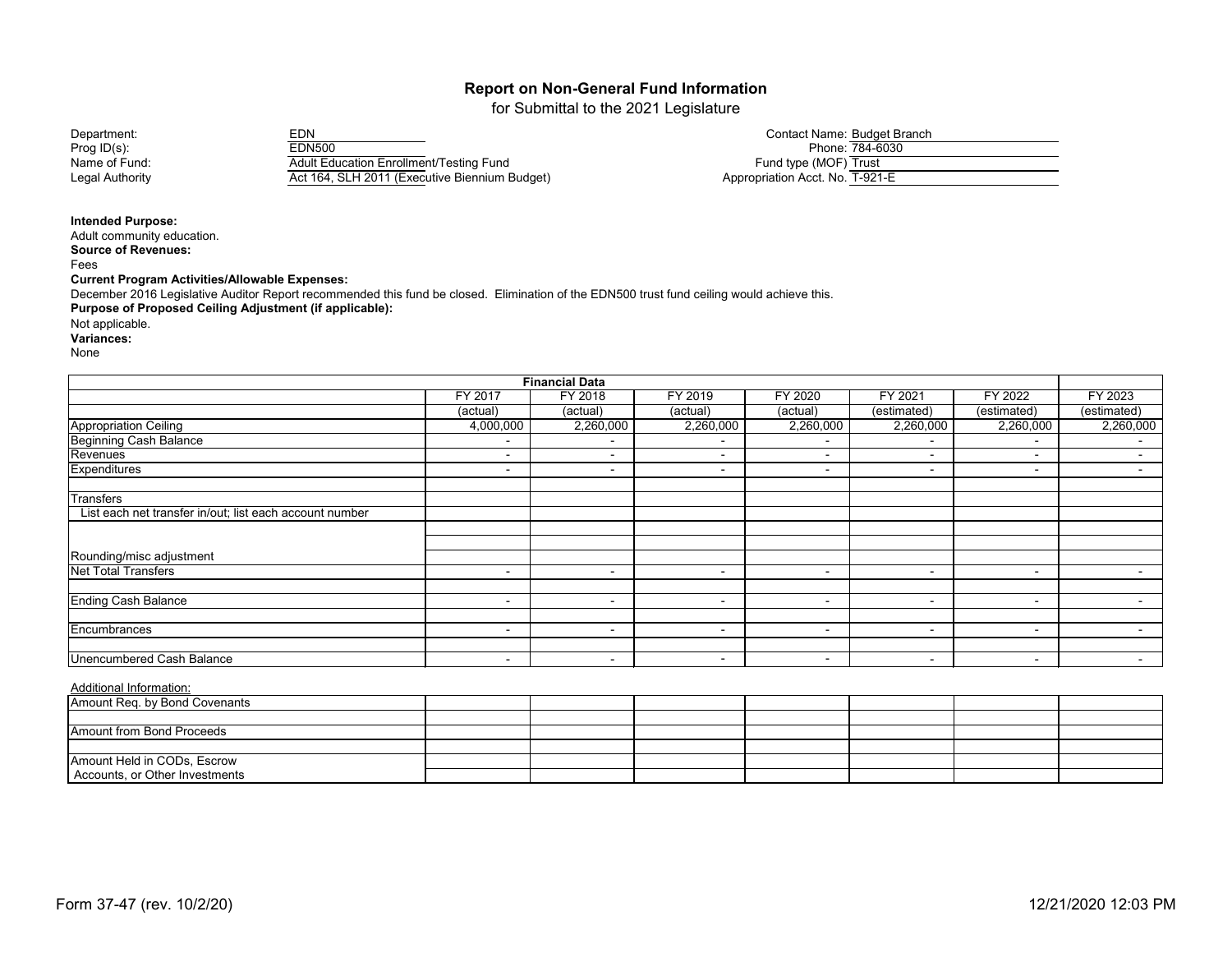# Report on Non-General Fund Information

for Submittal to the 2021 Legislature

| | | | |
|---|---|---|---|
| Department: | EDN | Contact Name: | Budget Branch |
| Prog ID(s): | EDN500 | Phone: | 784-6030 |
| Name of Fund: | Adult Education Enrollment/Testing Fund | Fund type (MOF) | Trust |
| Legal Authority | Act 164, SLH 2011 (Executive Biennium Budget) | Appropriation Acct. No. | T-921-E |

**Intended Purpose:**
Adult community education.

**Source of Revenues:**
Fees

**Current Program Activities/Allowable Expenses:**
December 2016 Legislative Auditor Report recommended this fund be closed. Elimination of the EDN500 trust fund ceiling would achieve this.

**Purpose of Proposed Ceiling Adjustment (if applicable):**
Not applicable.

**Variances:**
None

| Financial Data | FY 2017 | FY 2018 | FY 2019 | FY 2020 | FY 2021 | FY 2022 | FY 2023 |
|---|---|---|---|---|---|---|---|
| | (actual) | (actual) | (actual) | (actual) | (estimated) | (estimated) | (estimated) |
| Appropriation Ceiling | 4,000,000 | 2,260,000 | 2,260,000 | 2,260,000 | 2,260,000 | 2,260,000 | 2,260,000 |
| Beginning Cash Balance | - | - | - | - | - | - | - |
| Revenues | - | - | - | - | - | - | - |
| Expenditures | - | - | - | - | - | - | - |
| | | | | | | | |
| Transfers | | | | | | | |
| List each net transfer in/out; list each account number | | | | | | | |
| | | | | | | | |
| | | | | | | | |
| Rounding/misc adjustment | | | | | | | |
| Net Total Transfers | - | - | - | - | - | - | - |
| | | | | | | | |
| Ending Cash Balance | - | - | - | - | - | - | - |
| | | | | | | | |
| Encumbrances | - | - | - | - | - | - | - |
| | | | | | | | |
| Unencumbered Cash Balance | - | - | - | - | - | - | - |

Additional Information:

| | | | | | | | |
|---|---|---|---|---|---|---|---|
| Amount Req. by Bond Covenants | | | | | | | |
| Amount from Bond Proceeds | | | | | | | |
| Amount Held in CODs, Escrow Accounts, or Other Investments | | | | | | | |

Form 37-47 (rev. 10/2/20) 12/21/2020 12:03 PM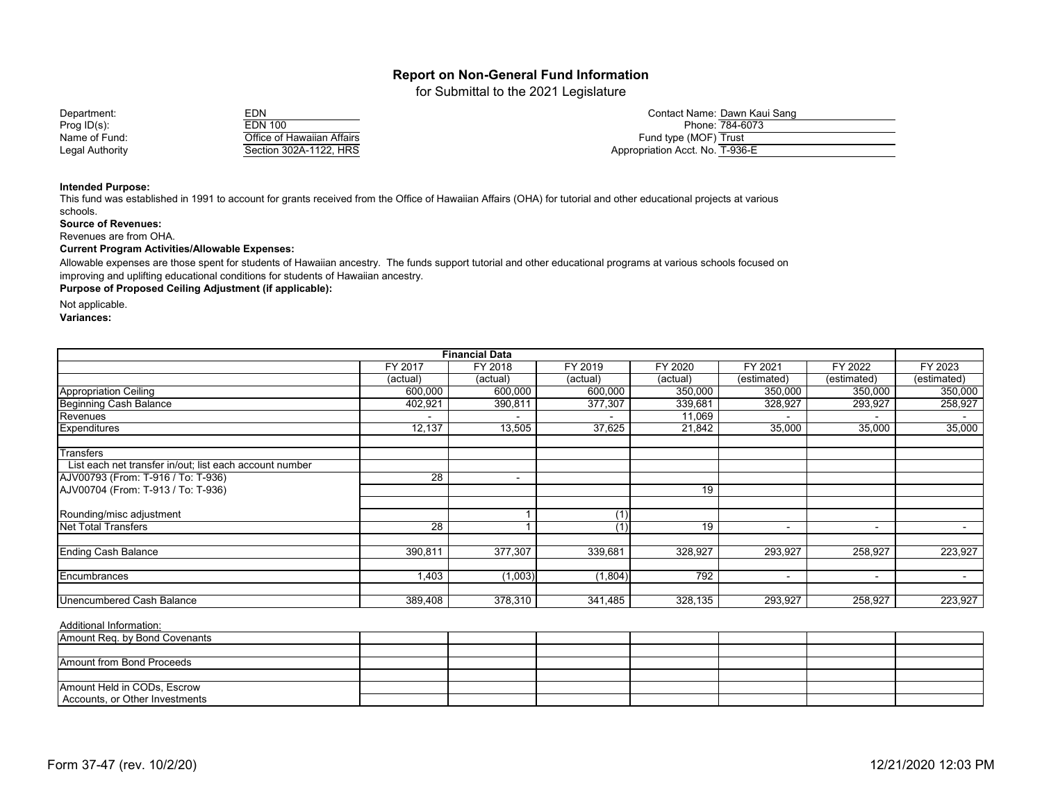# Report on Non-General Fund Information

for Submittal to the 2021 Legislature

| | | | |
|---|---|---|---|
| Department: | EDN | Contact Name: | Dawn Kaui Sang |
| Prog ID(s): | EDN 100 | Phone: | 784-6073 |
| Name of Fund: | Office of Hawaiian Affairs | Fund type (MOF) | Trust |
| Legal Authority | Section 302A-1122, HRS | Appropriation Acct. No. | T-936-E |

**Intended Purpose:**

This fund was established in 1991 to account for grants received from the Office of Hawaiian Affairs (OHA) for tutorial and other educational projects at various schools.

**Source of Revenues:**

Revenues are from OHA.

**Current Program Activities/Allowable Expenses:**

Allowable expenses are those spent for students of Hawaiian ancestry. The funds support tutorial and other educational programs at various schools focused on improving and uplifting educational conditions for students of Hawaiian ancestry.

**Purpose of Proposed Ceiling Adjustment (if applicable):**

Not applicable.

**Variances:**

| Financial Data | FY 2017 | FY 2018 | FY 2019 | FY 2020 | FY 2021 | FY 2022 | FY 2023 |
|---|---|---|---|---|---|---|---|
| | (actual) | (actual) | (actual) | (actual) | (estimated) | (estimated) | (estimated) |
| Appropriation Ceiling | 600,000 | 600,000 | 600,000 | 350,000 | 350,000 | 350,000 | 350,000 |
| Beginning Cash Balance | 402,921 | 390,811 | 377,307 | 339,681 | 328,927 | 293,927 | 258,927 |
| Revenues | - | - | - | 11,069 | - | - | - |
| Expenditures | 12,137 | 13,505 | 37,625 | 21,842 | 35,000 | 35,000 | 35,000 |
| | | | | | | | |
| Transfers | | | | | | | |
| List each net transfer in/out; list each account number | | | | | | | |
| AJV00793 (From: T-916 / To: T-936) | 28 | - | | | | | |
| AJV00704 (From: T-913 / To: T-936) | | | | 19 | | | |
| | | | | | | | |
| Rounding/misc adjustment | | 1 | (1) | | | | |
| Net Total Transfers | 28 | 1 | (1) | 19 | - | - | - |
| | | | | | | | |
| Ending Cash Balance | 390,811 | 377,307 | 339,681 | 328,927 | 293,927 | 258,927 | 223,927 |
| | | | | | | | |
| Encumbrances | 1,403 | (1,003) | (1,804) | 792 | - | - | - |
| | | | | | | | |
| Unencumbered Cash Balance | 389,408 | 378,310 | 341,485 | 328,135 | 293,927 | 258,927 | 223,927 |

Additional Information:

| | | | | | | | |
|---|---|---|---|---|---|---|---|
| Amount Req. by Bond Covenants | | | | | | | |
| | | | | | | | |
| Amount from Bond Proceeds | | | | | | | |
| | | | | | | | |
| Amount Held in CODs, Escrow Accounts, or Other Investments | | | | | | | |

Form 37-47 (rev. 10/2/20) 12/21/2020 12:03 PM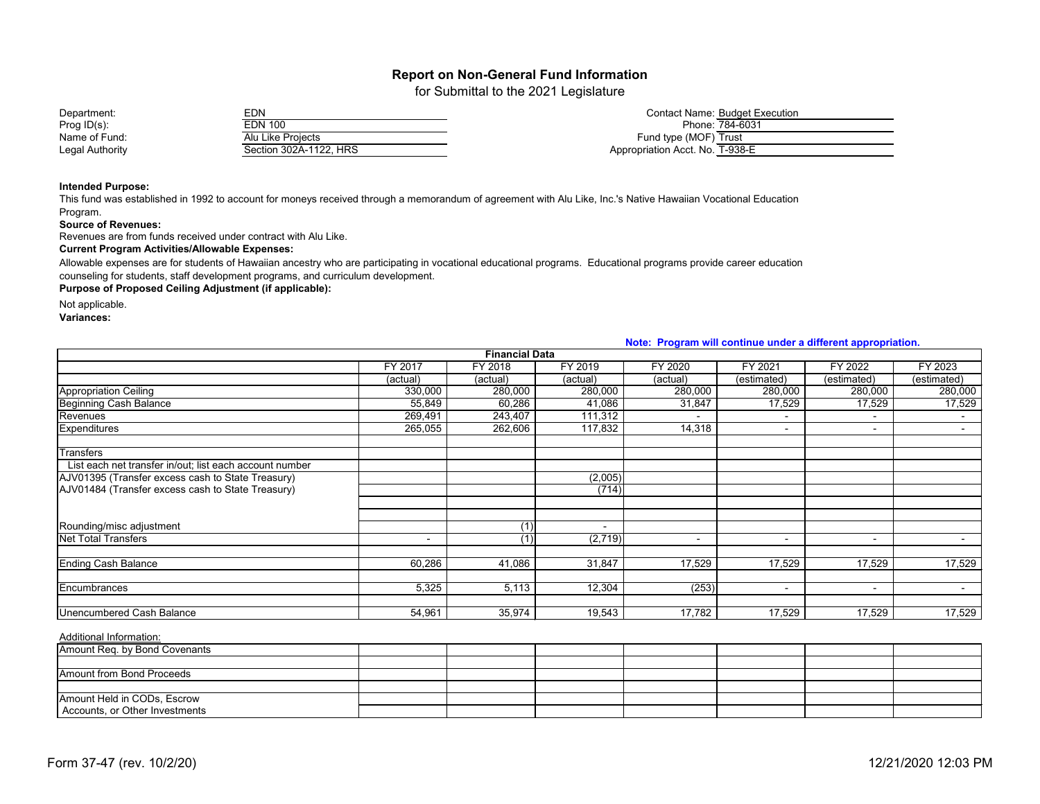## Report on Non-General Fund Information

for Submittal to the 2021 Legislature

| | | | |
|---|---|---|---|
| Department: | EDN | Contact Name: | Budget Execution |
| Prog ID(s): | EDN 100 | Phone: | 784-6031 |
| Name of Fund: | Alu Like Projects | Fund type (MOF) | Trust |
| Legal Authority | Section 302A-1122, HRS | Appropriation Acct. No. | T-938-E |

**Intended Purpose:**

This fund was established in 1992 to account for moneys received through a memorandum of agreement with Alu Like, Inc.'s Native Hawaiian Vocational Education Program.

**Source of Revenues:**

Revenues are from funds received under contract with Alu Like.

**Current Program Activities/Allowable Expenses:**

Allowable expenses are for students of Hawaiian ancestry who are participating in vocational educational programs. Educational programs provide career education counseling for students, staff development programs, and curriculum development.

**Purpose of Proposed Ceiling Adjustment (if applicable):**

Not applicable.

**Variances:**

**Note: Program will continue under a different appropriation.**

| Financial Data | | | | | | | |
|---|---|---|---|---|---|---|---|
| | FY 2017 | FY 2018 | FY 2019 | FY 2020 | FY 2021 | FY 2022 | FY 2023 |
| | (actual) | (actual) | (actual) | (actual) | (estimated) | (estimated) | (estimated) |
| Appropriation Ceiling | 330,000 | 280,000 | 280,000 | 280,000 | 280,000 | 280,000 | 280,000 |
| Beginning Cash Balance | 55,849 | 60,286 | 41,086 | 31,847 | 17,529 | 17,529 | 17,529 |
| Revenues | 269,491 | 243,407 | 111,312 | - | - | - | - |
| Expenditures | 265,055 | 262,606 | 117,832 | 14,318 | - | - | - |
| | | | | | | | |
| Transfers | | | | | | | |
| List each net transfer in/out; list each account number | | | | | | | |
| AJV01395 (Transfer excess cash to State Treasury) | | | (2,005) | | | | |
| AJV01484 (Transfer excess cash to State Treasury) | | | (714) | | | | |
| | | | | | | | |
| | | | | | | | |
| Rounding/misc adjustment | | (1) | - | | | | |
| Net Total Transfers | - | (1) | (2,719) | - | - | - | - |
| | | | | | | | |
| Ending Cash Balance | 60,286 | 41,086 | 31,847 | 17,529 | 17,529 | 17,529 | 17,529 |
| | | | | | | | |
| Encumbrances | 5,325 | 5,113 | 12,304 | (253) | - | - | - |
| | | | | | | | |
| Unencumbered Cash Balance | 54,961 | 35,974 | 19,543 | 17,782 | 17,529 | 17,529 | 17,529 |

Additional Information:

| | | | | | | | |
|---|---|---|---|---|---|---|---|
| Amount Req. by Bond Covenants | | | | | | | |
| | | | | | | | |
| Amount from Bond Proceeds | | | | | | | |
| | | | | | | | |
| Amount Held in CODs, Escrow Accounts, or Other Investments | | | | | | | |

Form 37-47 (rev. 10/2/20) 12/21/2020 12:03 PM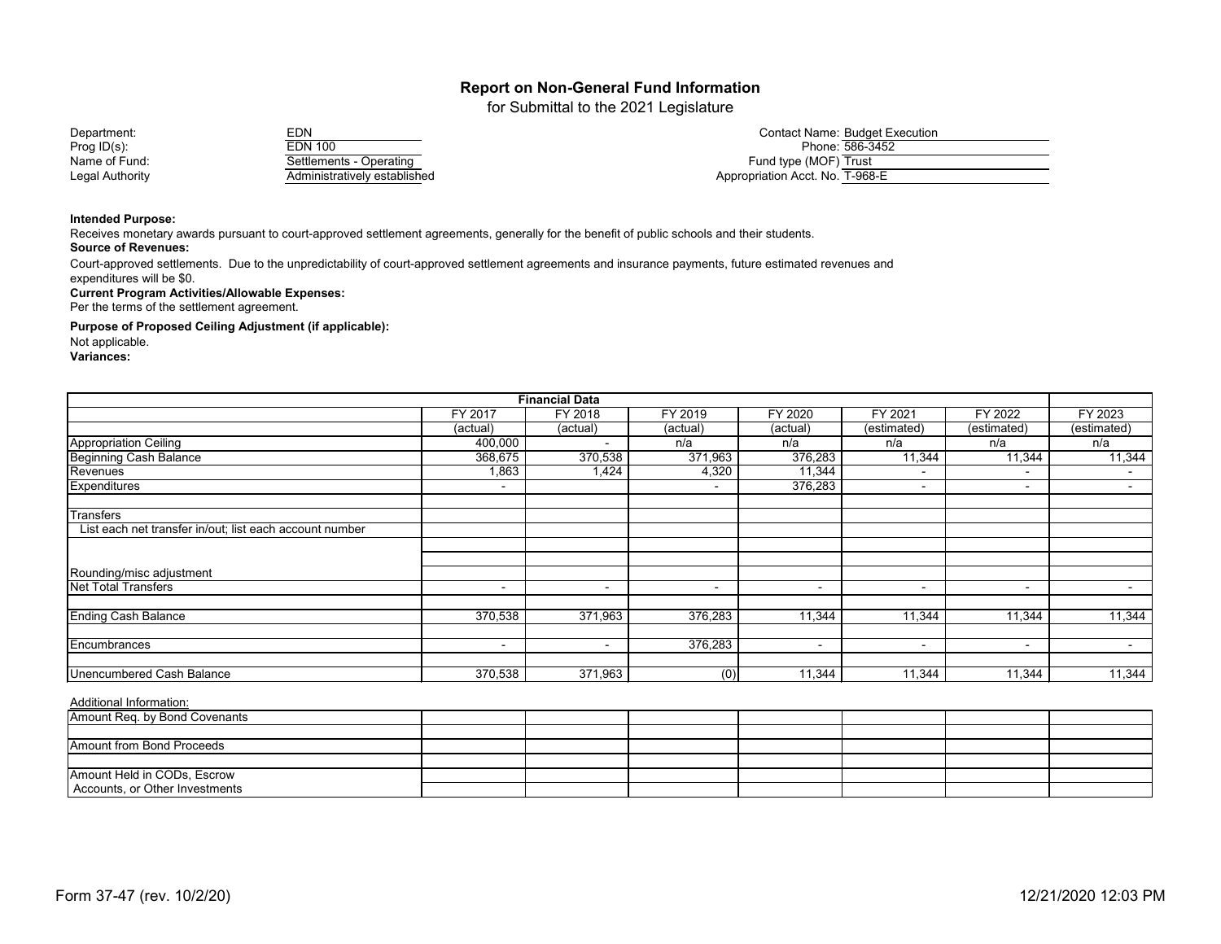# Report on Non-General Fund Information

for Submittal to the 2021 Legislature

| | | | |
|---|---|---|---|
| Department: | EDN | Contact Name: | Budget Execution |
| Prog ID(s): | EDN 100 | Phone: | 586-3452 |
| Name of Fund: | Settlements - Operating | Fund type (MOF) | Trust |
| Legal Authority | Administratively established | Appropriation Acct. No. | T-968-E |

**Intended Purpose:**

Receives monetary awards pursuant to court-approved settlement agreements, generally for the benefit of public schools and their students.

**Source of Revenues:**

Court-approved settlements. Due to the unpredictability of court-approved settlement agreements and insurance payments, future estimated revenues and expenditures will be $0.

**Current Program Activities/Allowable Expenses:**

Per the terms of the settlement agreement.

**Purpose of Proposed Ceiling Adjustment (if applicable):**

Not applicable.

**Variances:**

| Financial Data | FY 2017 | FY 2018 | FY 2019 | FY 2020 | FY 2021 | FY 2022 | FY 2023 |
|---|---|---|---|---|---|---|---|
| | (actual) | (actual) | (actual) | (actual) | (estimated) | (estimated) | (estimated) |
| Appropriation Ceiling | 400,000 | - | n/a | n/a | n/a | n/a | n/a |
| Beginning Cash Balance | 368,675 | 370,538 | 371,963 | 376,283 | 11,344 | 11,344 | 11,344 |
| Revenues | 1,863 | 1,424 | 4,320 | 11,344 | - | - | - |
| Expenditures | - | | - | 376,283 | - | - | - |
| | | | | | | | |
| Transfers | | | | | | | |
| List each net transfer in/out; list each account number | | | | | | | |
| | | | | | | | |
| | | | | | | | |
| Rounding/misc adjustment | | | | | | | |
| Net Total Transfers | - | - | - | - | - | - | - |
| | | | | | | | |
| Ending Cash Balance | 370,538 | 371,963 | 376,283 | 11,344 | 11,344 | 11,344 | 11,344 |
| | | | | | | | |
| Encumbrances | - | - | 376,283 | - | - | - | - |
| | | | | | | | |
| Unencumbered Cash Balance | 370,538 | 371,963 | (0) | 11,344 | 11,344 | 11,344 | 11,344 |

Additional Information:

| | | | | | | | |
|---|---|---|---|---|---|---|---|
| Amount Req. by Bond Covenants | | | | | | | |
| | | | | | | | |
| Amount from Bond Proceeds | | | | | | | |
| | | | | | | | |
| Amount Held in CODs, Escrow Accounts, or Other Investments | | | | | | | |

Form 37-47 (rev. 10/2/20) 12/21/2020 12:03 PM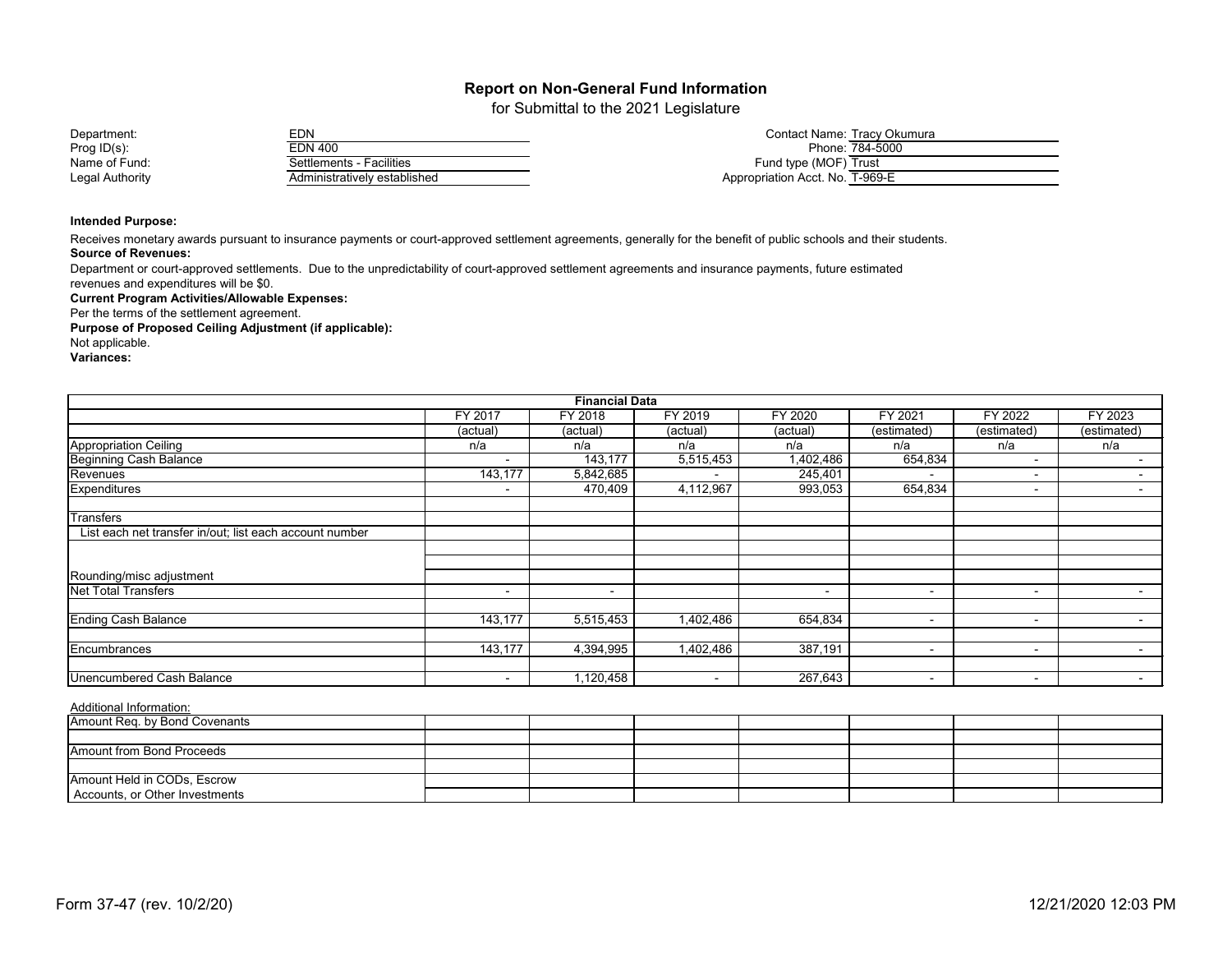## Report on Non-General Fund Information

for Submittal to the 2021 Legislature

| | | | |
|---|---|---|---|
| Department: | EDN | Contact Name: | Tracy Okumura |
| Prog ID(s): | EDN 400 | Phone: | 784-5000 |
| Name of Fund: | Settlements - Facilities | Fund type (MOF) | Trust |
| Legal Authority | Administratively established | Appropriation Acct. No. | T-969-E |

**Intended Purpose:**

Receives monetary awards pursuant to insurance payments or court-approved settlement agreements, generally for the benefit of public schools and their students.

**Source of Revenues:**

Department or court-approved settlements. Due to the unpredictability of court-approved settlement agreements and insurance payments, future estimated revenues and expenditures will be $0.

**Current Program Activities/Allowable Expenses:**

Per the terms of the settlement agreement.

**Purpose of Proposed Ceiling Adjustment (if applicable):**

Not applicable.

**Variances:**

| Financial Data | | | | | | | |
|---|---|---|---|---|---|---|---|
| | FY 2017 | FY 2018 | FY 2019 | FY 2020 | FY 2021 | FY 2022 | FY 2023 |
| | (actual) | (actual) | (actual) | (actual) | (estimated) | (estimated) | (estimated) |
| Appropriation Ceiling | n/a | n/a | n/a | n/a | n/a | n/a | n/a |
| Beginning Cash Balance | - | 143,177 | 5,515,453 | 1,402,486 | 654,834 | - | - |
| Revenues | 143,177 | 5,842,685 | - | 245,401 | - | - | - |
| Expenditures | - | 470,409 | 4,112,967 | 993,053 | 654,834 | - | - |
| | | | | | | | |
| Transfers | | | | | | | |
| List each net transfer in/out; list each account number | | | | | | | |
| | | | | | | | |
| | | | | | | | |
| Rounding/misc adjustment | | | | | | | |
| Net Total Transfers | - | - | | - | - | - | - |
| | | | | | | | |
| Ending Cash Balance | 143,177 | 5,515,453 | 1,402,486 | 654,834 | - | - | - |
| | | | | | | | |
| Encumbrances | 143,177 | 4,394,995 | 1,402,486 | 387,191 | - | - | - |
| | | | | | | | |
| Unencumbered Cash Balance | - | 1,120,458 | - | 267,643 | - | - | - |

Additional Information:

| | | | | | | | |
|---|---|---|---|---|---|---|---|
| Amount Req. by Bond Covenants | | | | | | | |
| | | | | | | | |
| Amount from Bond Proceeds | | | | | | | |
| | | | | | | | |
| Amount Held in CODs, Escrow Accounts, or Other Investments | | | | | | | |

Form 37-47 (rev. 10/2/20) 12/21/2020 12:03 PM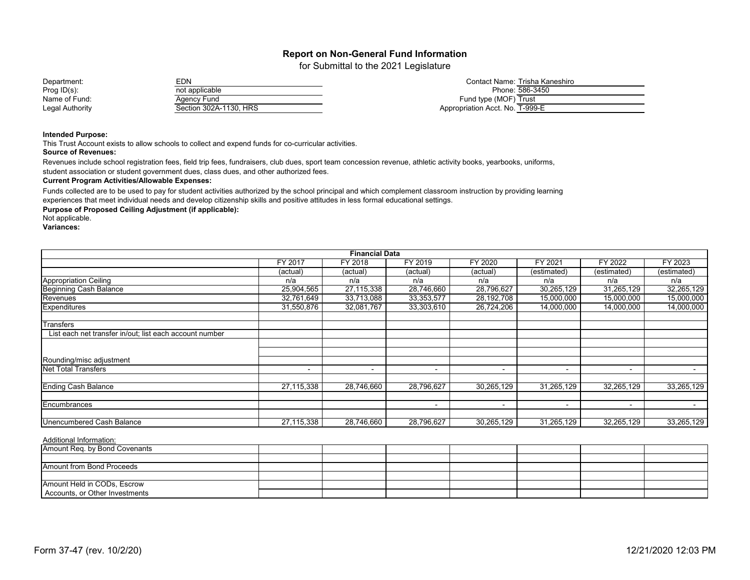# Report on Non-General Fund Information

for Submittal to the 2021 Legislature

| | | | |
|---|---|---|---|
| Department: | EDN | Contact Name: | Trisha Kaneshiro |
| Prog ID(s): | not applicable | Phone: | 586-3450 |
| Name of Fund: | Agency Fund | Fund type (MOF) | Trust |
| Legal Authority | Section 302A-1130, HRS | Appropriation Acct. No. | T-999-E |

**Intended Purpose:**
This Trust Account exists to allow schools to collect and expend funds for co-curricular activities.

**Source of Revenues:**
Revenues include school registration fees, field trip fees, fundraisers, club dues, sport team concession revenue, athletic activity books, yearbooks, uniforms, student association or student government dues, class dues, and other authorized fees.

**Current Program Activities/Allowable Expenses:**
Funds collected are to be used to pay for student activities authorized by the school principal and which complement classroom instruction by providing learning experiences that meet individual needs and develop citizenship skills and positive attitudes in less formal educational settings.

**Purpose of Proposed Ceiling Adjustment (if applicable):**
Not applicable.

**Variances:**

| Financial Data | | | | | | | |
|---|---|---|---|---|---|---|---|
| | FY 2017 | FY 2018 | FY 2019 | FY 2020 | FY 2021 | FY 2022 | FY 2023 |
| | (actual) | (actual) | (actual) | (actual) | (estimated) | (estimated) | (estimated) |
| Appropriation Ceiling | n/a | n/a | n/a | n/a | n/a | n/a | n/a |
| Beginning Cash Balance | 25,904,565 | 27,115,338 | 28,746,660 | 28,796,627 | 30,265,129 | 31,265,129 | 32,265,129 |
| Revenues | 32,761,649 | 33,713,088 | 33,353,577 | 28,192,708 | 15,000,000 | 15,000,000 | 15,000,000 |
| Expenditures | 31,550,876 | 32,081,767 | 33,303,610 | 26,724,206 | 14,000,000 | 14,000,000 | 14,000,000 |
| | | | | | | | |
| Transfers | | | | | | | |
| List each net transfer in/out; list each account number | | | | | | | |
| | | | | | | | |
| | | | | | | | |
| Rounding/misc adjustment | | | | | | | |
| Net Total Transfers | - | - | - | - | - | - | - |
| | | | | | | | |
| Ending Cash Balance | 27,115,338 | 28,746,660 | 28,796,627 | 30,265,129 | 31,265,129 | 32,265,129 | 33,265,129 |
| | | | | | | | |
| Encumbrances | | | - | - | - | - | - |
| | | | | | | | |
| Unencumbered Cash Balance | 27,115,338 | 28,746,660 | 28,796,627 | 30,265,129 | 31,265,129 | 32,265,129 | 33,265,129 |

Additional Information:

| | | | | | | | |
|---|---|---|---|---|---|---|---|
| Amount Req. by Bond Covenants | | | | | | | |
| | | | | | | | |
| Amount from Bond Proceeds | | | | | | | |
| | | | | | | | |
| Amount Held in CODs, Escrow Accounts, or Other Investments | | | | | | | |

Form 37-47 (rev. 10/2/20) 12/21/2020 12:03 PM